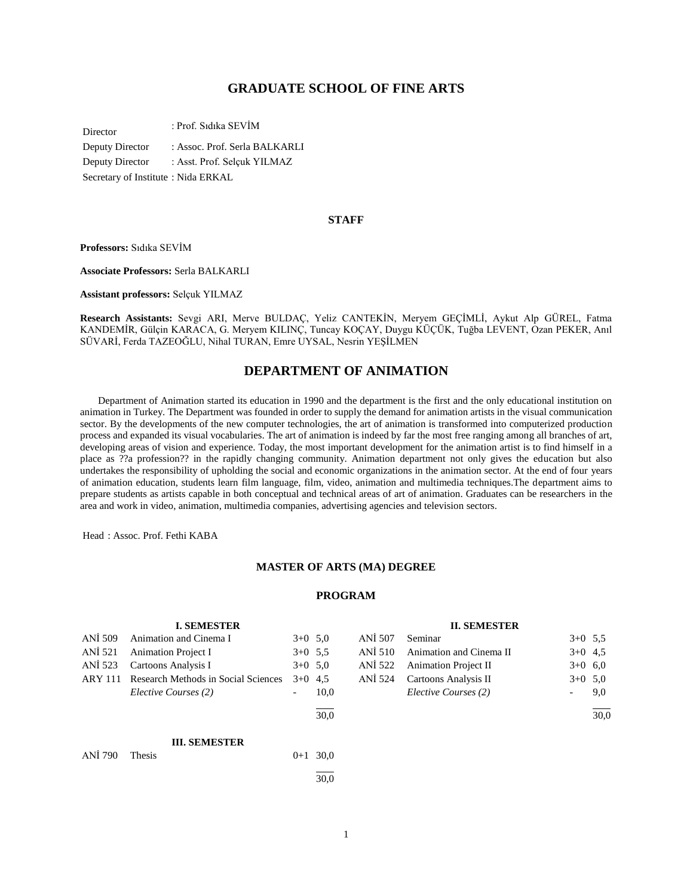# GRADUATE SCHOOL OF FINE ARTS

Director : Prof. Sıdıka SEVİM
Deputy Director : Assoc. Prof. Serla BALKARLI
Deputy Director : Asst. Prof. Selçuk YILMAZ
Secretary of Institute : Nida ERKAL

### STAFF

**Professors:** Sıdıka SEVİM

**Associate Professors:** Serla BALKARLI

**Assistant professors:** Selçuk YILMAZ

**Research Assistants:** Sevgi ARI, Merve BULDAÇ, Yeliz CANTEKİN, Meryem GEÇİMLİ, Aykut Alp GÜREL, Fatma KANDEMİR, Gülçin KARACA, G. Meryem KILINÇ, Tuncay KOÇAY, Duygu KÜÇÜK, Tuğba LEVENT, Ozan PEKER, Anıl SÜVARİ, Ferda TAZEOĞLU, Nihal TURAN, Emre UYSAL, Nesrin YEŞİLMEN

## DEPARTMENT OF ANIMATION

Department of Animation started its education in 1990 and the department is the first and the only educational institution on animation in Turkey. The Department was founded in order to supply the demand for animation artists in the visual communication sector. By the developments of the new computer technologies, the art of animation is transformed into computerized production process and expanded its visual vocabularies. The art of animation is indeed by far the most free ranging among all branches of art, developing areas of vision and experience. Today, the most important development for the animation artist is to find himself in a place as ??a profession?? in the rapidly changing community. Animation department not only gives the education but also undertakes the responsibility of upholding the social and economic organizations in the animation sector. At the end of four years of animation education, students learn film language, film, video, animation and multimedia techniques.The department aims to prepare students as artists capable in both conceptual and technical areas of art of animation. Graduates can be researchers in the area and work in video, animation, multimedia companies, advertising agencies and television sectors.

Head : Assoc. Prof. Fethi KABA

### MASTER OF ARTS (MA) DEGREE

### PROGRAM

**I. SEMESTER**

| Code | Course | Hours | ECTS |
|---|---|---|---|
| ANİ 509 | Animation and Cinema I | 3+0 | 5,0 |
| ANİ 521 | Animation Project I | 3+0 | 5,5 |
| ANİ 523 | Cartoons Analysis I | 3+0 | 5,0 |
| ARY 111 | Research Methods in Social Sciences | 3+0 | 4,5 |
| | *Elective Courses (2)* | - | 10,0 |
| | | | 30,0 |

**II. SEMESTER**

| Code | Course | Hours | ECTS |
|---|---|---|---|
| ANİ 507 | Seminar | 3+0 | 5,5 |
| ANİ 510 | Animation and Cinema II | 3+0 | 4,5 |
| ANİ 522 | Animation Project II | 3+0 | 6,0 |
| ANİ 524 | Cartoons Analysis II | 3+0 | 5,0 |
| | *Elective Courses (2)* | - | 9,0 |
| | | | 30,0 |

**III. SEMESTER**

| Code | Course | Hours | ECTS |
|---|---|---|---|
| ANİ 790 | Thesis | 0+1 | 30,0 |
| | | | 30,0 |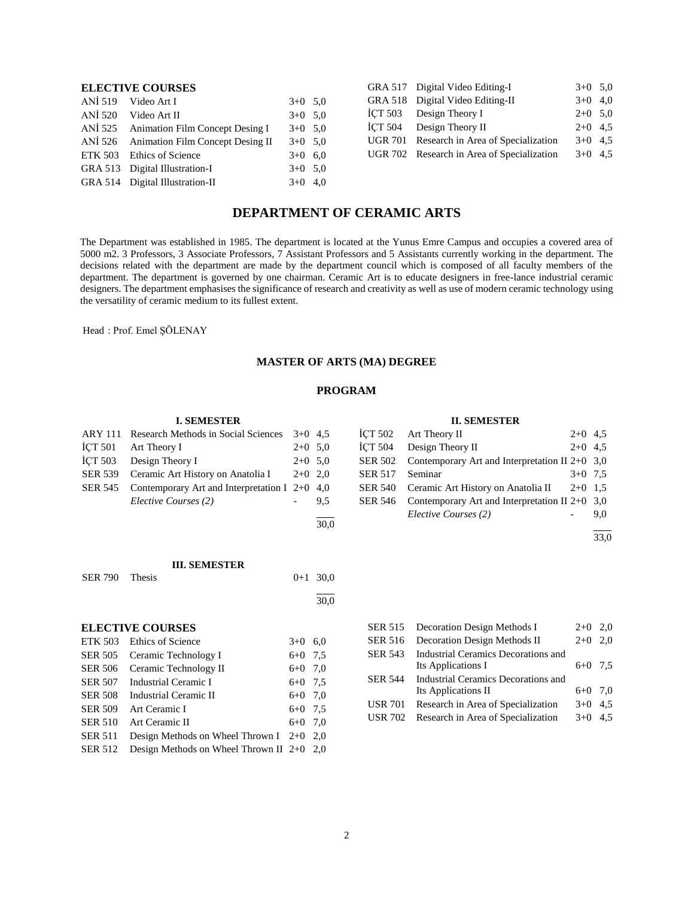**ELECTIVE COURSES**

| | | | |
|---|---|---|---|
| ANİ 519 | Video Art I | 3+0 | 5,0 |
| ANİ 520 | Video Art II | 3+0 | 5,0 |
| ANİ 525 | Animation Film Concept Desing I | 3+0 | 5,0 |
| ANİ 526 | Animation Film Concept Desing II | 3+0 | 5,0 |
| ETK 503 | Ethics of Science | 3+0 | 6,0 |
| GRA 513 | Digital Illustration-I | 3+0 | 5,0 |
| GRA 514 | Digital Illustration-II | 3+0 | 4,0 |
| GRA 517 | Digital Video Editing-I | 3+0 | 5,0 |
| GRA 518 | Digital Video Editing-II | 3+0 | 4,0 |
| İÇT 503 | Design Theory I | 2+0 | 5,0 |
| İÇT 504 | Design Theory II | 2+0 | 4,5 |
| UGR 701 | Research in Area of Specialization | 3+0 | 4,5 |
| UGR 702 | Research in Area of Specialization | 3+0 | 4,5 |

## DEPARTMENT OF CERAMIC ARTS

The Department was established in 1985. The department is located at the Yunus Emre Campus and occupies a covered area of 5000 m2. 3 Professors, 3 Associate Professors, 7 Assistant Professors and 5 Assistants currently working in the department. The decisions related with the department are made by the department council which is composed of all faculty members of the department. The department is governed by one chairman. Ceramic Art is to educate designers in free-lance industrial ceramic designers. The department emphasises the significance of research and creativity as well as use of modern ceramic technology using the versatility of ceramic medium to its fullest extent.

Head : Prof. Emel ŞÖLENAY

### MASTER OF ARTS (MA) DEGREE

### PROGRAM

**I. SEMESTER**

| | | | |
|---|---|---|---|
| ARY 111 | Research Methods in Social Sciences | 3+0 | 4,5 |
| İÇT 501 | Art Theory I | 2+0 | 5,0 |
| İÇT 503 | Design Theory I | 2+0 | 5,0 |
| SER 539 | Ceramic Art History on Anatolia I | 2+0 | 2,0 |
| SER 545 | Contemporary Art and Interpretation I | 2+0 | 4,0 |
| | *Elective Courses (2)* | - | 9,5 |
| | | | 30,0 |

**II. SEMESTER**

| | | | |
|---|---|---|---|
| İÇT 502 | Art Theory II | 2+0 | 4,5 |
| İÇT 504 | Design Theory II | 2+0 | 4,5 |
| SER 502 | Contemporary Art and Interpretation II | 2+0 | 3,0 |
| SER 517 | Seminar | 3+0 | 7,5 |
| SER 540 | Ceramic Art History on Anatolia II | 2+0 | 1,5 |
| SER 546 | Contemporary Art and Interpretation II | 2+0 | 3,0 |
| | *Elective Courses (2)* | - | 9,0 |
| | | | 33,0 |

**III. SEMESTER**

| | | | |
|---|---|---|---|
| SER 790 | Thesis | 0+1 | 30,0 |
| | | | 30,0 |

**ELECTIVE COURSES**

| | | | |
|---|---|---|---|
| ETK 503 | Ethics of Science | 3+0 | 6,0 |
| SER 505 | Ceramic Technology I | 6+0 | 7,5 |
| SER 506 | Ceramic Technology II | 6+0 | 7,0 |
| SER 507 | Industrial Ceramic I | 6+0 | 7,5 |
| SER 508 | Industrial Ceramic II | 6+0 | 7,0 |
| SER 509 | Art Ceramic I | 6+0 | 7,5 |
| SER 510 | Art Ceramic II | 6+0 | 7,0 |
| SER 511 | Design Methods on Wheel Thrown I | 2+0 | 2,0 |
| SER 512 | Design Methods on Wheel Thrown II | 2+0 | 2,0 |
| SER 515 | Decoration Design Methods I | 2+0 | 2,0 |
| SER 516 | Decoration Design Methods II | 2+0 | 2,0 |
| SER 543 | Industrial Ceramics Decorations and Its Applications I | 6+0 | 7,5 |
| SER 544 | Industrial Ceramics Decorations and Its Applications II | 6+0 | 7,0 |
| USR 701 | Research in Area of Specialization | 3+0 | 4,5 |
| USR 702 | Research in Area of Specialization | 3+0 | 4,5 |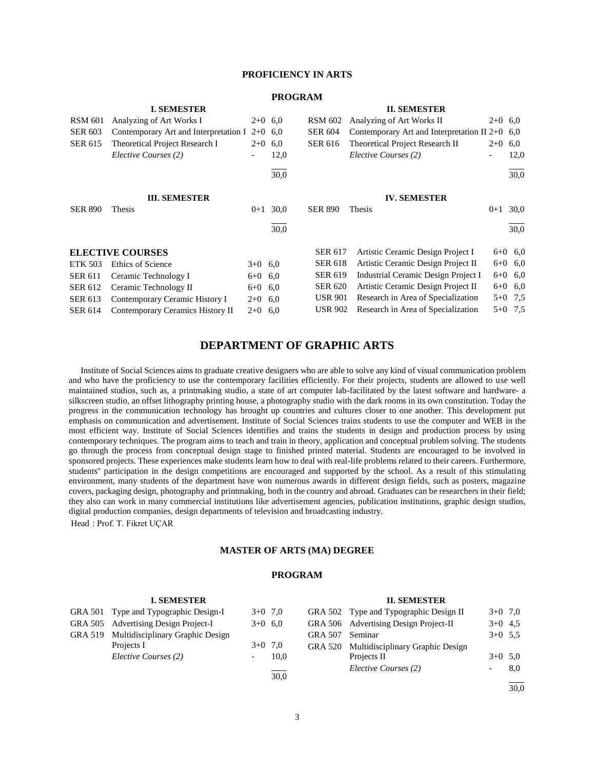### PROFICIENCY IN ARTS

#### PROGRAM

**I. SEMESTER**

| | | | |
|---|---|---|---|
| RSM 601 | Analyzing of Art Works I | 2+0 | 6,0 |
| SER 603 | Contemporary Art and Interpretation I | 2+0 | 6,0 |
| SER 615 | Theoretical Project Research I | 2+0 | 6,0 |
| | *Elective Courses (2)* | - | 12,0 |
| | | | 30,0 |

**II. SEMESTER**

| | | | |
|---|---|---|---|
| RSM 602 | Analyzing of Art Works II | 2+0 | 6,0 |
| SER 604 | Contemporary Art and Interpretation II | 2+0 | 6,0 |
| SER 616 | Theoretical Project Research II | 2+0 | 6,0 |
| | *Elective Courses (2)* | - | 12,0 |
| | | | 30,0 |

**III. SEMESTER**

| | | | |
|---|---|---|---|
| SER 890 | Thesis | 0+1 | 30,0 |
| | | | 30,0 |

**IV. SEMESTER**

| | | | |
|---|---|---|---|
| SER 890 | Thesis | 0+1 | 30,0 |
| | | | 30,0 |

**ELECTIVE COURSES**

| | | | |
|---|---|---|---|
| ETK 503 | Ethics of Science | 3+0 | 6,0 |
| SER 611 | Ceramic Technology I | 6+0 | 6,0 |
| SER 612 | Ceramic Technology II | 6+0 | 6,0 |
| SER 613 | Contemporary Ceramic History I | 2+0 | 6,0 |
| SER 614 | Contemporary Ceramics History II | 2+0 | 6,0 |
| SER 617 | Artistic Ceramic Design Project I | 6+0 | 6,0 |
| SER 618 | Artistic Ceramic Design Project II | 6+0 | 6,0 |
| SER 619 | Industrial Ceramic Design Project I | 6+0 | 6,0 |
| SER 620 | Artistic Ceramic Design Project II | 6+0 | 6,0 |
| USR 901 | Research in Area of Specialization | 5+0 | 7,5 |
| USR 902 | Research in Area of Specialization | 5+0 | 7,5 |

## DEPARTMENT OF GRAPHIC ARTS

Institute of Social Sciences aims to graduate creative designers who are able to solve any kind of visual communication problem and who have the proficiency to use the contemporary facilities efficiently. For their projects, students are allowed to use well maintained studios, such as, a printmaking studio, a state of art computer lab-facilitated by the latest software and hardware- a silkscreen studio, an offset lithography printing house, a photography studio with the dark rooms in its own constitution. Today the progress in the communication technology has brought up countries and cultures closer to one another. This development put emphasis on communication and advertisement. Institute of Social Sciences trains students to use the computer and WEB in the most efficient way. Institute of Social Sciences identifies and trains the students in design and production process by using contemporary techniques. The program aims to teach and train in theory, application and conceptual problem solving. The students go through the process from conceptual design stage to finished printed material. Students are encouraged to be involved in sponsored projects. These experiences make students learn how to deal with real-life problems related to their careers. Furthermore, students" participation in the design competitions are encouraged and supported by the school. As a result of this stimulating environment, many students of the department have won numerous awards in different design fields, such as posters, magazine covers, packaging design, photography and printmaking, both in the country and abroad. Graduates can be researchers in their field; they also can work in many commercial institutions like advertisement agencies, publication institutions, graphic design studios, digital production companies, design departments of television and broadcasting industry.

Head : Prof. T. Fikret UÇAR

### MASTER OF ARTS (MA) DEGREE

#### PROGRAM

**I. SEMESTER**

| | | | |
|---|---|---|---|
| GRA 501 | Type and Typographic Design-I | 3+0 | 7,0 |
| GRA 505 | Advertising Design Project-I | 3+0 | 6,0 |
| GRA 519 | Multidisciplinary Graphic Design Projects I | 3+0 | 7,0 |
| | *Elective Courses (2)* | - | 10,0 |
| | | | 30,0 |

**II. SEMESTER**

| | | | |
|---|---|---|---|
| GRA 502 | Type and Typographic Design II | 3+0 | 7,0 |
| GRA 506 | Advertising Design Project-II | 3+0 | 4,5 |
| GRA 507 | Seminar | 3+0 | 5,5 |
| GRA 520 | Multidisciplinary Graphic Design Projects II | 3+0 | 5,0 |
| | *Elective Courses (2)* | - | 8,0 |
| | | | 30,0 |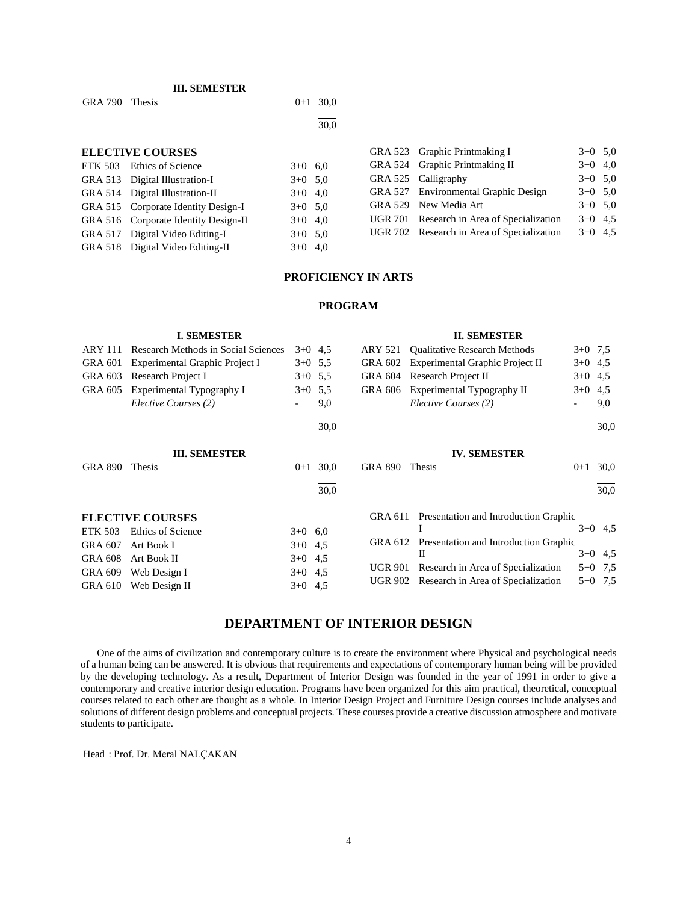**III. SEMESTER**

| | | | |
|---|---|---|---|
| GRA 790 | Thesis | 0+1 | 30,0 |
| | | | 30,0 |

**ELECTIVE COURSES**

| | | | |
|---|---|---|---|
| ETK 503 | Ethics of Science | 3+0 | 6,0 |
| GRA 513 | Digital Illustration-I | 3+0 | 5,0 |
| GRA 514 | Digital Illustration-II | 3+0 | 4,0 |
| GRA 515 | Corporate Identity Design-I | 3+0 | 5,0 |
| GRA 516 | Corporate Identity Design-II | 3+0 | 4,0 |
| GRA 517 | Digital Video Editing-I | 3+0 | 5,0 |
| GRA 518 | Digital Video Editing-II | 3+0 | 4,0 |
| GRA 523 | Graphic Printmaking I | 3+0 | 5,0 |
| GRA 524 | Graphic Printmaking II | 3+0 | 4,0 |
| GRA 525 | Calligraphy | 3+0 | 5,0 |
| GRA 527 | Environmental Graphic Design | 3+0 | 5,0 |
| GRA 529 | New Media Art | 3+0 | 5,0 |
| UGR 701 | Research in Area of Specialization | 3+0 | 4,5 |
| UGR 702 | Research in Area of Specialization | 3+0 | 4,5 |

## PROFICIENCY IN ARTS

### PROGRAM

**I. SEMESTER**

| | | | |
|---|---|---|---|
| ARY 111 | Research Methods in Social Sciences | 3+0 | 4,5 |
| GRA 601 | Experimental Graphic Project I | 3+0 | 5,5 |
| GRA 603 | Research Project I | 3+0 | 5,5 |
| GRA 605 | Experimental Typography I | 3+0 | 5,5 |
| | *Elective Courses (2)* | - | 9,0 |
| | | | 30,0 |

**II. SEMESTER**

| | | | |
|---|---|---|---|
| ARY 521 | Qualitative Research Methods | 3+0 | 7,5 |
| GRA 602 | Experimental Graphic Project II | 3+0 | 4,5 |
| GRA 604 | Research Project II | 3+0 | 4,5 |
| GRA 606 | Experimental Typography II | 3+0 | 4,5 |
| | *Elective Courses (2)* | - | 9,0 |
| | | | 30,0 |

**III. SEMESTER**

| | | | |
|---|---|---|---|
| GRA 890 | Thesis | 0+1 | 30,0 |
| | | | 30,0 |

**IV. SEMESTER**

| | | | |
|---|---|---|---|
| GRA 890 | Thesis | 0+1 | 30,0 |
| | | | 30,0 |

**ELECTIVE COURSES**

| | | | |
|---|---|---|---|
| ETK 503 | Ethics of Science | 3+0 | 6,0 |
| GRA 607 | Art Book I | 3+0 | 4,5 |
| GRA 608 | Art Book II | 3+0 | 4,5 |
| GRA 609 | Web Design I | 3+0 | 4,5 |
| GRA 610 | Web Design II | 3+0 | 4,5 |
| GRA 611 | Presentation and Introduction Graphic I | 3+0 | 4,5 |
| GRA 612 | Presentation and Introduction Graphic II | 3+0 | 4,5 |
| UGR 901 | Research in Area of Specialization | 5+0 | 7,5 |
| UGR 902 | Research in Area of Specialization | 5+0 | 7,5 |

# DEPARTMENT OF INTERIOR DESIGN

One of the aims of civilization and contemporary culture is to create the environment where Physical and psychological needs of a human being can be answered. It is obvious that requirements and expectations of contemporary human being will be provided by the developing technology. As a result, Department of Interior Design was founded in the year of 1991 in order to give a contemporary and creative interior design education. Programs have been organized for this aim practical, theoretical, conceptual courses related to each other are thought as a whole. In Interior Design Project and Furniture Design courses include analyses and solutions of different design problems and conceptual projects. These courses provide a creative discussion atmosphere and motivate students to participate.

Head : Prof. Dr. Meral NALÇAKAN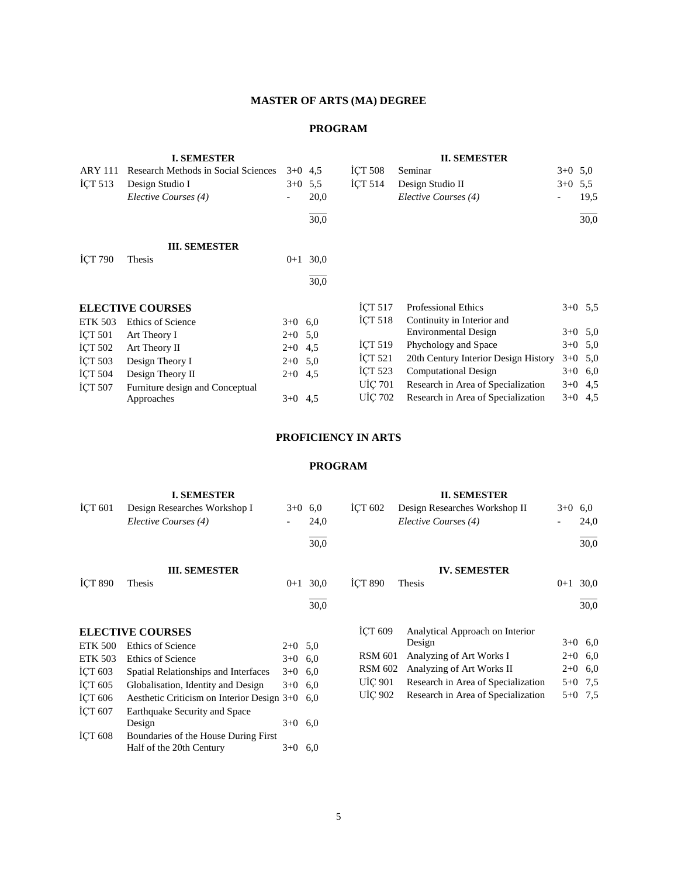## MASTER OF ARTS (MA) DEGREE

### PROGRAM

**I. SEMESTER**

| Code | Course | | Credits |
|---|---|---|---|
| ARY 111 | Research Methods in Social Sciences | 3+0 | 4,5 |
| İÇT 513 | Design Studio I | 3+0 | 5,5 |
| | *Elective Courses (4)* | - | 20,0 |
| | | | 30,0 |

**II. SEMESTER**

| Code | Course | | Credits |
|---|---|---|---|
| İÇT 508 | Seminar | 3+0 | 5,0 |
| İÇT 514 | Design Studio II | 3+0 | 5,5 |
| | *Elective Courses (4)* | - | 19,5 |
| | | | 30,0 |

**III. SEMESTER**

| Code | Course | | Credits |
|---|---|---|---|
| İÇT 790 | Thesis | 0+1 | 30,0 |
| | | | 30,0 |

**ELECTIVE COURSES**

| Code | Course | | Credits |
|---|---|---|---|
| ETK 503 | Ethics of Science | 3+0 | 6,0 |
| İÇT 501 | Art Theory I | 2+0 | 5,0 |
| İÇT 502 | Art Theory II | 2+0 | 4,5 |
| İÇT 503 | Design Theory I | 2+0 | 5,0 |
| İÇT 504 | Design Theory II | 2+0 | 4,5 |
| İÇT 507 | Furniture design and Conceptual Approaches | 3+0 | 4,5 |
| İÇT 517 | Professional Ethics | 3+0 | 5,5 |
| İÇT 518 | Continuity in Interior and Environmental Design | 3+0 | 5,0 |
| İÇT 519 | Phychology and Space | 3+0 | 5,0 |
| İÇT 521 | 20th Century Interior Design History | 3+0 | 5,0 |
| İÇT 523 | Computational Design | 3+0 | 6,0 |
| UİÇ 701 | Research in Area of Specialization | 3+0 | 4,5 |
| UİÇ 702 | Research in Area of Specialization | 3+0 | 4,5 |

## PROFICIENCY IN ARTS

### PROGRAM

**I. SEMESTER**

| Code | Course | | Credits |
|---|---|---|---|
| İÇT 601 | Design Researches Workshop I | 3+0 | 6,0 |
| | *Elective Courses (4)* | - | 24,0 |
| | | | 30,0 |

**II. SEMESTER**

| Code | Course | | Credits |
|---|---|---|---|
| İÇT 602 | Design Researches Workshop II | 3+0 | 6,0 |
| | *Elective Courses (4)* | - | 24,0 |
| | | | 30,0 |

**III. SEMESTER**

| Code | Course | | Credits |
|---|---|---|---|
| İÇT 890 | Thesis | 0+1 | 30,0 |
| | | | 30,0 |

**IV. SEMESTER**

| Code | Course | | Credits |
|---|---|---|---|
| İÇT 890 | Thesis | 0+1 | 30,0 |
| | | | 30,0 |

**ELECTIVE COURSES**

| Code | Course | | Credits |
|---|---|---|---|
| ETK 500 | Ethics of Science | 2+0 | 5,0 |
| ETK 503 | Ethics of Science | 3+0 | 6,0 |
| İÇT 603 | Spatial Relationships and Interfaces | 3+0 | 6,0 |
| İÇT 605 | Globalisation, Identity and Design | 3+0 | 6,0 |
| İÇT 606 | Aesthetic Criticism on Interior Design | 3+0 | 6,0 |
| İÇT 607 | Earthquake Security and Space Design | 3+0 | 6,0 |
| İÇT 608 | Boundaries of the House During First Half of the 20th Century | 3+0 | 6,0 |
| İÇT 609 | Analytical Approach on Interior Design | 3+0 | 6,0 |
| RSM 601 | Analyzing of Art Works I | 2+0 | 6,0 |
| RSM 602 | Analyzing of Art Works II | 2+0 | 6,0 |
| UİÇ 901 | Research in Area of Specialization | 5+0 | 7,5 |
| UİÇ 902 | Research in Area of Specialization | 5+0 | 7,5 |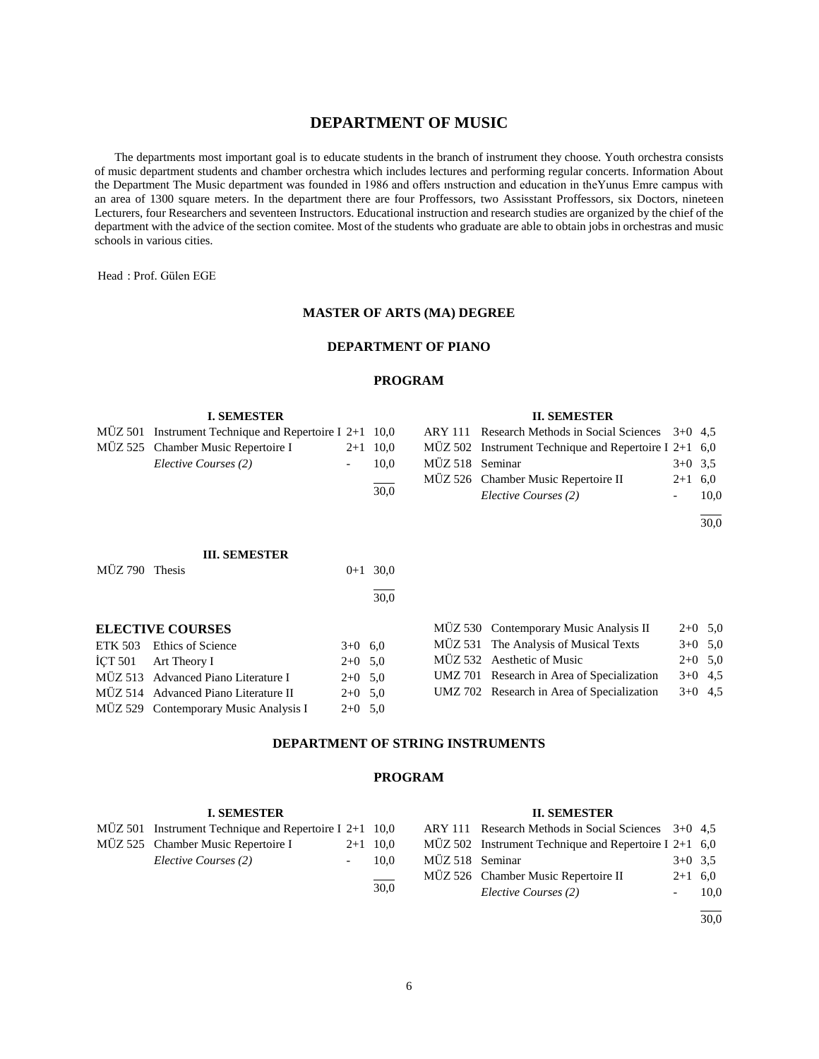# DEPARTMENT OF MUSIC

The departments most important goal is to educate students in the branch of instrument they choose. Youth orchestra consists of music department students and chamber orchestra which includes lectures and performing regular concerts. Information About the Department The Music department was founded in 1986 and offers ınstruction and education in theYunus Emre campus with an area of 1300 square meters. In the department there are four Proffessors, two Assisstant Proffessors, six Doctors, nineteen Lecturers, four Researchers and seventeen Instructors. Educational instruction and research studies are organized by the chief of the department with the advice of the section comitee. Most of the students who graduate are able to obtain jobs in orchestras and music schools in various cities.

Head : Prof. Gülen EGE

## MASTER OF ARTS (MA) DEGREE

### DEPARTMENT OF PIANO

#### PROGRAM

**I. SEMESTER**

| | | | |
|---|---|---|---|
| MÜZ 501 | Instrument Technique and Repertoire I | 2+1 | 10,0 |
| MÜZ 525 | Chamber Music Repertoire I | 2+1 | 10,0 |
| | *Elective Courses (2)* | - | 10,0 |
| | | | 30,0 |

**II. SEMESTER**

| | | | |
|---|---|---|---|
| ARY 111 | Research Methods in Social Sciences | 3+0 | 4,5 |
| MÜZ 502 | Instrument Technique and Repertoire I | 2+1 | 6,0 |
| MÜZ 518 | Seminar | 3+0 | 3,5 |
| MÜZ 526 | Chamber Music Repertoire II | 2+1 | 6,0 |
| | *Elective Courses (2)* | - | 10,0 |
| | | | 30,0 |

**III. SEMESTER**

| | | | |
|---|---|---|---|
| MÜZ 790 | Thesis | 0+1 | 30,0 |
| | | | 30,0 |

**ELECTIVE COURSES**

| | | | |
|---|---|---|---|
| ETK 503 | Ethics of Science | 3+0 | 6,0 |
| İÇT 501 | Art Theory I | 2+0 | 5,0 |
| MÜZ 513 | Advanced Piano Literature I | 2+0 | 5,0 |
| MÜZ 514 | Advanced Piano Literature II | 2+0 | 5,0 |
| MÜZ 529 | Contemporary Music Analysis I | 2+0 | 5,0 |
| MÜZ 530 | Contemporary Music Analysis II | 2+0 | 5,0 |
| MÜZ 531 | The Analysis of Musical Texts | 3+0 | 5,0 |
| MÜZ 532 | Aesthetic of Music | 2+0 | 5,0 |
| UMZ 701 | Research in Area of Specialization | 3+0 | 4,5 |
| UMZ 702 | Research in Area of Specialization | 3+0 | 4,5 |

### DEPARTMENT OF STRING INSTRUMENTS

#### PROGRAM

**I. SEMESTER**

| | | | |
|---|---|---|---|
| MÜZ 501 | Instrument Technique and Repertoire I | 2+1 | 10,0 |
| MÜZ 525 | Chamber Music Repertoire I | 2+1 | 10,0 |
| | *Elective Courses (2)* | - | 10,0 |
| | | | 30,0 |

**II. SEMESTER**

| | | | |
|---|---|---|---|
| ARY 111 | Research Methods in Social Sciences | 3+0 | 4,5 |
| MÜZ 502 | Instrument Technique and Repertoire I | 2+1 | 6,0 |
| MÜZ 518 | Seminar | 3+0 | 3,5 |
| MÜZ 526 | Chamber Music Repertoire II | 2+1 | 6,0 |
| | *Elective Courses (2)* | - | 10,0 |
| | | | 30,0 |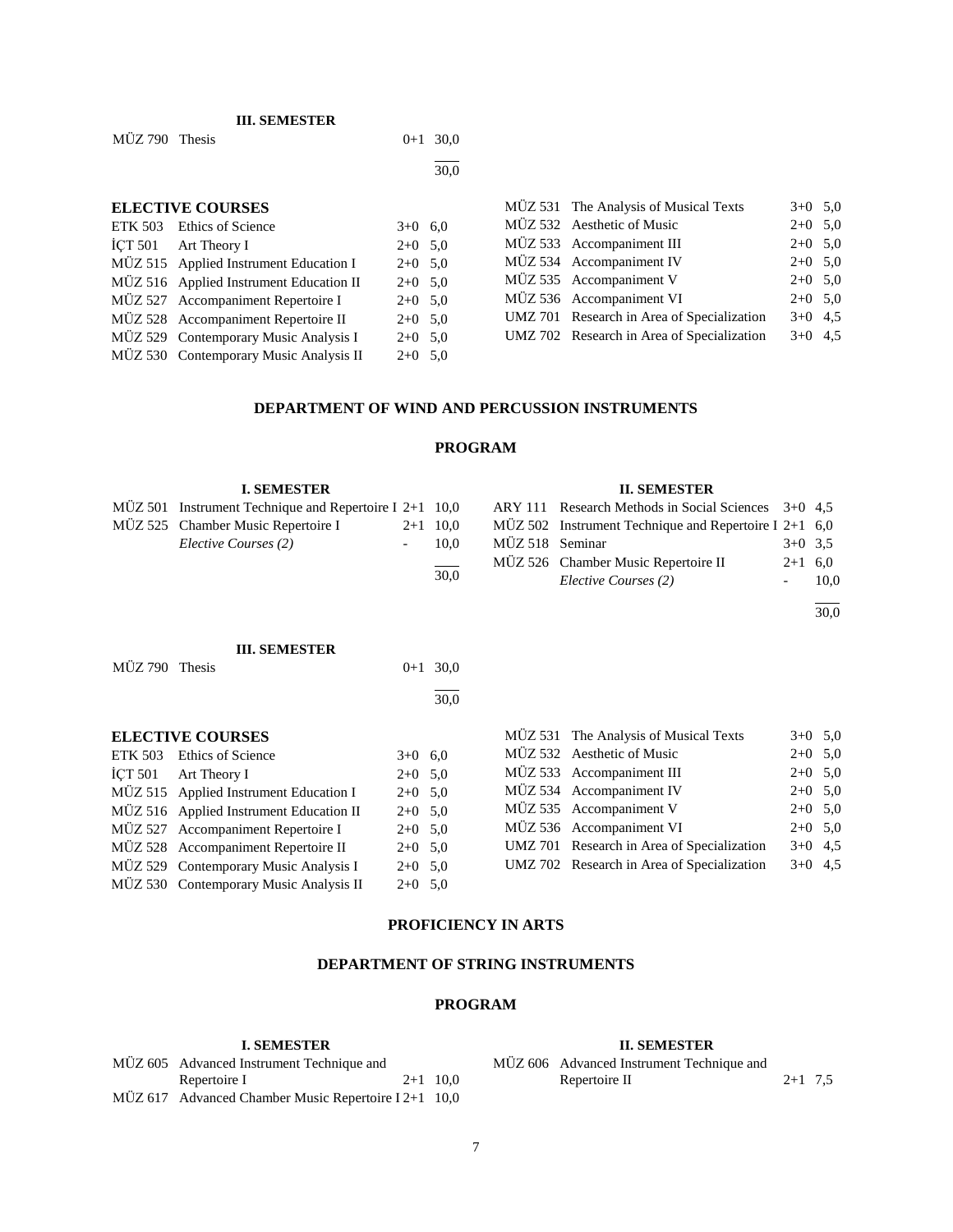**III. SEMESTER**

| | | | |
|---|---|---|---|
| MÜZ 790 | Thesis | 0+1 | 30,0 |
| | | | 30,0 |

**ELECTIVE COURSES**

| | | | |
|---|---|---|---|
| ETK 503 | Ethics of Science | 3+0 | 6,0 |
| İÇT 501 | Art Theory I | 2+0 | 5,0 |
| MÜZ 515 | Applied Instrument Education I | 2+0 | 5,0 |
| MÜZ 516 | Applied Instrument Education II | 2+0 | 5,0 |
| MÜZ 527 | Accompaniment Repertoire I | 2+0 | 5,0 |
| MÜZ 528 | Accompaniment Repertoire II | 2+0 | 5,0 |
| MÜZ 529 | Contemporary Music Analysis I | 2+0 | 5,0 |
| MÜZ 530 | Contemporary Music Analysis II | 2+0 | 5,0 |
| MÜZ 531 | The Analysis of Musical Texts | 3+0 | 5,0 |
| MÜZ 532 | Aesthetic of Music | 2+0 | 5,0 |
| MÜZ 533 | Accompaniment III | 2+0 | 5,0 |
| MÜZ 534 | Accompaniment IV | 2+0 | 5,0 |
| MÜZ 535 | Accompaniment V | 2+0 | 5,0 |
| MÜZ 536 | Accompaniment VI | 2+0 | 5,0 |
| UMZ 701 | Research in Area of Specialization | 3+0 | 4,5 |
| UMZ 702 | Research in Area of Specialization | 3+0 | 4,5 |

## DEPARTMENT OF WIND AND PERCUSSION INSTRUMENTS

### PROGRAM

**I. SEMESTER**

| | | | |
|---|---|---|---|
| MÜZ 501 | Instrument Technique and Repertoire I | 2+1 | 10,0 |
| MÜZ 525 | Chamber Music Repertoire I | 2+1 | 10,0 |
| | *Elective Courses (2)* | - | 10,0 |
| | | | 30,0 |

**II. SEMESTER**

| | | | |
|---|---|---|---|
| ARY 111 | Research Methods in Social Sciences | 3+0 | 4,5 |
| MÜZ 502 | Instrument Technique and Repertoire I | 2+1 | 6,0 |
| MÜZ 518 | Seminar | 3+0 | 3,5 |
| MÜZ 526 | Chamber Music Repertoire II | 2+1 | 6,0 |
| | *Elective Courses (2)* | - | 10,0 |
| | | | 30,0 |

**III. SEMESTER**

| | | | |
|---|---|---|---|
| MÜZ 790 | Thesis | 0+1 | 30,0 |
| | | | 30,0 |

**ELECTIVE COURSES**

| | | | |
|---|---|---|---|
| ETK 503 | Ethics of Science | 3+0 | 6,0 |
| İÇT 501 | Art Theory I | 2+0 | 5,0 |
| MÜZ 515 | Applied Instrument Education I | 2+0 | 5,0 |
| MÜZ 516 | Applied Instrument Education II | 2+0 | 5,0 |
| MÜZ 527 | Accompaniment Repertoire I | 2+0 | 5,0 |
| MÜZ 528 | Accompaniment Repertoire II | 2+0 | 5,0 |
| MÜZ 529 | Contemporary Music Analysis I | 2+0 | 5,0 |
| MÜZ 530 | Contemporary Music Analysis II | 2+0 | 5,0 |
| MÜZ 531 | The Analysis of Musical Texts | 3+0 | 5,0 |
| MÜZ 532 | Aesthetic of Music | 2+0 | 5,0 |
| MÜZ 533 | Accompaniment III | 2+0 | 5,0 |
| MÜZ 534 | Accompaniment IV | 2+0 | 5,0 |
| MÜZ 535 | Accompaniment V | 2+0 | 5,0 |
| MÜZ 536 | Accompaniment VI | 2+0 | 5,0 |
| UMZ 701 | Research in Area of Specialization | 3+0 | 4,5 |
| UMZ 702 | Research in Area of Specialization | 3+0 | 4,5 |

## PROFICIENCY IN ARTS

## DEPARTMENT OF STRING INSTRUMENTS

### PROGRAM

**I. SEMESTER**

| | | | |
|---|---|---|---|
| MÜZ 605 | Advanced Instrument Technique and Repertoire I | 2+1 | 10,0 |
| MÜZ 617 | Advanced Chamber Music Repertoire I | 2+1 | 10,0 |

**II. SEMESTER**

| | | | |
|---|---|---|---|
| MÜZ 606 | Advanced Instrument Technique and Repertoire II | 2+1 | 7,5 |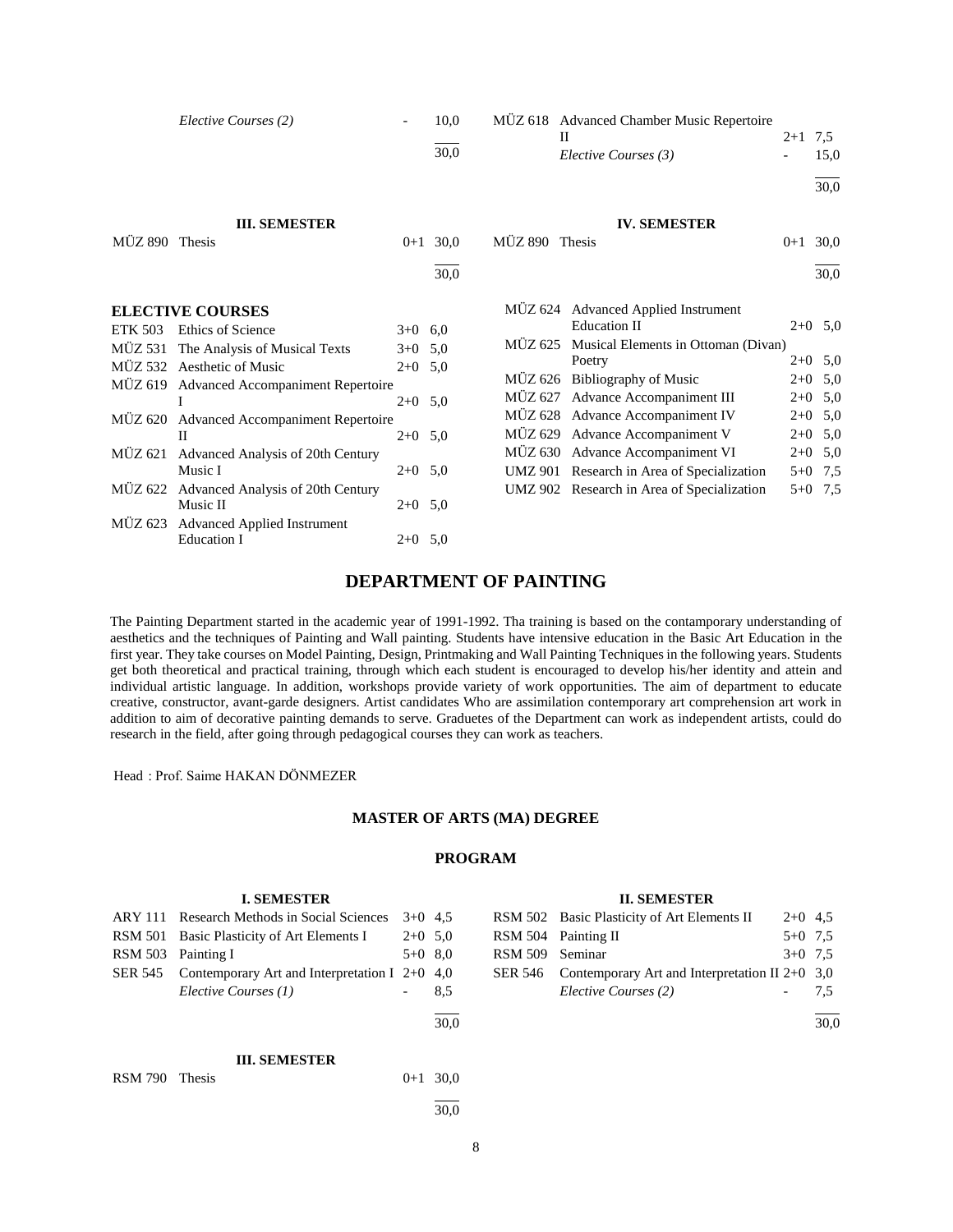| | | | |
|---|---|---|---|
| | *Elective Courses (2)* | - | 10,0 |
| | | | 30,0 |

| | | | |
|---|---|---|---|
| MÜZ 618 | Advanced Chamber Music Repertoire II | 2+1 | 7,5 |
| | *Elective Courses (3)* | - | 15,0 |
| | | | 30,0 |

**III. SEMESTER**

| | | | |
|---|---|---|---|
| MÜZ 890 | Thesis | 0+1 | 30,0 |
| | | | 30,0 |

**IV. SEMESTER**

| | | | |
|---|---|---|---|
| MÜZ 890 | Thesis | 0+1 | 30,0 |
| | | | 30,0 |

**ELECTIVE COURSES**

| | | | |
|---|---|---|---|
| ETK 503 | Ethics of Science | 3+0 | 6,0 |
| MÜZ 531 | The Analysis of Musical Texts | 3+0 | 5,0 |
| MÜZ 532 | Aesthetic of Music | 2+0 | 5,0 |
| MÜZ 619 | Advanced Accompaniment Repertoire I | 2+0 | 5,0 |
| MÜZ 620 | Advanced Accompaniment Repertoire II | 2+0 | 5,0 |
| MÜZ 621 | Advanced Analysis of 20th Century Music I | 2+0 | 5,0 |
| MÜZ 622 | Advanced Analysis of 20th Century Music II | 2+0 | 5,0 |
| MÜZ 623 | Advanced Applied Instrument Education I | 2+0 | 5,0 |
| MÜZ 624 | Advanced Applied Instrument Education II | 2+0 | 5,0 |
| MÜZ 625 | Musical Elements in Ottoman (Divan) Poetry | 2+0 | 5,0 |
| MÜZ 626 | Bibliography of Music | 2+0 | 5,0 |
| MÜZ 627 | Advance Accompaniment III | 2+0 | 5,0 |
| MÜZ 628 | Advance Accompaniment IV | 2+0 | 5,0 |
| MÜZ 629 | Advance Accompaniment V | 2+0 | 5,0 |
| MÜZ 630 | Advance Accompaniment VI | 2+0 | 5,0 |
| UMZ 901 | Research in Area of Specialization | 5+0 | 7,5 |
| UMZ 902 | Research in Area of Specialization | 5+0 | 7,5 |

## DEPARTMENT OF PAINTING

The Painting Department started in the academic year of 1991-1992. Tha training is based on the contamporary understanding of aesthetics and the techniques of Painting and Wall painting. Students have intensive education in the Basic Art Education in the first year. They take courses on Model Painting, Design, Printmaking and Wall Painting Techniques in the following years. Students get both theoretical and practical training, through which each student is encouraged to develop his/her identity and attein and individual artistic language. In addition, workshops provide variety of work opportunities. The aim of department to educate creative, constructor, avant-garde designers. Artist candidates Who are assimilation contemporary art comprehension art work in addition to aim of decorative painting demands to serve. Graduetes of the Department can work as independent artists, could do research in the field, after going through pedagogical courses they can work as teachers.

Head : Prof. Saime HAKAN DÖNMEZER

### MASTER OF ARTS (MA) DEGREE

### PROGRAM

**I. SEMESTER**

| | | | |
|---|---|---|---|
| ARY 111 | Research Methods in Social Sciences | 3+0 | 4,5 |
| RSM 501 | Basic Plasticity of Art Elements I | 2+0 | 5,0 |
| RSM 503 | Painting I | 5+0 | 8,0 |
| SER 545 | Contemporary Art and Interpretation I | 2+0 | 4,0 |
| | *Elective Courses (1)* | - | 8,5 |
| | | | 30,0 |

**II. SEMESTER**

| | | | |
|---|---|---|---|
| RSM 502 | Basic Plasticity of Art Elements II | 2+0 | 4,5 |
| RSM 504 | Painting II | 5+0 | 7,5 |
| RSM 509 | Seminar | 3+0 | 7,5 |
| SER 546 | Contemporary Art and Interpretation II | 2+0 | 3,0 |
| | *Elective Courses (2)* | - | 7,5 |
| | | | 30,0 |

**III. SEMESTER**

| | | | |
|---|---|---|---|
| RSM 790 | Thesis | 0+1 | 30,0 |
| | | | 30,0 |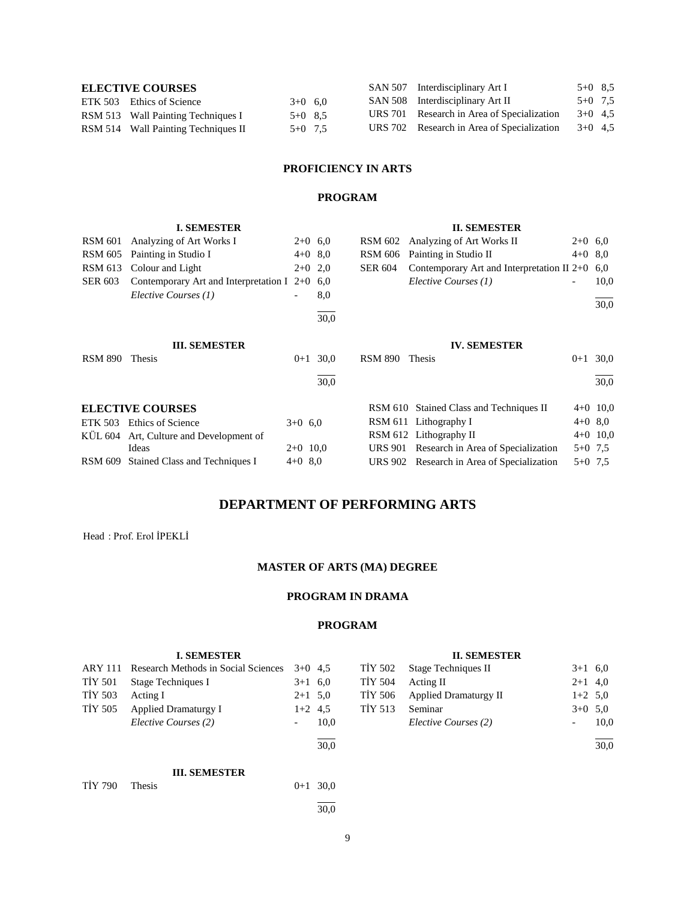### ELECTIVE COURSES

| | | | |
|---|---|---|---|
| ETK 503 | Ethics of Science | 3+0 | 6,0 |
| RSM 513 | Wall Painting Techniques I | 5+0 | 8,5 |
| RSM 514 | Wall Painting Techniques II | 5+0 | 7,5 |
| SAN 507 | Interdisciplinary Art I | 5+0 | 8,5 |
| SAN 508 | Interdisciplinary Art II | 5+0 | 7,5 |
| URS 701 | Research in Area of Specialization | 3+0 | 4,5 |
| URS 702 | Research in Area of Specialization | 3+0 | 4,5 |

## PROFICIENCY IN ARTS

### PROGRAM

**I. SEMESTER**

| | | | |
|---|---|---|---|
| RSM 601 | Analyzing of Art Works I | 2+0 | 6,0 |
| RSM 605 | Painting in Studio I | 4+0 | 8,0 |
| RSM 613 | Colour and Light | 2+0 | 2,0 |
| SER 603 | Contemporary Art and Interpretation I | 2+0 | 6,0 |
| | *Elective Courses (1)* | - | 8,0 |
| | | | 30,0 |

**II. SEMESTER**

| | | | |
|---|---|---|---|
| RSM 602 | Analyzing of Art Works II | 2+0 | 6,0 |
| RSM 606 | Painting in Studio II | 4+0 | 8,0 |
| SER 604 | Contemporary Art and Interpretation II | 2+0 | 6,0 |
| | *Elective Courses (1)* | - | 10,0 |
| | | | 30,0 |

**III. SEMESTER**

| | | | |
|---|---|---|---|
| RSM 890 | Thesis | 0+1 | 30,0 |
| | | | 30,0 |

**IV. SEMESTER**

| | | | |
|---|---|---|---|
| RSM 890 | Thesis | 0+1 | 30,0 |
| | | | 30,0 |

### ELECTIVE COURSES

| | | | |
|---|---|---|---|
| ETK 503 | Ethics of Science | 3+0 | 6,0 |
| KÜL 604 | Art, Culture and Development of Ideas | 2+0 | 10,0 |
| RSM 609 | Stained Class and Techniques I | 4+0 | 8,0 |
| RSM 610 | Stained Class and Techniques II | 4+0 | 10,0 |
| RSM 611 | Lithography I | 4+0 | 8,0 |
| RSM 612 | Lithography II | 4+0 | 10,0 |
| URS 901 | Research in Area of Specialization | 5+0 | 7,5 |
| URS 902 | Research in Area of Specialization | 5+0 | 7,5 |

# DEPARTMENT OF PERFORMING ARTS

Head : Prof. Erol İPEKLİ

## MASTER OF ARTS (MA) DEGREE

## PROGRAM IN DRAMA

### PROGRAM

**I. SEMESTER**

| | | | |
|---|---|---|---|
| ARY 111 | Research Methods in Social Sciences | 3+0 | 4,5 |
| TİY 501 | Stage Techniques I | 3+1 | 6,0 |
| TİY 503 | Acting I | 2+1 | 5,0 |
| TİY 505 | Applied Dramaturgy I | 1+2 | 4,5 |
| | *Elective Courses (2)* | - | 10,0 |
| | | | 30,0 |

**II. SEMESTER**

| | | | |
|---|---|---|---|
| TİY 502 | Stage Techniques II | 3+1 | 6,0 |
| TİY 504 | Acting II | 2+1 | 4,0 |
| TİY 506 | Applied Dramaturgy II | 1+2 | 5,0 |
| TİY 513 | Seminar | 3+0 | 5,0 |
| | *Elective Courses (2)* | - | 10,0 |
| | | | 30,0 |

**III. SEMESTER**

| | | | |
|---|---|---|---|
| TİY 790 | Thesis | 0+1 | 30,0 |
| | | | 30,0 |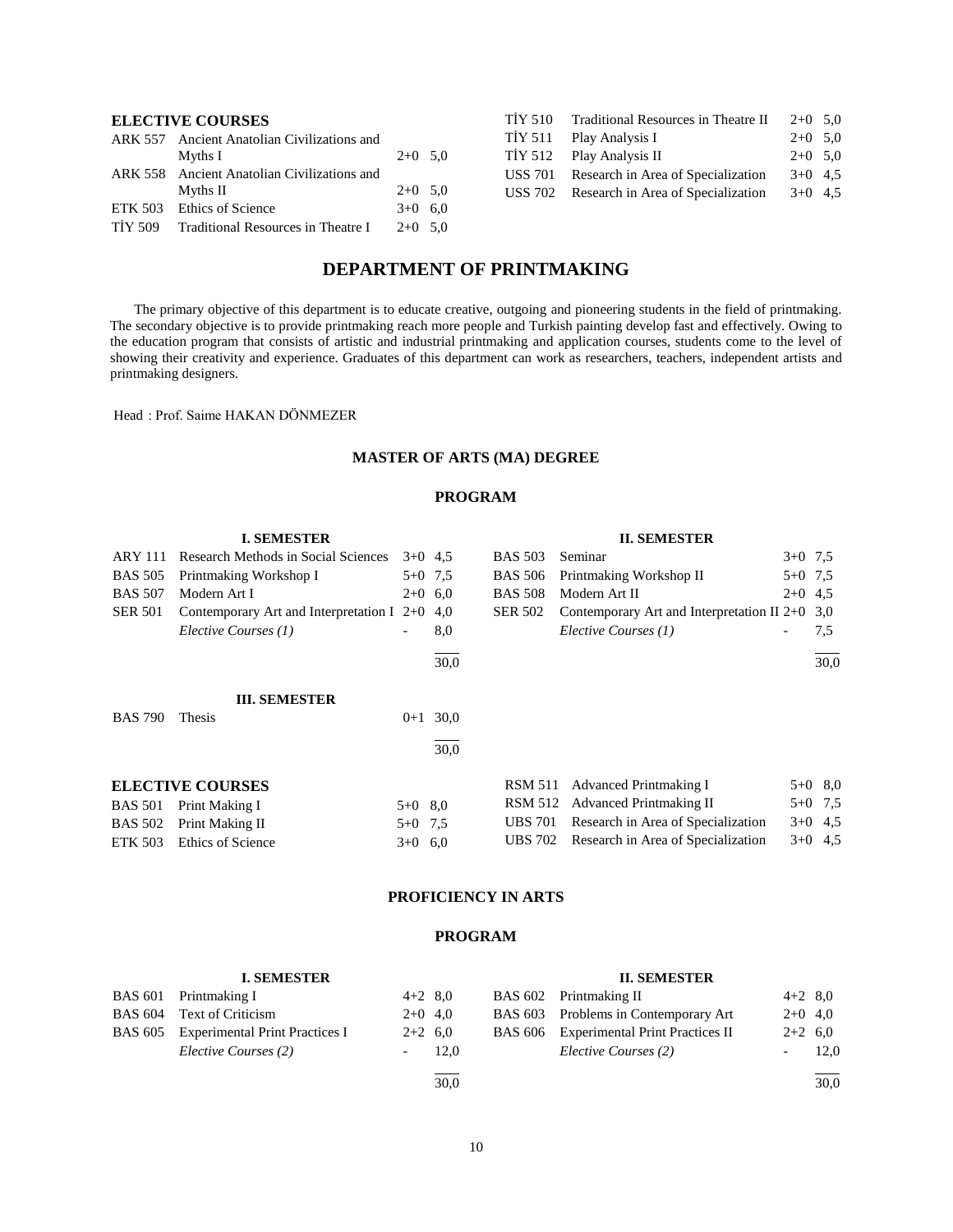**ELECTIVE COURSES**

| Code | Course | Hours | Credits |
|---|---|---|---|
| ARK 557 | Ancient Anatolian Civilizations and Myths I | 2+0 | 5,0 |
| ARK 558 | Ancient Anatolian Civilizations and Myths II | 2+0 | 5,0 |
| ETK 503 | Ethics of Science | 3+0 | 6,0 |
| TİY 509 | Traditional Resources in Theatre I | 2+0 | 5,0 |
| TİY 510 | Traditional Resources in Theatre II | 2+0 | 5,0 |
| TİY 511 | Play Analysis I | 2+0 | 5,0 |
| TİY 512 | Play Analysis II | 2+0 | 5,0 |
| USS 701 | Research in Area of Specialization | 3+0 | 4,5 |
| USS 702 | Research in Area of Specialization | 3+0 | 4,5 |

# DEPARTMENT OF PRINTMAKING

The primary objective of this department is to educate creative, outgoing and pioneering students in the field of printmaking. The secondary objective is to provide printmaking reach more people and Turkish painting develop fast and effectively. Owing to the education program that consists of artistic and industrial printmaking and application courses, students come to the level of showing their creativity and experience. Graduates of this department can work as researchers, teachers, independent artists and printmaking designers.

Head : Prof. Saime HAKAN DÖNMEZER

## MASTER OF ARTS (MA) DEGREE

### PROGRAM

**I. SEMESTER**

| Code | Course | Hours | Credits |
|---|---|---|---|
| ARY 111 | Research Methods in Social Sciences | 3+0 | 4,5 |
| BAS 505 | Printmaking Workshop I | 5+0 | 7,5 |
| BAS 507 | Modern Art I | 2+0 | 6,0 |
| SER 501 | Contemporary Art and Interpretation I | 2+0 | 4,0 |
| | *Elective Courses (1)* | - | 8,0 |
| | | | 30,0 |

**II. SEMESTER**

| Code | Course | Hours | Credits |
|---|---|---|---|
| BAS 503 | Seminar | 3+0 | 7,5 |
| BAS 506 | Printmaking Workshop II | 5+0 | 7,5 |
| BAS 508 | Modern Art II | 2+0 | 4,5 |
| SER 502 | Contemporary Art and Interpretation II | 2+0 | 3,0 |
| | *Elective Courses (1)* | - | 7,5 |
| | | | 30,0 |

**III. SEMESTER**

| Code | Course | Hours | Credits |
|---|---|---|---|
| BAS 790 | Thesis | 0+1 | 30,0 |
| | | | 30,0 |

**ELECTIVE COURSES**

| Code | Course | Hours | Credits |
|---|---|---|---|
| BAS 501 | Print Making I | 5+0 | 8,0 |
| BAS 502 | Print Making II | 5+0 | 7,5 |
| ETK 503 | Ethics of Science | 3+0 | 6,0 |
| RSM 511 | Advanced Printmaking I | 5+0 | 8,0 |
| RSM 512 | Advanced Printmaking II | 5+0 | 7,5 |
| UBS 701 | Research in Area of Specialization | 3+0 | 4,5 |
| UBS 702 | Research in Area of Specialization | 3+0 | 4,5 |

## PROFICIENCY IN ARTS

### PROGRAM

**I. SEMESTER**

| Code | Course | Hours | Credits |
|---|---|---|---|
| BAS 601 | Printmaking I | 4+2 | 8,0 |
| BAS 604 | Text of Criticism | 2+0 | 4,0 |
| BAS 605 | Experimental Print Practices I | 2+2 | 6,0 |
| | *Elective Courses (2)* | - | 12,0 |
| | | | 30,0 |

**II. SEMESTER**

| Code | Course | Hours | Credits |
|---|---|---|---|
| BAS 602 | Printmaking II | 4+2 | 8,0 |
| BAS 603 | Problems in Contemporary Art | 2+0 | 4,0 |
| BAS 606 | Experimental Print Practices II | 2+2 | 6,0 |
| | *Elective Courses (2)* | - | 12,0 |
| | | | 30,0 |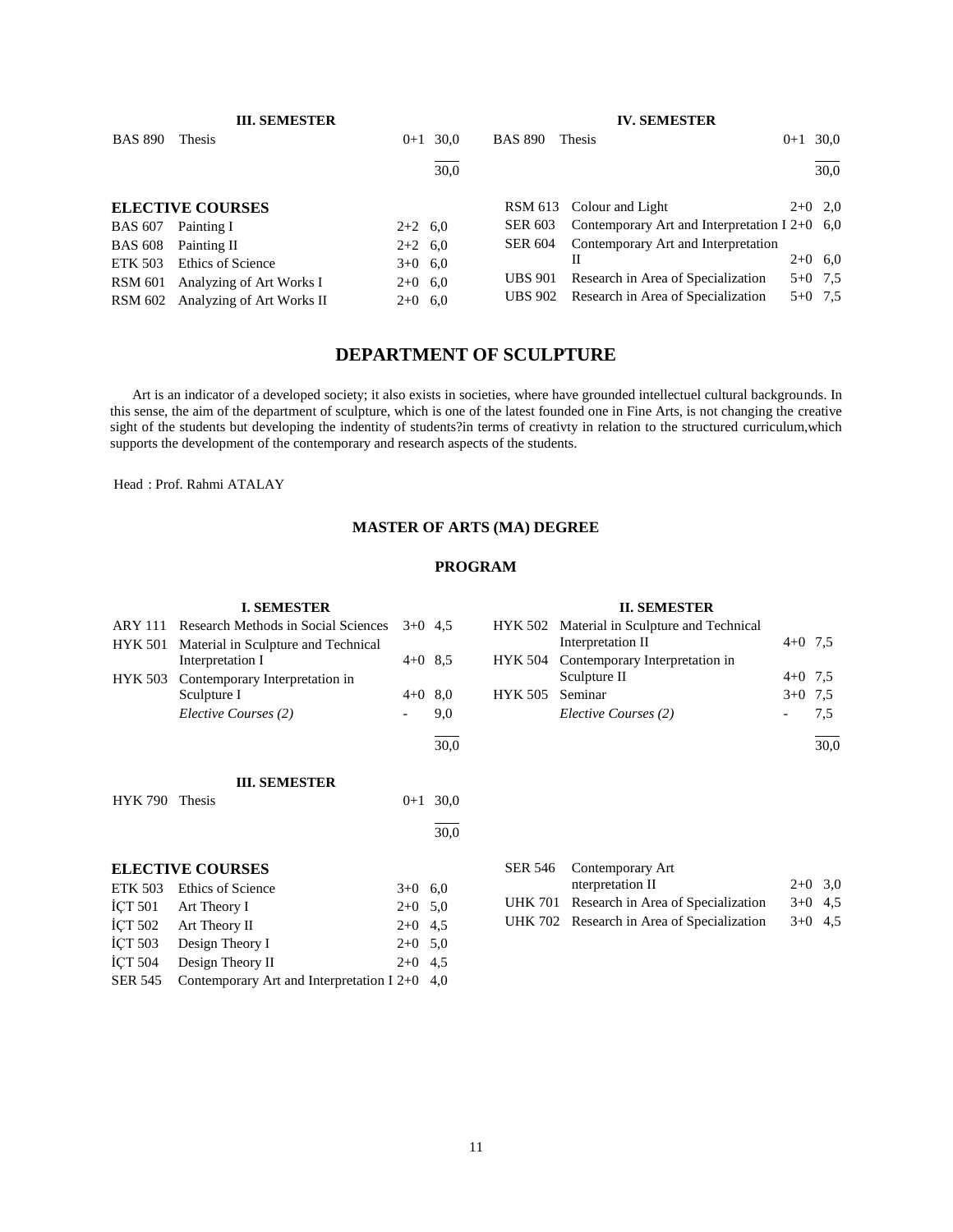**III. SEMESTER**

| | | | |
|---|---|---|---|
| BAS 890 | Thesis | 0+1 | 30,0 |
| | | | 30,0 |

**IV. SEMESTER**

| | | | |
|---|---|---|---|
| BAS 890 | Thesis | 0+1 | 30,0 |
| | | | 30,0 |

**ELECTIVE COURSES**

| | | | |
|---|---|---|---|
| BAS 607 | Painting I | 2+2 | 6,0 |
| BAS 608 | Painting II | 2+2 | 6,0 |
| ETK 503 | Ethics of Science | 3+0 | 6,0 |
| RSM 601 | Analyzing of Art Works I | 2+0 | 6,0 |
| RSM 602 | Analyzing of Art Works II | 2+0 | 6,0 |
| RSM 613 | Colour and Light | 2+0 | 2,0 |
| SER 603 | Contemporary Art and Interpretation I | 2+0 | 6,0 |
| SER 604 | Contemporary Art and Interpretation II | 2+0 | 6,0 |
| UBS 901 | Research in Area of Specialization | 5+0 | 7,5 |
| UBS 902 | Research in Area of Specialization | 5+0 | 7,5 |

## DEPARTMENT OF SCULPTURE

Art is an indicator of a developed society; it also exists in societies, where have grounded intellectuel cultural backgrounds. In this sense, the aim of the department of sculpture, which is one of the latest founded one in Fine Arts, is not changing the creative sight of the students but developing the indentity of students?in terms of creativty in relation to the structured curriculum,which supports the development of the contemporary and research aspects of the students.

Head : Prof. Rahmi ATALAY

### MASTER OF ARTS (MA) DEGREE

### PROGRAM

**I. SEMESTER**

| | | | |
|---|---|---|---|
| ARY 111 | Research Methods in Social Sciences | 3+0 | 4,5 |
| HYK 501 | Material in Sculpture and Technical Interpretation I | 4+0 | 8,5 |
| HYK 503 | Contemporary Interpretation in Sculpture I | 4+0 | 8,0 |
| | *Elective Courses (2)* | - | 9,0 |
| | | | 30,0 |

**II. SEMESTER**

| | | | |
|---|---|---|---|
| HYK 502 | Material in Sculpture and Technical Interpretation II | 4+0 | 7,5 |
| HYK 504 | Contemporary Interpretation in Sculpture II | 4+0 | 7,5 |
| HYK 505 | Seminar | 3+0 | 7,5 |
| | *Elective Courses (2)* | - | 7,5 |
| | | | 30,0 |

**III. SEMESTER**

| | | | |
|---|---|---|---|
| HYK 790 | Thesis | 0+1 | 30,0 |
| | | | 30,0 |

**ELECTIVE COURSES**

| | | | |
|---|---|---|---|
| ETK 503 | Ethics of Science | 3+0 | 6,0 |
| İÇT 501 | Art Theory I | 2+0 | 5,0 |
| İÇT 502 | Art Theory II | 2+0 | 4,5 |
| İÇT 503 | Design Theory I | 2+0 | 5,0 |
| İÇT 504 | Design Theory II | 2+0 | 4,5 |
| SER 545 | Contemporary Art and Interpretation I | 2+0 | 4,0 |
| SER 546 | Contemporary Art nterpretation II | 2+0 | 3,0 |
| UHK 701 | Research in Area of Specialization | 3+0 | 4,5 |
| UHK 702 | Research in Area of Specialization | 3+0 | 4,5 |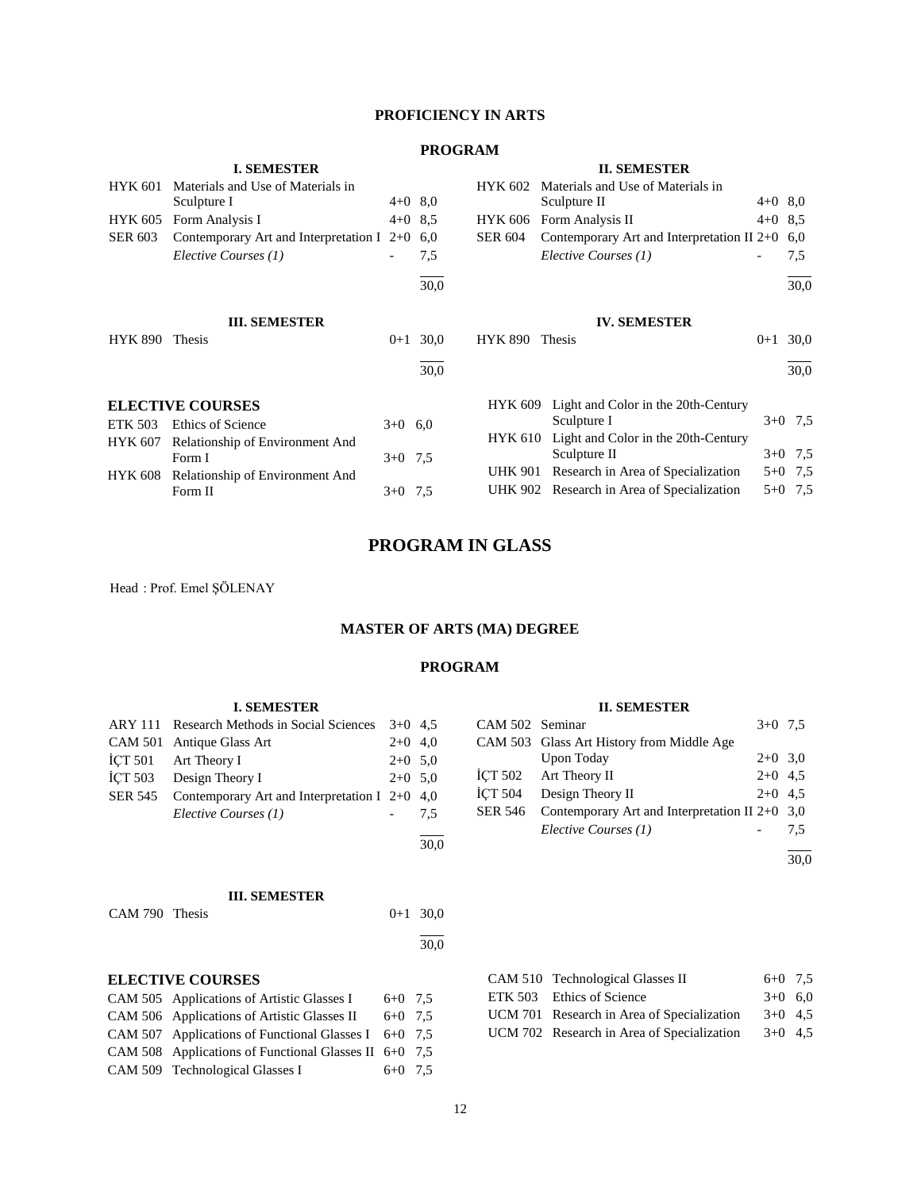## PROFICIENCY IN ARTS

### PROGRAM

**I. SEMESTER**

| Code | Course | Hours | Credits |
|---|---|---|---|
| HYK 601 | Materials and Use of Materials in Sculpture I | 4+0 | 8,0 |
| HYK 605 | Form Analysis I | 4+0 | 8,5 |
| SER 603 | Contemporary Art and Interpretation I | 2+0 | 6,0 |
| | *Elective Courses (1)* | - | 7,5 |
| | | | 30,0 |

**II. SEMESTER**

| Code | Course | Hours | Credits |
|---|---|---|---|
| HYK 602 | Materials and Use of Materials in Sculpture II | 4+0 | 8,0 |
| HYK 606 | Form Analysis II | 4+0 | 8,5 |
| SER 604 | Contemporary Art and Interpretation II | 2+0 | 6,0 |
| | *Elective Courses (1)* | - | 7,5 |
| | | | 30,0 |

**III. SEMESTER**

| Code | Course | Hours | Credits |
|---|---|---|---|
| HYK 890 | Thesis | 0+1 | 30,0 |
| | | | 30,0 |

**IV. SEMESTER**

| Code | Course | Hours | Credits |
|---|---|---|---|
| HYK 890 | Thesis | 0+1 | 30,0 |
| | | | 30,0 |

**ELECTIVE COURSES**

| Code | Course | Hours | Credits |
|---|---|---|---|
| ETK 503 | Ethics of Science | 3+0 | 6,0 |
| HYK 607 | Relationship of Environment And Form I | 3+0 | 7,5 |
| HYK 608 | Relationship of Environment And Form II | 3+0 | 7,5 |
| HYK 609 | Light and Color in the 20th-Century Sculpture I | 3+0 | 7,5 |
| HYK 610 | Light and Color in the 20th-Century Sculpture II | 3+0 | 7,5 |
| UHK 901 | Research in Area of Specialization | 5+0 | 7,5 |
| UHK 902 | Research in Area of Specialization | 5+0 | 7,5 |

# PROGRAM IN GLASS

Head : Prof. Emel ŞÖLENAY

## MASTER OF ARTS (MA) DEGREE

### PROGRAM

**I. SEMESTER**

| Code | Course | Hours | Credits |
|---|---|---|---|
| ARY 111 | Research Methods in Social Sciences | 3+0 | 4,5 |
| CAM 501 | Antique Glass Art | 2+0 | 4,0 |
| İÇT 501 | Art Theory I | 2+0 | 5,0 |
| İÇT 503 | Design Theory I | 2+0 | 5,0 |
| SER 545 | Contemporary Art and Interpretation I | 2+0 | 4,0 |
| | *Elective Courses (1)* | - | 7,5 |
| | | | 30,0 |

**II. SEMESTER**

| Code | Course | Hours | Credits |
|---|---|---|---|
| CAM 502 | Seminar | 3+0 | 7,5 |
| CAM 503 | Glass Art History from Middle Age Upon Today | 2+0 | 3,0 |
| İÇT 502 | Art Theory II | 2+0 | 4,5 |
| İÇT 504 | Design Theory II | 2+0 | 4,5 |
| SER 546 | Contemporary Art and Interpretation II | 2+0 | 3,0 |
| | *Elective Courses (1)* | - | 7,5 |
| | | | 30,0 |

**III. SEMESTER**

| Code | Course | Hours | Credits |
|---|---|---|---|
| CAM 790 | Thesis | 0+1 | 30,0 |
| | | | 30,0 |

**ELECTIVE COURSES**

| Code | Course | Hours | Credits |
|---|---|---|---|
| CAM 505 | Applications of Artistic Glasses I | 6+0 | 7,5 |
| CAM 506 | Applications of Artistic Glasses II | 6+0 | 7,5 |
| CAM 507 | Applications of Functional Glasses I | 6+0 | 7,5 |
| CAM 508 | Applications of Functional Glasses II | 6+0 | 7,5 |
| CAM 509 | Technological Glasses I | 6+0 | 7,5 |
| CAM 510 | Technological Glasses II | 6+0 | 7,5 |
| ETK 503 | Ethics of Science | 3+0 | 6,0 |
| UCM 701 | Research in Area of Specialization | 3+0 | 4,5 |
| UCM 702 | Research in Area of Specialization | 3+0 | 4,5 |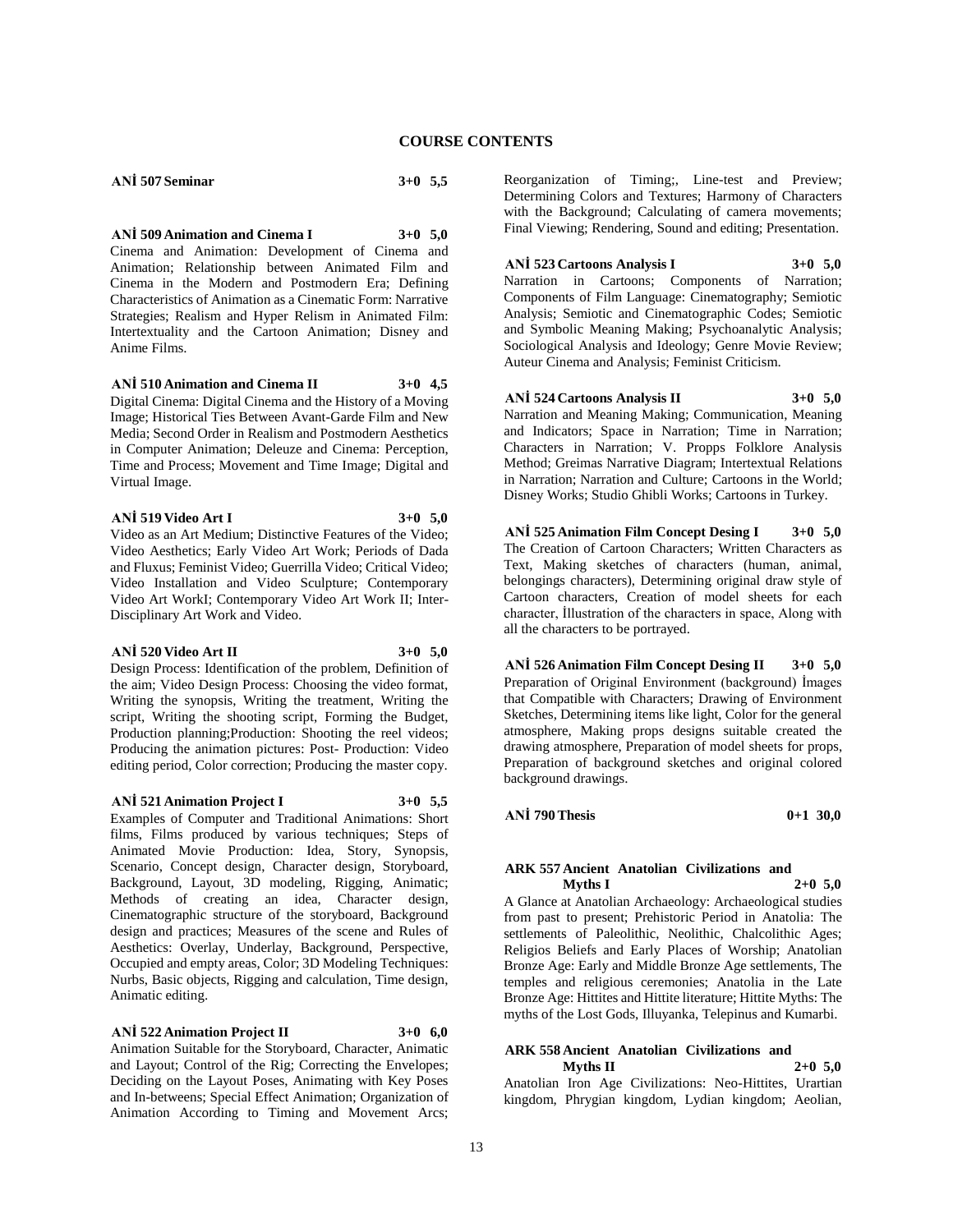# COURSE CONTENTS

**ANİ 507 Seminar 3+0 5,5**

**ANİ 509 Animation and Cinema I 3+0 5,0**

Cinema and Animation: Development of Cinema and Animation; Relationship between Animated Film and Cinema in the Modern and Postmodern Era; Defining Characteristics of Animation as a Cinematic Form: Narrative Strategies; Realism and Hyper Relism in Animated Film: Intertextuality and the Cartoon Animation; Disney and Anime Films.

**ANİ 510 Animation and Cinema II 3+0 4,5**

Digital Cinema: Digital Cinema and the History of a Moving Image; Historical Ties Between Avant-Garde Film and New Media; Second Order in Realism and Postmodern Aesthetics in Computer Animation; Deleuze and Cinema: Perception, Time and Process; Movement and Time Image; Digital and Virtual Image.

**ANİ 519 Video Art I 3+0 5,0**

Video as an Art Medium; Distinctive Features of the Video; Video Aesthetics; Early Video Art Work; Periods of Dada and Fluxus; Feminist Video; Guerrilla Video; Critical Video; Video Installation and Video Sculpture; Contemporary Video Art WorkI; Contemporary Video Art Work II; Inter-Disciplinary Art Work and Video.

**ANİ 520 Video Art II 3+0 5,0**

Design Process: Identification of the problem, Definition of the aim; Video Design Process: Choosing the video format, Writing the synopsis, Writing the treatment, Writing the script, Writing the shooting script, Forming the Budget, Production planning;Production: Shooting the reel videos; Producing the animation pictures: Post- Production: Video editing period, Color correction; Producing the master copy.

**ANİ 521 Animation Project I 3+0 5,5**

Examples of Computer and Traditional Animations: Short films, Films produced by various techniques; Steps of Animated Movie Production: Idea, Story, Synopsis, Scenario, Concept design, Character design, Storyboard, Background, Layout, 3D modeling, Rigging, Animatic; Methods of creating an idea, Character design, Cinematographic structure of the storyboard, Background design and practices; Measures of the scene and Rules of Aesthetics: Overlay, Underlay, Background, Perspective, Occupied and empty areas, Color; 3D Modeling Techniques: Nurbs, Basic objects, Rigging and calculation, Time design, Animatic editing.

**ANİ 522 Animation Project II 3+0 6,0**

Animation Suitable for the Storyboard, Character, Animatic and Layout; Control of the Rig; Correcting the Envelopes; Deciding on the Layout Poses, Animating with Key Poses and In-betweens; Special Effect Animation; Organization of Animation According to Timing and Movement Arcs; Reorganization of Timing;, Line-test and Preview; Determining Colors and Textures; Harmony of Characters with the Background; Calculating of camera movements; Final Viewing; Rendering, Sound and editing; Presentation.

**ANİ 523 Cartoons Analysis I 3+0 5,0**

Narration in Cartoons; Components of Narration; Components of Film Language: Cinematography; Semiotic Analysis; Semiotic and Cinematographic Codes; Semiotic and Symbolic Meaning Making; Psychoanalytic Analysis; Sociological Analysis and Ideology; Genre Movie Review; Auteur Cinema and Analysis; Feminist Criticism.

**ANİ 524 Cartoons Analysis II 3+0 5,0**

Narration and Meaning Making; Communication, Meaning and Indicators; Space in Narration; Time in Narration; Characters in Narration; V. Propps Folklore Analysis Method; Greimas Narrative Diagram; Intertextual Relations in Narration; Narration and Culture; Cartoons in the World; Disney Works; Studio Ghibli Works; Cartoons in Turkey.

**ANİ 525 Animation Film Concept Desing I 3+0 5,0**

The Creation of Cartoon Characters; Written Characters as Text, Making sketches of characters (human, animal, belongings characters), Determining original draw style of Cartoon characters, Creation of model sheets for each character, İllustration of the characters in space, Along with all the characters to be portrayed.

**ANİ 526 Animation Film Concept Desing II 3+0 5,0**

Preparation of Original Environment (background) İmages that Compatible with Characters; Drawing of Environment Sketches, Determining items like light, Color for the general atmosphere, Making props designs suitable created the drawing atmosphere, Preparation of model sheets for props, Preparation of background sketches and original colored background drawings.

**ANİ 790 Thesis 0+1 30,0**

**ARK 557 Ancient Anatolian Civilizations and Myths I 2+0 5,0**

A Glance at Anatolian Archaeology: Archaeological studies from past to present; Prehistoric Period in Anatolia: The settlements of Paleolithic, Neolithic, Chalcolithic Ages; Religios Beliefs and Early Places of Worship; Anatolian Bronze Age: Early and Middle Bronze Age settlements, The temples and religious ceremonies; Anatolia in the Late Bronze Age: Hittites and Hittite literature; Hittite Myths: The myths of the Lost Gods, Illuyanka, Telepinus and Kumarbi.

**ARK 558 Ancient Anatolian Civilizations and Myths II 2+0 5,0**

Anatolian Iron Age Civilizations: Neo-Hittites, Urartian kingdom, Phrygian kingdom, Lydian kingdom; Aeolian,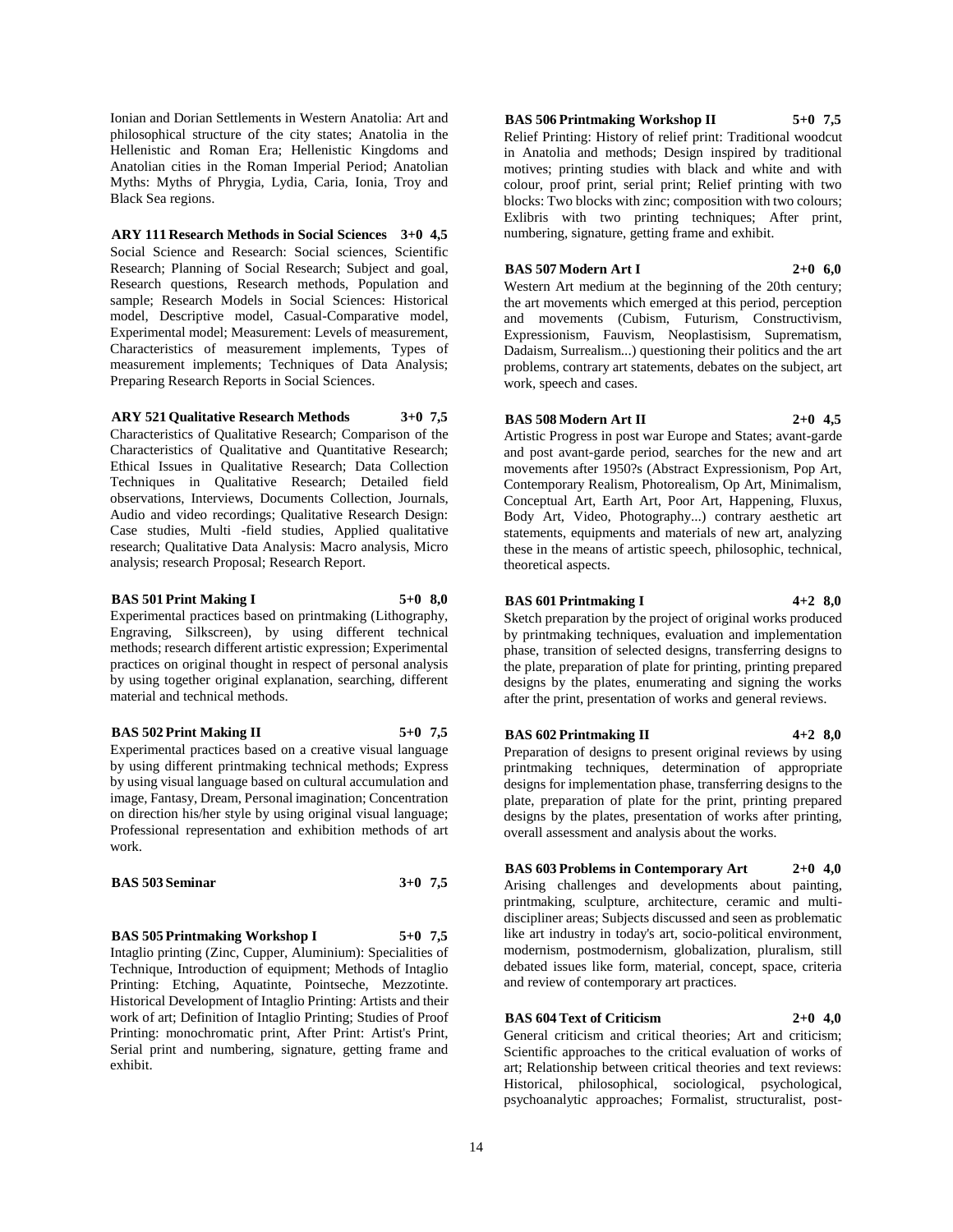Ionian and Dorian Settlements in Western Anatolia: Art and philosophical structure of the city states; Anatolia in the Hellenistic and Roman Era; Hellenistic Kingdoms and Anatolian cities in the Roman Imperial Period; Anatolian Myths: Myths of Phrygia, Lydia, Caria, Ionia, Troy and Black Sea regions.

**ARY 111 Research Methods in Social Sciences 3+0 4,5**

Social Science and Research: Social sciences, Scientific Research; Planning of Social Research; Subject and goal, Research questions, Research methods, Population and sample; Research Models in Social Sciences: Historical model, Descriptive model, Casual-Comparative model, Experimental model; Measurement: Levels of measurement, Characteristics of measurement implements, Types of measurement implements; Techniques of Data Analysis; Preparing Research Reports in Social Sciences.

**ARY 521 Qualitative Research Methods 3+0 7,5**

Characteristics of Qualitative Research; Comparison of the Characteristics of Qualitative and Quantitative Research; Ethical Issues in Qualitative Research; Data Collection Techniques in Qualitative Research; Detailed field observations, Interviews, Documents Collection, Journals, Audio and video recordings; Qualitative Research Design: Case studies, Multi -field studies, Applied qualitative research; Qualitative Data Analysis: Macro analysis, Micro analysis; research Proposal; Research Report.

**BAS 501 Print Making I 5+0 8,0**

Experimental practices based on printmaking (Lithography, Engraving, Silkscreen), by using different technical methods; research different artistic expression; Experimental practices on original thought in respect of personal analysis by using together original explanation, searching, different material and technical methods.

**BAS 502 Print Making II 5+0 7,5**

Experimental practices based on a creative visual language by using different printmaking technical methods; Express by using visual language based on cultural accumulation and image, Fantasy, Dream, Personal imagination; Concentration on direction his/her style by using original visual language; Professional representation and exhibition methods of art work.

**BAS 503 Seminar 3+0 7,5**

**BAS 505 Printmaking Workshop I 5+0 7,5**

Intaglio printing (Zinc, Cupper, Aluminium): Specialities of Technique, Introduction of equipment; Methods of Intaglio Printing: Etching, Aquatinte, Pointseche, Mezzotinte. Historical Development of Intaglio Printing: Artists and their work of art; Definition of Intaglio Printing; Studies of Proof Printing: monochromatic print, After Print: Artist's Print, Serial print and numbering, signature, getting frame and exhibit.

**BAS 506 Printmaking Workshop II 5+0 7,5**

Relief Printing: History of relief print: Traditional woodcut in Anatolia and methods; Design inspired by traditional motives; printing studies with black and white and with colour, proof print, serial print; Relief printing with two blocks: Two blocks with zinc; composition with two colours; Exlibris with two printing techniques; After print, numbering, signature, getting frame and exhibit.

**BAS 507 Modern Art I 2+0 6,0**

Western Art medium at the beginning of the 20th century; the art movements which emerged at this period, perception and movements (Cubism, Futurism, Constructivism, Expressionism, Fauvism, Neoplastisism, Suprematism, Dadaism, Surrealism...) questioning their politics and the art problems, contrary art statements, debates on the subject, art work, speech and cases.

**BAS 508 Modern Art II 2+0 4,5**

Artistic Progress in post war Europe and States; avant-garde and post avant-garde period, searches for the new and art movements after 1950?s (Abstract Expressionism, Pop Art, Contemporary Realism, Photorealism, Op Art, Minimalism, Conceptual Art, Earth Art, Poor Art, Happening, Fluxus, Body Art, Video, Photography...) contrary aesthetic art statements, equipments and materials of new art, analyzing these in the means of artistic speech, philosophic, technical, theoretical aspects.

**BAS 601 Printmaking I 4+2 8,0**

Sketch preparation by the project of original works produced by printmaking techniques, evaluation and implementation phase, transition of selected designs, transferring designs to the plate, preparation of plate for printing, printing prepared designs by the plates, enumerating and signing the works after the print, presentation of works and general reviews.

**BAS 602 Printmaking II 4+2 8,0**

Preparation of designs to present original reviews by using printmaking techniques, determination of appropriate designs for implementation phase, transferring designs to the plate, preparation of plate for the print, printing prepared designs by the plates, presentation of works after printing, overall assessment and analysis about the works.

**BAS 603 Problems in Contemporary Art 2+0 4,0**

Arising challenges and developments about painting, printmaking, sculpture, architecture, ceramic and multi-discipliner areas; Subjects discussed and seen as problematic like art industry in today's art, socio-political environment, modernism, postmodernism, globalization, pluralism, still debated issues like form, material, concept, space, criteria and review of contemporary art practices.

**BAS 604 Text of Criticism 2+0 4,0**

General criticism and critical theories; Art and criticism; Scientific approaches to the critical evaluation of works of art; Relationship between critical theories and text reviews: Historical, philosophical, sociological, psychological, psychoanalytic approaches; Formalist, structuralist, post-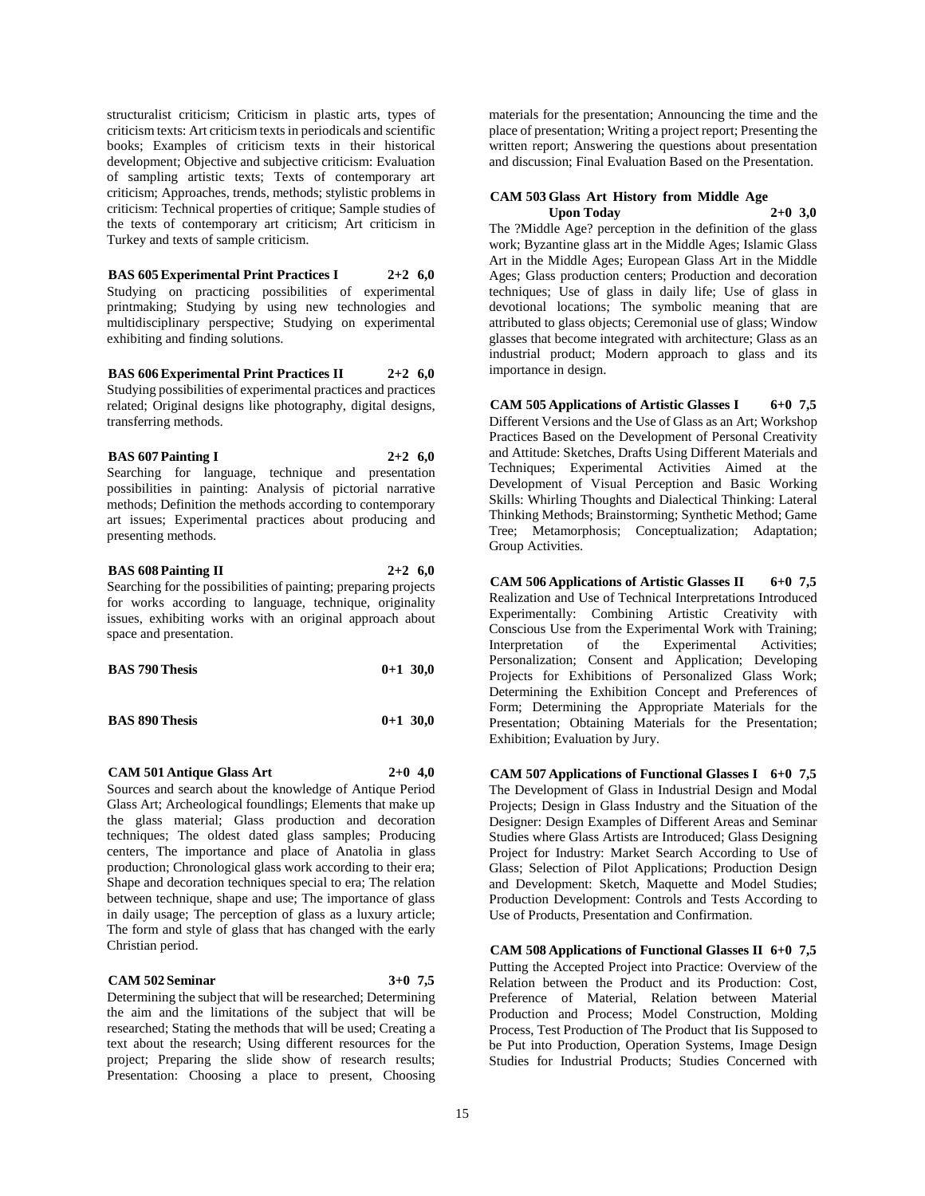structuralist criticism; Criticism in plastic arts, types of criticism texts: Art criticism texts in periodicals and scientific books; Examples of criticism texts in their historical development; Objective and subjective criticism: Evaluation of sampling artistic texts; Texts of contemporary art criticism; Approaches, trends, methods; stylistic problems in criticism: Technical properties of critique; Sample studies of the texts of contemporary art criticism; Art criticism in Turkey and texts of sample criticism.

**BAS 605 Experimental Print Practices I 2+2 6,0**

Studying on practicing possibilities of experimental printmaking; Studying by using new technologies and multidisciplinary perspective; Studying on experimental exhibiting and finding solutions.

**BAS 606 Experimental Print Practices II 2+2 6,0**

Studying possibilities of experimental practices and practices related; Original designs like photography, digital designs, transferring methods.

**BAS 607 Painting I 2+2 6,0**

Searching for language, technique and presentation possibilities in painting: Analysis of pictorial narrative methods; Definition the methods according to contemporary art issues; Experimental practices about producing and presenting methods.

**BAS 608 Painting II 2+2 6,0**

Searching for the possibilities of painting; preparing projects for works according to language, technique, originality issues, exhibiting works with an original approach about space and presentation.

**BAS 790 Thesis 0+1 30,0**

**BAS 890 Thesis 0+1 30,0**

**CAM 501 Antique Glass Art 2+0 4,0**

Sources and search about the knowledge of Antique Period Glass Art; Archeological foundlings; Elements that make up the glass material; Glass production and decoration techniques; The oldest dated glass samples; Producing centers, The importance and place of Anatolia in glass production; Chronological glass work according to their era; Shape and decoration techniques special to era; The relation between technique, shape and use; The importance of glass in daily usage; The perception of glass as a luxury article; The form and style of glass that has changed with the early Christian period.

**CAM 502 Seminar 3+0 7,5**

Determining the subject that will be researched; Determining the aim and the limitations of the subject that will be researched; Stating the methods that will be used; Creating a text about the research; Using different resources for the project; Preparing the slide show of research results; Presentation: Choosing a place to present, Choosing materials for the presentation; Announcing the time and the place of presentation; Writing a project report; Presenting the written report; Answering the questions about presentation and discussion; Final Evaluation Based on the Presentation.

**CAM 503 Glass Art History from Middle Age Upon Today 2+0 3,0**

The ?Middle Age? perception in the definition of the glass work; Byzantine glass art in the Middle Ages; Islamic Glass Art in the Middle Ages; European Glass Art in the Middle Ages; Glass production centers; Production and decoration techniques; Use of glass in daily life; Use of glass in devotional locations; The symbolic meaning that are attributed to glass objects; Ceremonial use of glass; Window glasses that become integrated with architecture; Glass as an industrial product; Modern approach to glass and its importance in design.

**CAM 505 Applications of Artistic Glasses I 6+0 7,5**

Different Versions and the Use of Glass as an Art; Workshop Practices Based on the Development of Personal Creativity and Attitude: Sketches, Drafts Using Different Materials and Techniques; Experimental Activities Aimed at the Development of Visual Perception and Basic Working Skills: Whirling Thoughts and Dialectical Thinking: Lateral Thinking Methods; Brainstorming; Synthetic Method; Game Tree; Metamorphosis; Conceptualization; Adaptation; Group Activities.

**CAM 506 Applications of Artistic Glasses II 6+0 7,5**

Realization and Use of Technical Interpretations Introduced Experimentally: Combining Artistic Creativity with Conscious Use from the Experimental Work with Training; Interpretation of the Experimental Activities; Personalization; Consent and Application; Developing Projects for Exhibitions of Personalized Glass Work; Determining the Exhibition Concept and Preferences of Form; Determining the Appropriate Materials for the Presentation; Obtaining Materials for the Presentation; Exhibition; Evaluation by Jury.

**CAM 507 Applications of Functional Glasses I 6+0 7,5**

The Development of Glass in Industrial Design and Modal Projects; Design in Glass Industry and the Situation of the Designer: Design Examples of Different Areas and Seminar Studies where Glass Artists are Introduced; Glass Designing Project for Industry: Market Search According to Use of Glass; Selection of Pilot Applications; Production Design and Development: Sketch, Maquette and Model Studies; Production Development: Controls and Tests According to Use of Products, Presentation and Confirmation.

**CAM 508 Applications of Functional Glasses II 6+0 7,5**

Putting the Accepted Project into Practice: Overview of the Relation between the Product and its Production: Cost, Preference of Material, Relation between Material Production and Process; Model Construction, Molding Process, Test Production of The Product that Iis Supposed to be Put into Production, Operation Systems, Image Design Studies for Industrial Products; Studies Concerned with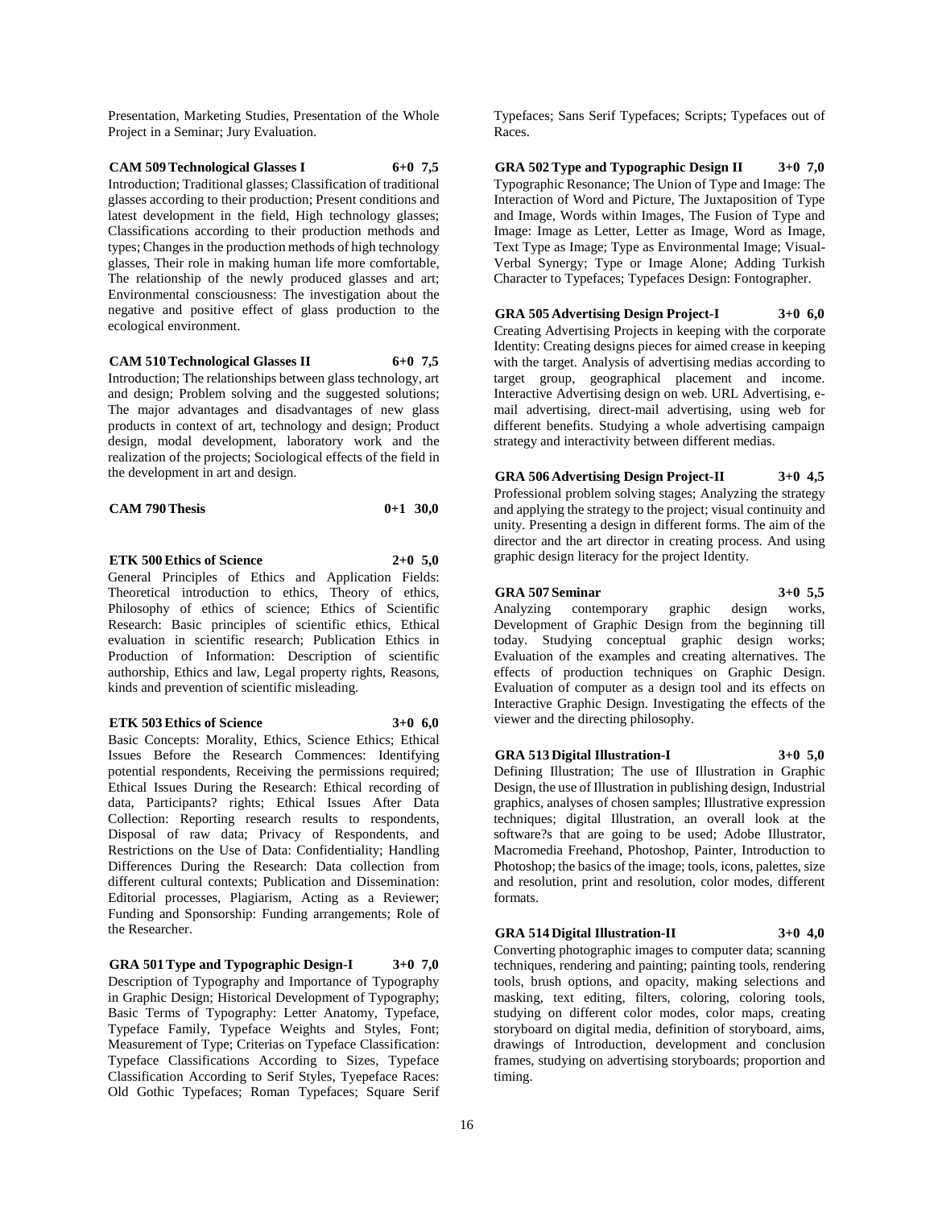Presentation, Marketing Studies, Presentation of the Whole Project in a Seminar; Jury Evaluation.

**CAM 509 Technological Glasses I 6+0 7,5**

Introduction; Traditional glasses; Classification of traditional glasses according to their production; Present conditions and latest development in the field, High technology glasses; Classifications according to their production methods and types; Changes in the production methods of high technology glasses, Their role in making human life more comfortable, The relationship of the newly produced glasses and art; Environmental consciousness: The investigation about the negative and positive effect of glass production to the ecological environment.

**CAM 510 Technological Glasses II 6+0 7,5**

Introduction; The relationships between glass technology, art and design; Problem solving and the suggested solutions; The major advantages and disadvantages of new glass products in context of art, technology and design; Product design, modal development, laboratory work and the realization of the projects; Sociological effects of the field in the development in art and design.

**CAM 790 Thesis 0+1 30,0**

**ETK 500 Ethics of Science 2+0 5,0**

General Principles of Ethics and Application Fields: Theoretical introduction to ethics, Theory of ethics, Philosophy of ethics of science; Ethics of Scientific Research: Basic principles of scientific ethics, Ethical evaluation in scientific research; Publication Ethics in Production of Information: Description of scientific authorship, Ethics and law, Legal property rights, Reasons, kinds and prevention of scientific misleading.

**ETK 503 Ethics of Science 3+0 6,0**

Basic Concepts: Morality, Ethics, Science Ethics; Ethical Issues Before the Research Commences: Identifying potential respondents, Receiving the permissions required; Ethical Issues During the Research: Ethical recording of data, Participants? rights; Ethical Issues After Data Collection: Reporting research results to respondents, Disposal of raw data; Privacy of Respondents, and Restrictions on the Use of Data: Confidentiality; Handling Differences During the Research: Data collection from different cultural contexts; Publication and Dissemination: Editorial processes, Plagiarism, Acting as a Reviewer; Funding and Sponsorship: Funding arrangements; Role of the Researcher.

**GRA 501 Type and Typographic Design-I 3+0 7,0**

Description of Typography and Importance of Typography in Graphic Design; Historical Development of Typography; Basic Terms of Typography: Letter Anatomy, Typeface, Typeface Family, Typeface Weights and Styles, Font; Measurement of Type; Criterias on Typeface Classification: Typeface Classifications According to Sizes, Typeface Classification According to Serif Styles, Tyepeface Races: Old Gothic Typefaces; Roman Typefaces; Square Serif Typefaces; Sans Serif Typefaces; Scripts; Typefaces out of Races.

**GRA 502 Type and Typographic Design II 3+0 7,0**

Typographic Resonance; The Union of Type and Image: The Interaction of Word and Picture, The Juxtaposition of Type and Image, Words within Images, The Fusion of Type and Image: Image as Letter, Letter as Image, Word as Image, Text Type as Image; Type as Environmental Image; Visual-Verbal Synergy; Type or Image Alone; Adding Turkish Character to Typefaces; Typefaces Design: Fontographer.

**GRA 505 Advertising Design Project-I 3+0 6,0**

Creating Advertising Projects in keeping with the corporate Identity: Creating designs pieces for aimed crease in keeping with the target. Analysis of advertising medias according to target group, geographical placement and income. Interactive Advertising design on web. URL Advertising, e-mail advertising, direct-mail advertising, using web for different benefits. Studying a whole advertising campaign strategy and interactivity between different medias.

**GRA 506 Advertising Design Project-II 3+0 4,5**

Professional problem solving stages; Analyzing the strategy and applying the strategy to the project; visual continuity and unity. Presenting a design in different forms. The aim of the director and the art director in creating process. And using graphic design literacy for the project Identity.

**GRA 507 Seminar 3+0 5,5**

Analyzing contemporary graphic design works, Development of Graphic Design from the beginning till today. Studying conceptual graphic design works; Evaluation of the examples and creating alternatives. The effects of production techniques on Graphic Design. Evaluation of computer as a design tool and its effects on Interactive Graphic Design. Investigating the effects of the viewer and the directing philosophy.

**GRA 513 Digital Illustration-I 3+0 5,0**

Defining Illustration; The use of Illustration in Graphic Design, the use of Illustration in publishing design, Industrial graphics, analyses of chosen samples; Illustrative expression techniques; digital Illustration, an overall look at the software?s that are going to be used; Adobe Illustrator, Macromedia Freehand, Photoshop, Painter, Introduction to Photoshop; the basics of the image; tools, icons, palettes, size and resolution, print and resolution, color modes, different formats.

**GRA 514 Digital Illustration-II 3+0 4,0**

Converting photographic images to computer data; scanning techniques, rendering and painting; painting tools, rendering tools, brush options, and opacity, making selections and masking, text editing, filters, coloring, coloring tools, studying on different color modes, color maps, creating storyboard on digital media, definition of storyboard, aims, drawings of Introduction, development and conclusion frames, studying on advertising storyboards; proportion and timing.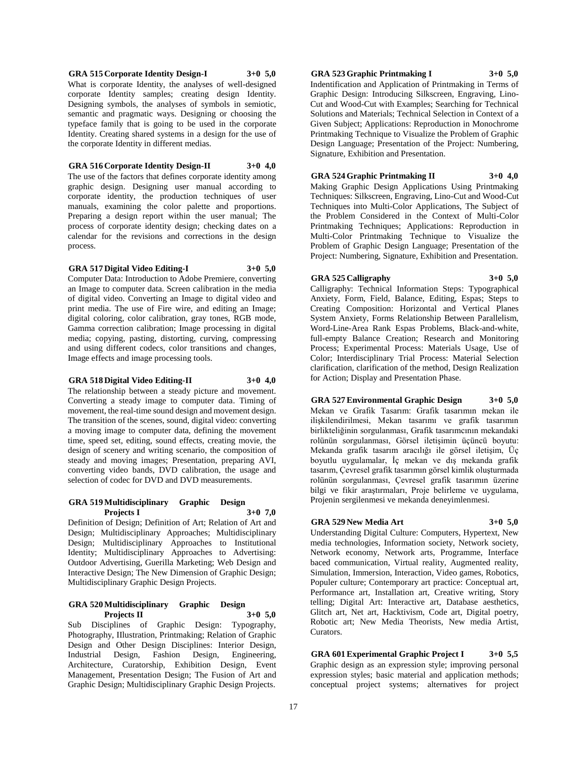**GRA 515 Corporate Identity Design-I 3+0 5,0**

What is corporate Identity, the analyses of well-designed corporate Identity samples; creating design Identity. Designing symbols, the analyses of symbols in semiotic, semantic and pragmatic ways. Designing or choosing the typeface family that is going to be used in the corporate Identity. Creating shared systems in a design for the use of the corporate Identity in different medias.

**GRA 516 Corporate Identity Design-II 3+0 4,0**

The use of the factors that defines corporate identity among graphic design. Designing user manual according to corporate identity, the production techniques of user manuals, examining the color palette and proportions. Preparing a design report within the user manual; The process of corporate identity design; checking dates on a calendar for the revisions and corrections in the design process.

**GRA 517 Digital Video Editing-I 3+0 5,0**

Computer Data: Introduction to Adobe Premiere, converting an Image to computer data. Screen calibration in the media of digital video. Converting an Image to digital video and print media. The use of Fire wire, and editing an Image; digital coloring, color calibration, gray tones, RGB mode, Gamma correction calibration; Image processing in digital media; copying, pasting, distorting, curving, compressing and using different codecs, color transitions and changes, Image effects and image processing tools.

**GRA 518 Digital Video Editing-II 3+0 4,0**

The relationship between a steady picture and movement. Converting a steady image to computer data. Timing of movement, the real-time sound design and movement design. The transition of the scenes, sound, digital video: converting a moving image to computer data, defining the movement time, speed set, editing, sound effects, creating movie, the design of scenery and writing scenario, the composition of steady and moving images; Presentation, preparing AVI, converting video bands, DVD calibration, the usage and selection of codec for DVD and DVD measurements.

**GRA 519 Multidisciplinary Graphic Design Projects I 3+0 7,0**

Definition of Design; Definition of Art; Relation of Art and Design; Multidisciplinary Approaches; Multidisciplinary Design; Multidisciplinary Approaches to Institutional Identity; Multidisciplinary Approaches to Advertising: Outdoor Advertising, Guerilla Marketing; Web Design and Interactive Design; The New Dimension of Graphic Design; Multidisciplinary Graphic Design Projects.

**GRA 520 Multidisciplinary Graphic Design Projects II 3+0 5,0**

Sub Disciplines of Graphic Design: Typography, Photography, IIlustration, Printmaking; Relation of Graphic Design and Other Design Disciplines: Interior Design, Industrial Design, Fashion Design, Engineering, Architecture, Curatorship, Exhibition Design, Event Management, Presentation Design; The Fusion of Art and Graphic Design; Multidisciplinary Graphic Design Projects.

**GRA 523 Graphic Printmaking I 3+0 5,0**

Indentification and Application of Printmaking in Terms of Graphic Design: Introducing Silkscreen, Engraving, Lino-Cut and Wood-Cut with Examples; Searching for Technical Solutions and Materials; Technical Selection in Context of a Given Subject; Applications: Reproduction in Monochrome Printmaking Technique to Visualize the Problem of Graphic Design Language; Presentation of the Project: Numbering, Signature, Exhibition and Presentation.

**GRA 524 Graphic Printmaking II 3+0 4,0**

Making Graphic Design Applications Using Printmaking Techniques: Silkscreen, Engraving, Lino-Cut and Wood-Cut Techniques into Multi-Color Applications, The Subject of the Problem Considered in the Context of Multi-Color Printmaking Techniques; Applications: Reproduction in Multi-Color Printmaking Technique to Visualize the Problem of Graphic Design Language; Presentation of the Project: Numbering, Signature, Exhibition and Presentation.

**GRA 525 Calligraphy 3+0 5,0**

Calligraphy: Technical Information Steps: Typographical Anxiety, Form, Field, Balance, Editing, Espas; Steps to Creating Composition: Horizontal and Vertical Planes System Anxiety, Forms Relationship Between Parallelism, Word-Line-Area Rank Espas Problems, Black-and-white, full-empty Balance Creation; Research and Monitoring Process; Experimental Process: Materials Usage, Use of Color; Interdisciplinary Trial Process: Material Selection clarification, clarification of the method, Design Realization for Action; Display and Presentation Phase.

**GRA 527 Environmental Graphic Design 3+0 5,0**

Mekan ve Grafik Tasarım: Grafik tasarımın mekan ile ilişkilendirilmesi, Mekan tasarımı ve grafik tasarımın birlikteliğinin sorgulanması, Grafik tasarımcının mekandaki rolünün sorgulanması, Görsel iletişimin üçüncü boyutu: Mekanda grafik tasarım aracılığı ile görsel iletişim, Üç boyutlu uygulamalar, İç mekan ve dış mekanda grafik tasarım, Çevresel grafik tasarımın görsel kimlik oluşturmada rolünün sorgulanması, Çevresel grafik tasarımın üzerine bilgi ve fikir araştırmaları, Proje belirleme ve uygulama, Projenin sergilenmesi ve mekanda deneyimlenmesi.

**GRA 529 New Media Art 3+0 5,0**

Understanding Digital Culture: Computers, Hypertext, New media technologies, Information society, Network society, Network economy, Network arts, Programme, Interface baced communication, Virtual reality, Augmented reality, Simulation, Immersion, Interaction, Video games, Robotics, Populer culture; Contemporary art practice: Conceptual art, Performance art, Installation art, Creative writing, Story telling; Digital Art: Interactive art, Database aesthetics, Glitch art, Net art, Hacktivism, Code art, Digital poetry, Robotic art; New Media Theorists, New media Artist, Curators.

**GRA 601 Experimental Graphic Project I 3+0 5,5**

Graphic design as an expression style; improving personal expression styles; basic material and application methods; conceptual project systems; alternatives for project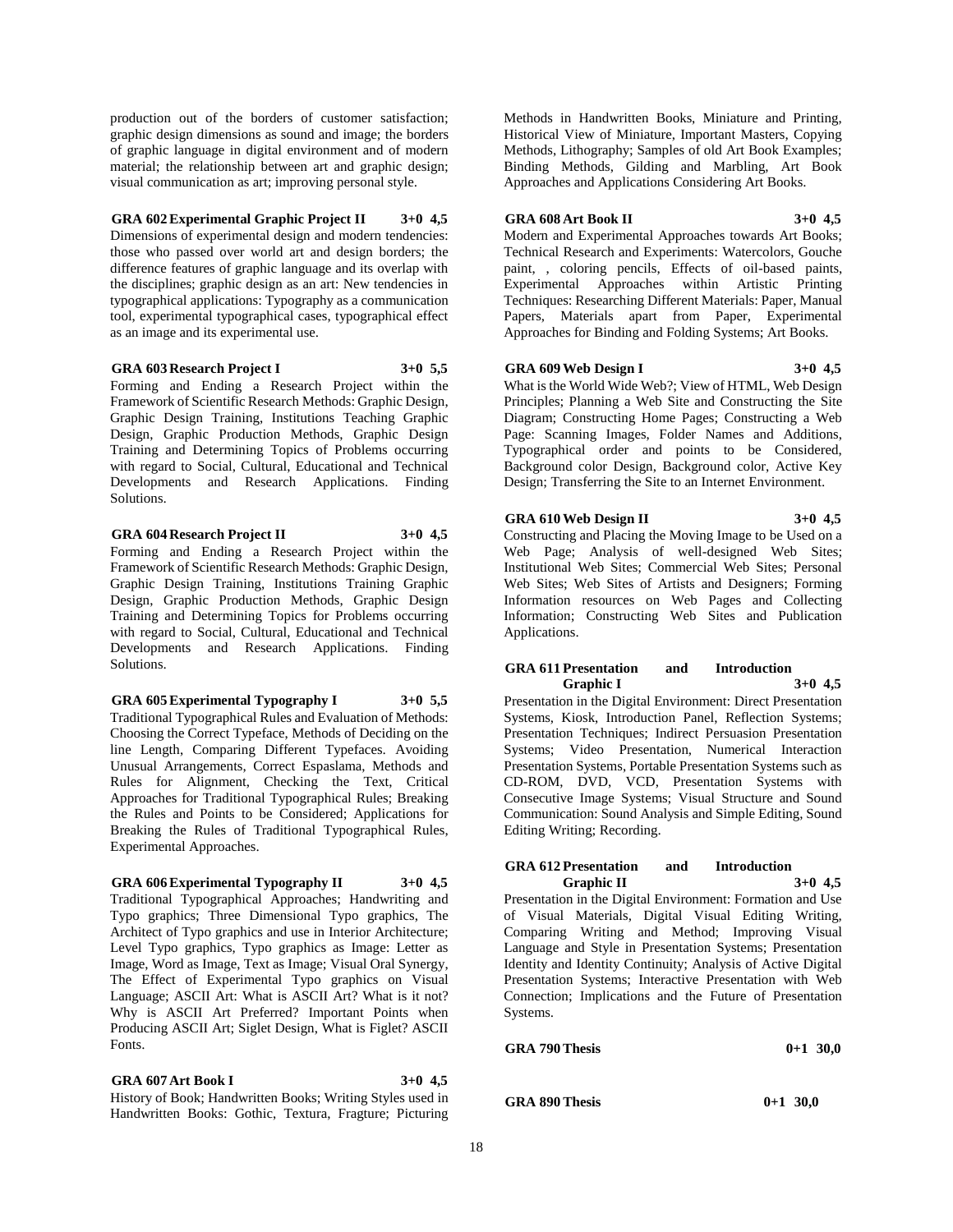production out of the borders of customer satisfaction; graphic design dimensions as sound and image; the borders of graphic language in digital environment and of modern material; the relationship between art and graphic design; visual communication as art; improving personal style.

**GRA 602 Experimental Graphic Project II 3+0 4,5**

Dimensions of experimental design and modern tendencies: those who passed over world art and design borders; the difference features of graphic language and its overlap with the disciplines; graphic design as an art: New tendencies in typographical applications: Typography as a communication tool, experimental typographical cases, typographical effect as an image and its experimental use.

**GRA 603 Research Project I 3+0 5,5**

Forming and Ending a Research Project within the Framework of Scientific Research Methods: Graphic Design, Graphic Design Training, Institutions Teaching Graphic Design, Graphic Production Methods, Graphic Design Training and Determining Topics of Problems occurring with regard to Social, Cultural, Educational and Technical Developments and Research Applications. Finding Solutions.

**GRA 604 Research Project II 3+0 4,5**

Forming and Ending a Research Project within the Framework of Scientific Research Methods: Graphic Design, Graphic Design Training, Institutions Training Graphic Design, Graphic Production Methods, Graphic Design Training and Determining Topics for Problems occurring with regard to Social, Cultural, Educational and Technical Developments and Research Applications. Finding Solutions.

**GRA 605 Experimental Typography I 3+0 5,5**

Traditional Typographical Rules and Evaluation of Methods: Choosing the Correct Typeface, Methods of Deciding on the line Length, Comparing Different Typefaces. Avoiding Unusual Arrangements, Correct Espaslama, Methods and Rules for Alignment, Checking the Text, Critical Approaches for Traditional Typographical Rules; Breaking the Rules and Points to be Considered; Applications for Breaking the Rules of Traditional Typographical Rules, Experimental Approaches.

**GRA 606 Experimental Typography II 3+0 4,5**

Traditional Typographical Approaches; Handwriting and Typo graphics; Three Dimensional Typo graphics, The Architect of Typo graphics and use in Interior Architecture; Level Typo graphics, Typo graphics as Image: Letter as Image, Word as Image, Text as Image; Visual Oral Synergy, The Effect of Experimental Typo graphics on Visual Language; ASCII Art: What is ASCII Art? What is it not? Why is ASCII Art Preferred? Important Points when Producing ASCII Art; Siglet Design, What is Figlet? ASCII Fonts.

**GRA 607 Art Book I 3+0 4,5**

History of Book; Handwritten Books; Writing Styles used in Handwritten Books: Gothic, Textura, Fragture; Picturing Methods in Handwritten Books, Miniature and Printing, Historical View of Miniature, Important Masters, Copying Methods, Lithography; Samples of old Art Book Examples; Binding Methods, Gilding and Marbling, Art Book Approaches and Applications Considering Art Books.

**GRA 608 Art Book II 3+0 4,5**

Modern and Experimental Approaches towards Art Books; Technical Research and Experiments: Watercolors, Gouche paint, , coloring pencils, Effects of oil-based paints, Experimental Approaches within Artistic Printing Techniques: Researching Different Materials: Paper, Manual Papers, Materials apart from Paper, Experimental Approaches for Binding and Folding Systems; Art Books.

**GRA 609 Web Design I 3+0 4,5**

What is the World Wide Web?; View of HTML, Web Design Principles; Planning a Web Site and Constructing the Site Diagram; Constructing Home Pages; Constructing a Web Page: Scanning Images, Folder Names and Additions, Typographical order and points to be Considered, Background color Design, Background color, Active Key Design; Transferring the Site to an Internet Environment.

**GRA 610 Web Design II 3+0 4,5**

Constructing and Placing the Moving Image to be Used on a Web Page; Analysis of well-designed Web Sites; Institutional Web Sites; Commercial Web Sites; Personal Web Sites; Web Sites of Artists and Designers; Forming Information resources on Web Pages and Collecting Information; Constructing Web Sites and Publication Applications.

**GRA 611 Presentation and Introduction Graphic I 3+0 4,5**

Presentation in the Digital Environment: Direct Presentation Systems, Kiosk, Introduction Panel, Reflection Systems; Presentation Techniques; Indirect Persuasion Presentation Systems; Video Presentation, Numerical Interaction Presentation Systems, Portable Presentation Systems such as CD-ROM, DVD, VCD, Presentation Systems with Consecutive Image Systems; Visual Structure and Sound Communication: Sound Analysis and Simple Editing, Sound Editing Writing; Recording.

**GRA 612 Presentation and Introduction Graphic II 3+0 4,5**

Presentation in the Digital Environment: Formation and Use of Visual Materials, Digital Visual Editing Writing, Comparing Writing and Method; Improving Visual Language and Style in Presentation Systems; Presentation Identity and Identity Continuity; Analysis of Active Digital Presentation Systems; Interactive Presentation with Web Connection; Implications and the Future of Presentation Systems.

**GRA 790 Thesis 0+1 30,0**

**GRA 890 Thesis 0+1 30,0**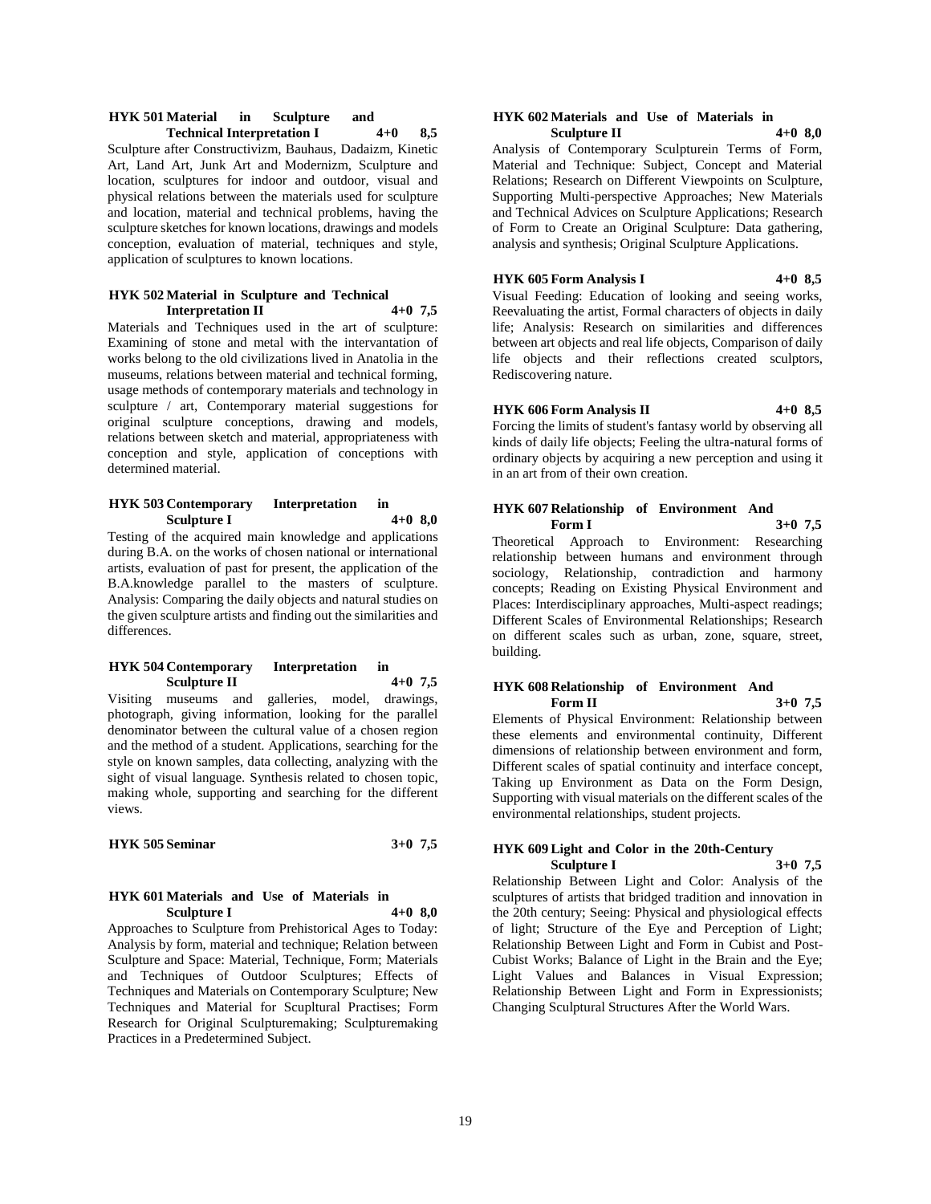**HYK 501 Material in Sculpture and Technical Interpretation I 4+0 8,5**

Sculpture after Constructivizm, Bauhaus, Dadaizm, Kinetic Art, Land Art, Junk Art and Modernizm, Sculpture and location, sculptures for indoor and outdoor, visual and physical relations between the materials used for sculpture and location, material and technical problems, having the sculpture sketches for known locations, drawings and models conception, evaluation of material, techniques and style, application of sculptures to known locations.

**HYK 502 Material in Sculpture and Technical Interpretation II 4+0 7,5**

Materials and Techniques used in the art of sculpture: Examining of stone and metal with the intervantation of works belong to the old civilizations lived in Anatolia in the museums, relations between material and technical forming, usage methods of contemporary materials and technology in sculpture / art, Contemporary material suggestions for original sculpture conceptions, drawing and models, relations between sketch and material, appropriateness with conception and style, application of conceptions with determined material.

**HYK 503 Contemporary Interpretation in Sculpture I 4+0 8,0**

Testing of the acquired main knowledge and applications during B.A. on the works of chosen national or international artists, evaluation of past for present, the application of the B.A.knowledge parallel to the masters of sculpture. Analysis: Comparing the daily objects and natural studies on the given sculpture artists and finding out the similarities and differences.

**HYK 504 Contemporary Interpretation in Sculpture II 4+0 7,5**

Visiting museums and galleries, model, drawings, photograph, giving information, looking for the parallel denominator between the cultural value of a chosen region and the method of a student. Applications, searching for the style on known samples, data collecting, analyzing with the sight of visual language. Synthesis related to chosen topic, making whole, supporting and searching for the different views.

**HYK 505 Seminar 3+0 7,5**

**HYK 601 Materials and Use of Materials in Sculpture I 4+0 8,0**

Approaches to Sculpture from Prehistorical Ages to Today: Analysis by form, material and technique; Relation between Sculpture and Space: Material, Technique, Form; Materials and Techniques of Outdoor Sculptures; Effects of Techniques and Materials on Contemporary Sculpture; New Techniques and Material for Scupltural Practises; Form Research for Original Sculpturemaking; Sculpturemaking Practices in a Predetermined Subject.

**HYK 602 Materials and Use of Materials in Sculpture II 4+0 8,0**

Analysis of Contemporary Sculpturein Terms of Form, Material and Technique: Subject, Concept and Material Relations; Research on Different Viewpoints on Sculpture, Supporting Multi-perspective Approaches; New Materials and Technical Advices on Sculpture Applications; Research of Form to Create an Original Sculpture: Data gathering, analysis and synthesis; Original Sculpture Applications.

**HYK 605 Form Analysis I 4+0 8,5**

Visual Feeding: Education of looking and seeing works, Reevaluating the artist, Formal characters of objects in daily life; Analysis: Research on similarities and differences between art objects and real life objects, Comparison of daily life objects and their reflections created sculptors, Rediscovering nature.

**HYK 606 Form Analysis II 4+0 8,5**

Forcing the limits of student's fantasy world by observing all kinds of daily life objects; Feeling the ultra-natural forms of ordinary objects by acquiring a new perception and using it in an art from of their own creation.

**HYK 607 Relationship of Environment And Form I 3+0 7,5**

Theoretical Approach to Environment: Researching relationship between humans and environment through sociology, Relationship, contradiction and harmony concepts; Reading on Existing Physical Environment and Places: Interdisciplinary approaches, Multi-aspect readings; Different Scales of Environmental Relationships; Research on different scales such as urban, zone, square, street, building.

**HYK 608 Relationship of Environment And Form II 3+0 7,5**

Elements of Physical Environment: Relationship between these elements and environmental continuity, Different dimensions of relationship between environment and form, Different scales of spatial continuity and interface concept, Taking up Environment as Data on the Form Design, Supporting with visual materials on the different scales of the environmental relationships, student projects.

**HYK 609 Light and Color in the 20th-Century Sculpture I 3+0 7,5**

Relationship Between Light and Color: Analysis of the sculptures of artists that bridged tradition and innovation in the 20th century; Seeing: Physical and physiological effects of light; Structure of the Eye and Perception of Light; Relationship Between Light and Form in Cubist and Post-Cubist Works; Balance of Light in the Brain and the Eye; Light Values and Balances in Visual Expression; Relationship Between Light and Form in Expressionists; Changing Sculptural Structures After the World Wars.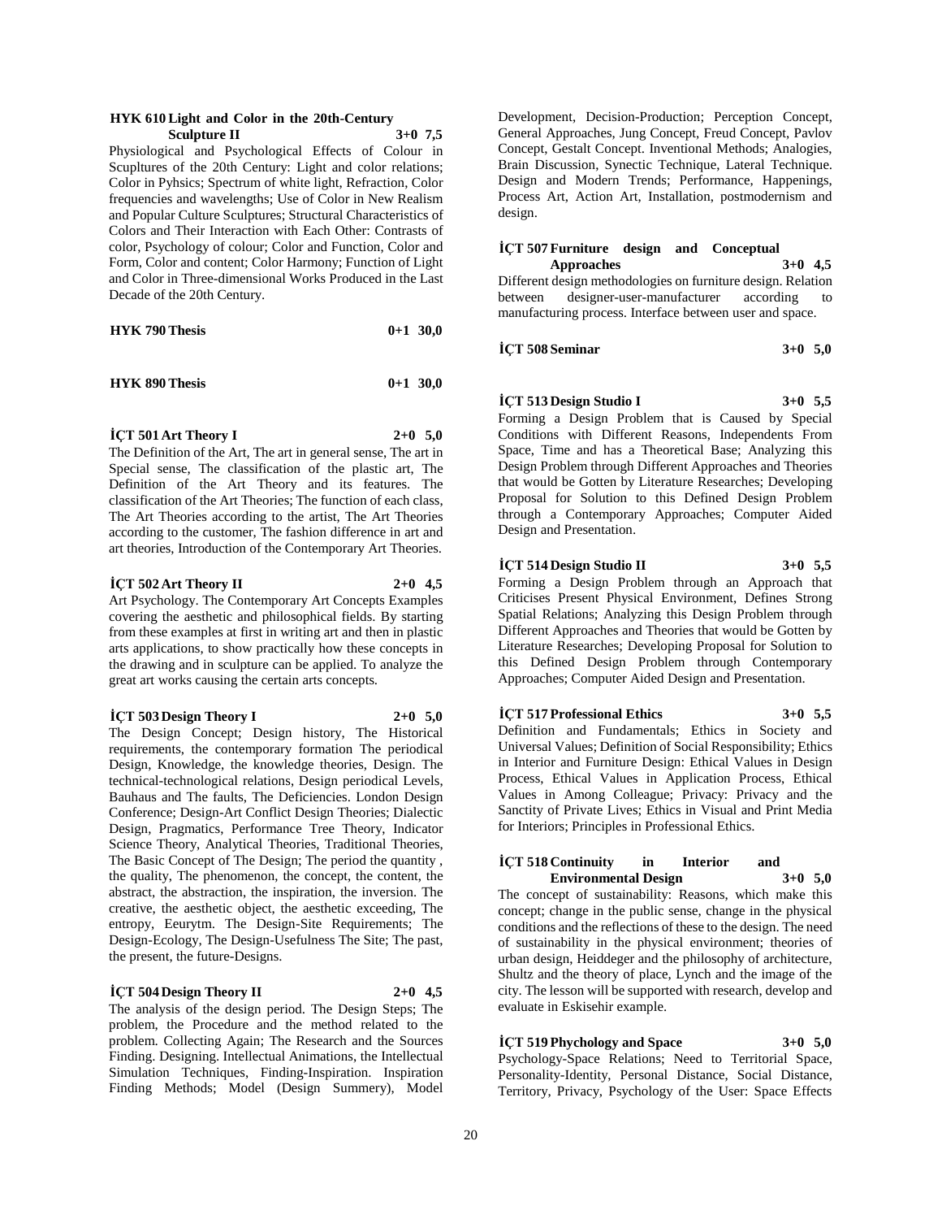**HYK 610 Light and Color in the 20th-Century Sculpture II 3+0 7,5**

Physiological and Psychological Effects of Colour in Scupltures of the 20th Century: Light and color relations; Color in Pyhsics; Spectrum of white light, Refraction, Color frequencies and wavelengths; Use of Color in New Realism and Popular Culture Sculptures; Structural Characteristics of Colors and Their Interaction with Each Other: Contrasts of color, Psychology of colour; Color and Function, Color and Form, Color and content; Color Harmony; Function of Light and Color in Three-dimensional Works Produced in the Last Decade of the 20th Century.

**HYK 790 Thesis 0+1 30,0**

**HYK 890 Thesis 0+1 30,0**

**İÇT 501 Art Theory I 2+0 5,0**

The Definition of the Art, The art in general sense, The art in Special sense, The classification of the plastic art, The Definition of the Art Theory and its features. The classification of the Art Theories; The function of each class, The Art Theories according to the artist, The Art Theories according to the customer, The fashion difference in art and art theories, Introduction of the Contemporary Art Theories.

**İÇT 502 Art Theory II 2+0 4,5**

Art Psychology. The Contemporary Art Concepts Examples covering the aesthetic and philosophical fields. By starting from these examples at first in writing art and then in plastic arts applications, to show practically how these concepts in the drawing and in sculpture can be applied. To analyze the great art works causing the certain arts concepts.

**İÇT 503 Design Theory I 2+0 5,0**

The Design Concept; Design history, The Historical requirements, the contemporary formation The periodical Design, Knowledge, the knowledge theories, Design. The technical-technological relations, Design periodical Levels, Bauhaus and The faults, The Deficiencies. London Design Conference; Design-Art Conflict Design Theories; Dialectic Design, Pragmatics, Performance Tree Theory, Indicator Science Theory, Analytical Theories, Traditional Theories, The Basic Concept of The Design; The period the quantity , the quality, The phenomenon, the concept, the content, the abstract, the abstraction, the inspiration, the inversion. The creative, the aesthetic object, the aesthetic exceeding, The entropy, Eeurytm. The Design-Site Requirements; The Design-Ecology, The Design-Usefulness The Site; The past, the present, the future-Designs.

**İÇT 504 Design Theory II 2+0 4,5**

The analysis of the design period. The Design Steps; The problem, the Procedure and the method related to the problem. Collecting Again; The Research and the Sources Finding. Designing. Intellectual Animations, the Intellectual Simulation Techniques, Finding-Inspiration. Inspiration Finding Methods; Model (Design Summery), Model Development, Decision-Production; Perception Concept, General Approaches, Jung Concept, Freud Concept, Pavlov Concept, Gestalt Concept. Inventional Methods; Analogies, Brain Discussion, Synectic Technique, Lateral Technique. Design and Modern Trends; Performance, Happenings, Process Art, Action Art, Installation, postmodernism and design.

**İÇT 507 Furniture design and Conceptual Approaches 3+0 4,5**

Different design methodologies on furniture design. Relation between designer-user-manufacturer according to manufacturing process. Interface between user and space.

**İÇT 508 Seminar 3+0 5,0**

**İÇT 513 Design Studio I 3+0 5,5**

Forming a Design Problem that is Caused by Special Conditions with Different Reasons, Independents From Space, Time and has a Theoretical Base; Analyzing this Design Problem through Different Approaches and Theories that would be Gotten by Literature Researches; Developing Proposal for Solution to this Defined Design Problem through a Contemporary Approaches; Computer Aided Design and Presentation.

**İÇT 514 Design Studio II 3+0 5,5**

Forming a Design Problem through an Approach that Criticises Present Physical Environment, Defines Strong Spatial Relations; Analyzing this Design Problem through Different Approaches and Theories that would be Gotten by Literature Researches; Developing Proposal for Solution to this Defined Design Problem through Contemporary Approaches; Computer Aided Design and Presentation.

**İÇT 517 Professional Ethics 3+0 5,5**

Definition and Fundamentals; Ethics in Society and Universal Values; Definition of Social Responsibility; Ethics in Interior and Furniture Design: Ethical Values in Design Process, Ethical Values in Application Process, Ethical Values in Among Colleague; Privacy: Privacy and the Sanctity of Private Lives; Ethics in Visual and Print Media for Interiors; Principles in Professional Ethics.

**İÇT 518 Continuity in Interior and Environmental Design 3+0 5,0**

The concept of sustainability: Reasons, which make this concept; change in the public sense, change in the physical conditions and the reflections of these to the design. The need of sustainability in the physical environment; theories of urban design, Heiddeger and the philosophy of architecture, Shultz and the theory of place, Lynch and the image of the city. The lesson will be supported with research, develop and evaluate in Eskisehir example.

**İÇT 519 Phychology and Space 3+0 5,0**

Psychology-Space Relations; Need to Territorial Space, Personality-Identity, Personal Distance, Social Distance, Territory, Privacy, Psychology of the User: Space Effects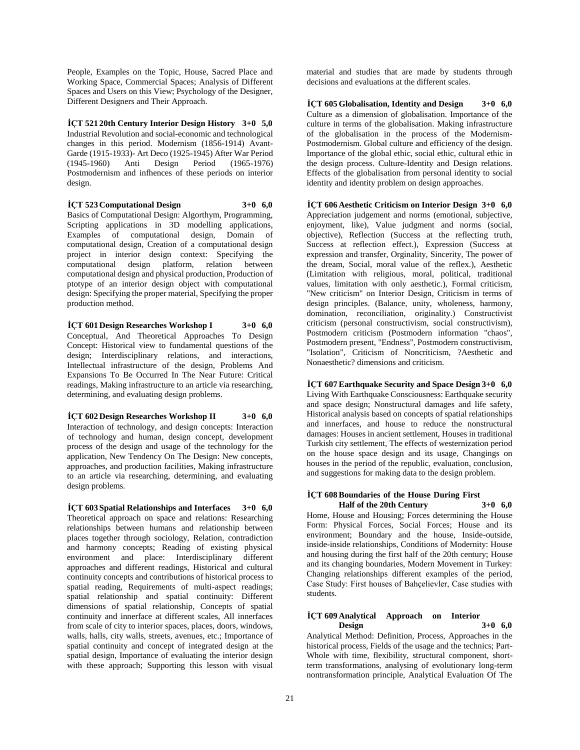People, Examples on the Topic, House, Sacred Place and Working Space, Commercial Spaces; Analysis of Different Spaces and Users on this View; Psychology of the Designer, Different Designers and Their Approach.

**İÇT 521 20th Century Interior Design History 3+0 5,0**
Industrial Revolution and social-economic and technological changes in this period. Modernism (1856-1914) Avant-Garde (1915-1933)- Art Deco (1925-1945) After War Period (1945-1960) Anti Design Period (1965-1976) Postmodernism and infhences of these periods on interior design.

**İÇT 523 Computational Design 3+0 6,0**
Basics of Computational Design: Algorthym, Programming, Scripting applications in 3D modelling applications, Examples of computational design, Domain of computational design, Creation of a computational design project in interior design context: Specifying the computational design platform, relation between computational design and physical production, Production of ptotype of an interior design object with computational design: Specifying the proper material, Specifying the proper production method.

**İÇT 601 Design Researches Workshop I 3+0 6,0**
Conceptual, And Theoretical Approaches To Design Concept: Historical view to fundamental questions of the design; Interdisciplinary relations, and interactions, Intellectual infrastructure of the design, Problems And Expansions To Be Occurred In The Near Future: Critical readings, Making infrastructure to an article via researching, determining, and evaluating design problems.

**İÇT 602 Design Researches Workshop II 3+0 6,0**
Interaction of technology, and design concepts: Interaction of technology and human, design concept, development process of the design and usage of the technology for the application, New Tendency On The Design: New concepts, approaches, and production facilities, Making infrastructure to an article via researching, determining, and evaluating design problems.

**İÇT 603 Spatial Relationships and Interfaces 3+0 6,0**
Theoretical approach on space and relations: Researching relationships between humans and relationship between places together through sociology, Relation, contradiction and harmony concepts; Reading of existing physical environment and place: Interdisciplinary different approaches and different readings, Historical and cultural continuity concepts and contributions of historical process to spatial reading, Requirements of multi-aspect readings; spatial relationship and spatial continuity: Different dimensions of spatial relationship, Concepts of spatial continuity and innerface at different scales, All innerfaces from scale of city to interior spaces, places, doors, windows, walls, halls, city walls, streets, avenues, etc.; Importance of spatial continuity and concept of integrated design at the spatial design, Importance of evaluating the interior design with these approach; Supporting this lesson with visual material and studies that are made by students through decisions and evaluations at the different scales.

**İÇT 605 Globalisation, Identity and Design 3+0 6,0**
Culture as a dimension of globalisation. Importance of the culture in terms of the globalisation. Making infrastructure of the globalisation in the process of the Modernism-Postmodernism. Global culture and efficiency of the design. Importance of the global ethic, social ethic, cultural ethic in the design process. Culture-Identity and Design relations. Effects of the globalisation from personal identity to social identity and identity problem on design approaches.

**İÇT 606 Aesthetic Criticism on Interior Design 3+0 6,0**
Appreciation judgement and norms (emotional, subjective, enjoyment, like), Value judgment and norms (social, objective), Reflection (Success at the reflecting truth, Success at reflection effect.), Expression (Success at expression and transfer, Orginality, Sincerity, The power of the dream, Social, moral value of the reflex.), Aesthetic (Limitation with religious, moral, political, traditional values, limitation with only aesthetic.), Formal criticism, "New criticism" on Interior Design, Criticism in terms of design principles. (Balance, unity, wholeness, harmony, domination, reconciliation, originality.) Constructivist criticism (personal constructivism, social constructivism), Postmodern criticism (Postmodern information "chaos", Postmodern present, "Endness", Postmodern constructivism, "Isolation", Criticism of Noncriticism, ?Aesthetic and Nonaesthetic? dimensions and criticism.

**İÇT 607 Earthquake Security and Space Design 3+0 6,0**
Living With Earthquake Consciousness: Earthquake security and space design; Nonstructural damages and life safety, Historical analysis based on concepts of spatial relationships and innerfaces, and house to reduce the nonstructural damages: Houses in ancient settlement, Houses in traditional Turkish city settlement, The effects of westernization period on the house space design and its usage, Changings on houses in the period of the republic, evaluation, conclusion, and suggestions for making data to the design problem.

**İÇT 608 Boundaries of the House During First Half of the 20th Century 3+0 6,0**
Home, House and Housing; Forces determining the House Form: Physical Forces, Social Forces; House and its environment; Boundary and the house, Inside-outside, inside-inside relationships, Conditions of Modernity: House and housing during the first half of the 20th century; House and its changing boundaries, Modern Movement in Turkey: Changing relationships different examples of the period, Case Study: First houses of Bahçelievler, Case studies with students.

**İÇT 609 Analytical Approach on Interior Design 3+0 6,0**
Analytical Method: Definition, Process, Approaches in the historical process, Fields of the usage and the technics; Part-Whole with time, flexibility, structural component, short-term transformations, analysing of evolutionary long-term nontransformation principle, Analytical Evaluation Of The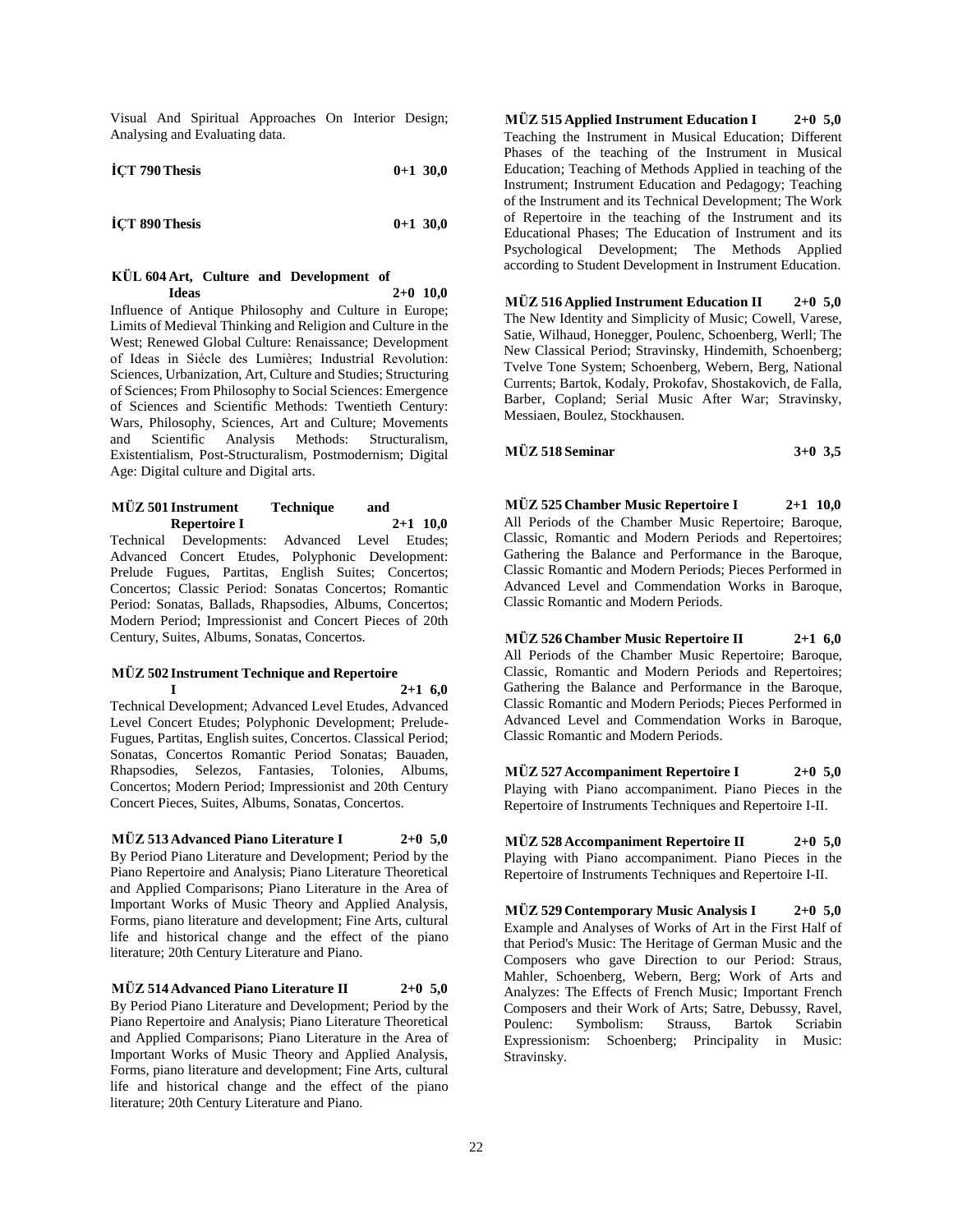Visual And Spiritual Approaches On Interior Design; Analysing and Evaluating data.

**İÇT 790 Thesis 0+1 30,0**

**İÇT 890 Thesis 0+1 30,0**

**KÜL 604 Art, Culture and Development of Ideas 2+0 10,0**

Influence of Antique Philosophy and Culture in Europe; Limits of Medieval Thinking and Religion and Culture in the West; Renewed Global Culture: Renaissance; Development of Ideas in Siécle des Lumières; Industrial Revolution: Sciences, Urbanization, Art, Culture and Studies; Structuring of Sciences; From Philosophy to Social Sciences: Emergence of Sciences and Scientific Methods: Twentieth Century: Wars, Philosophy, Sciences, Art and Culture; Movements and Scientific Analysis Methods: Structuralism, Existentialism, Post-Structuralism, Postmodernism; Digital Age: Digital culture and Digital arts.

**MÜZ 501 Instrument Technique and Repertoire I 2+1 10,0**

Technical Developments: Advanced Level Etudes; Advanced Concert Etudes, Polyphonic Development: Prelude Fugues, Partitas, English Suites; Concertos; Concertos; Classic Period: Sonatas Concertos; Romantic Period: Sonatas, Ballads, Rhapsodies, Albums, Concertos; Modern Period; Impressionist and Concert Pieces of 20th Century, Suites, Albums, Sonatas, Concertos.

**MÜZ 502 Instrument Technique and Repertoire I 2+1 6,0**

Technical Development; Advanced Level Etudes, Advanced Level Concert Etudes; Polyphonic Development; Prelude-Fugues, Partitas, English suites, Concertos. Classical Period; Sonatas, Concertos Romantic Period Sonatas; Bauaden, Rhapsodies, Selezos, Fantasies, Tolonies, Albums, Concertos; Modern Period; Impressionist and 20th Century Concert Pieces, Suites, Albums, Sonatas, Concertos.

**MÜZ 513 Advanced Piano Literature I 2+0 5,0**

By Period Piano Literature and Development; Period by the Piano Repertoire and Analysis; Piano Literature Theoretical and Applied Comparisons; Piano Literature in the Area of Important Works of Music Theory and Applied Analysis, Forms, piano literature and development; Fine Arts, cultural life and historical change and the effect of the piano literature; 20th Century Literature and Piano.

**MÜZ 514 Advanced Piano Literature II 2+0 5,0**

By Period Piano Literature and Development; Period by the Piano Repertoire and Analysis; Piano Literature Theoretical and Applied Comparisons; Piano Literature in the Area of Important Works of Music Theory and Applied Analysis, Forms, piano literature and development; Fine Arts, cultural life and historical change and the effect of the piano literature; 20th Century Literature and Piano.

**MÜZ 515 Applied Instrument Education I 2+0 5,0**

Teaching the Instrument in Musical Education; Different Phases of the teaching of the Instrument in Musical Education; Teaching of Methods Applied in teaching of the Instrument; Instrument Education and Pedagogy; Teaching of the Instrument and its Technical Development; The Work of Repertoire in the teaching of the Instrument and its Educational Phases; The Education of Instrument and its Psychological Development; The Methods Applied according to Student Development in Instrument Education.

**MÜZ 516 Applied Instrument Education II 2+0 5,0**

The New Identity and Simplicity of Music; Cowell, Varese, Satie, Wilhaud, Honegger, Poulenc, Schoenberg, Werl; The New Classical Period; Stravinsky, Hindemith, Schoenberg; Tvelve Tone System; Schoenberg, Webern, Berg, National Currents; Bartok, Kodaly, Prokofav, Shostakovich, de Falla, Barber, Copland; Serial Music After War; Stravinsky, Messiaen, Boulez, Stockhausen.

**MÜZ 518 Seminar 3+0 3,5**

**MÜZ 525 Chamber Music Repertoire I 2+1 10,0**

All Periods of the Chamber Music Repertoire; Baroque, Classic, Romantic and Modern Periods and Repertoires; Gathering the Balance and Performance in the Baroque, Classic Romantic and Modern Periods; Pieces Performed in Advanced Level and Commendation Works in Baroque, Classic Romantic and Modern Periods.

**MÜZ 526 Chamber Music Repertoire II 2+1 6,0**

All Periods of the Chamber Music Repertoire; Baroque, Classic, Romantic and Modern Periods and Repertoires; Gathering the Balance and Performance in the Baroque, Classic Romantic and Modern Periods; Pieces Performed in Advanced Level and Commendation Works in Baroque, Classic Romantic and Modern Periods.

**MÜZ 527 Accompaniment Repertoire I 2+0 5,0**

Playing with Piano accompaniment. Piano Pieces in the Repertoire of Instruments Techniques and Repertoire I-II.

**MÜZ 528 Accompaniment Repertoire II 2+0 5,0**

Playing with Piano accompaniment. Piano Pieces in the Repertoire of Instruments Techniques and Repertoire I-II.

**MÜZ 529 Contemporary Music Analysis I 2+0 5,0**

Example and Analyses of Works of Art in the First Half of that Period's Music: The Heritage of German Music and the Composers who gave Direction to our Period: Straus, Mahler, Schoenberg, Webern, Berg; Work of Arts and Analyzes: The Effects of French Music; Important French Composers and their Work of Arts; Satre, Debussy, Ravel, Poulenc: Symbolism: Strauss, Bartok Scriabin Expressionism: Schoenberg; Principality in Music: Stravinsky.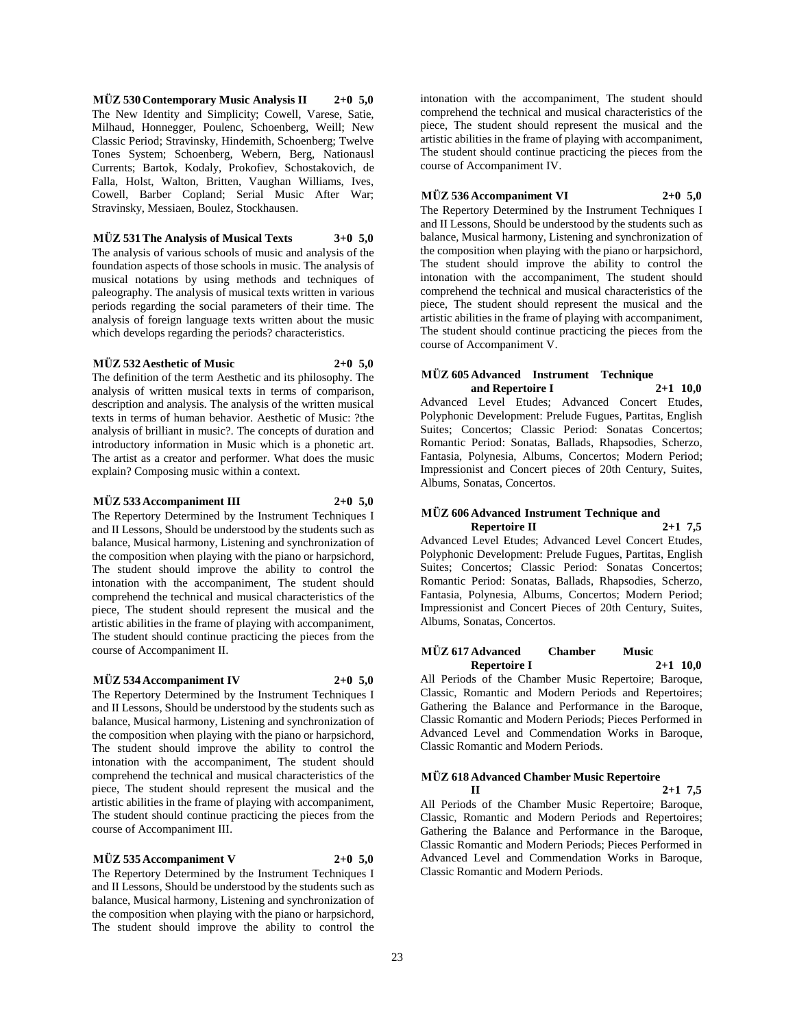**MÜZ 530 Contemporary Music Analysis II 2+0 5,0**

The New Identity and Simplicity; Cowell, Varese, Satie, Milhaud, Honnegger, Poulenc, Schoenberg, Weill; New Classic Period; Stravinsky, Hindemith, Schoenberg; Twelve Tones System; Schoenberg, Webern, Berg, Nationausl Currents; Bartok, Kodaly, Prokofiev, Schostakovich, de Falla, Holst, Walton, Britten, Vaughan Williams, Ives, Cowell, Barber Copland; Serial Music After War; Stravinsky, Messiaen, Boulez, Stockhausen.

**MÜZ 531 The Analysis of Musical Texts 3+0 5,0**

The analysis of various schools of music and analysis of the foundation aspects of those schools in music. The analysis of musical notations by using methods and techniques of paleography. The analysis of musical texts written in various periods regarding the social parameters of their time. The analysis of foreign language texts written about the music which develops regarding the periods? characteristics.

**MÜZ 532 Aesthetic of Music 2+0 5,0**

The definition of the term Aesthetic and its philosophy. The analysis of written musical texts in terms of comparison, description and analysis. The analysis of the written musical texts in terms of human behavior. Aesthetic of Music: ?the analysis of brilliant in music?. The concepts of duration and introductory information in Music which is a phonetic art. The artist as a creator and performer. What does the music explain? Composing music within a context.

**MÜZ 533 Accompaniment III 2+0 5,0**

The Repertory Determined by the Instrument Techniques I and II Lessons, Should be understood by the students such as balance, Musical harmony, Listening and synchronization of the composition when playing with the piano or harpsichord, The student should improve the ability to control the intonation with the accompaniment, The student should comprehend the technical and musical characteristics of the piece, The student should represent the musical and the artistic abilities in the frame of playing with accompaniment, The student should continue practicing the pieces from the course of Accompaniment II.

**MÜZ 534 Accompaniment IV 2+0 5,0**

The Repertory Determined by the Instrument Techniques I and II Lessons, Should be understood by the students such as balance, Musical harmony, Listening and synchronization of the composition when playing with the piano or harpsichord, The student should improve the ability to control the intonation with the accompaniment, The student should comprehend the technical and musical characteristics of the piece, The student should represent the musical and the artistic abilities in the frame of playing with accompaniment, The student should continue practicing the pieces from the course of Accompaniment III.

**MÜZ 535 Accompaniment V 2+0 5,0**

The Repertory Determined by the Instrument Techniques I and II Lessons, Should be understood by the students such as balance, Musical harmony, Listening and synchronization of the composition when playing with the piano or harpsichord, The student should improve the ability to control the intonation with the accompaniment, The student should comprehend the technical and musical characteristics of the piece, The student should represent the musical and the artistic abilities in the frame of playing with accompaniment, The student should continue practicing the pieces from the course of Accompaniment IV.

**MÜZ 536 Accompaniment VI 2+0 5,0**

The Repertory Determined by the Instrument Techniques I and II Lessons, Should be understood by the students such as balance, Musical harmony, Listening and synchronization of the composition when playing with the piano or harpsichord, The student should improve the ability to control the intonation with the accompaniment, The student should comprehend the technical and musical characteristics of the piece, The student should represent the musical and the artistic abilities in the frame of playing with accompaniment, The student should continue practicing the pieces from the course of Accompaniment V.

**MÜZ 605 Advanced Instrument Technique and Repertoire I 2+1 10,0**

Advanced Level Etudes; Advanced Concert Etudes, Polyphonic Development: Prelude Fugues, Partitas, English Suites; Concertos; Classic Period: Sonatas Concertos; Romantic Period: Sonatas, Ballads, Rhapsodies, Scherzo, Fantasia, Polynesia, Albums, Concertos; Modern Period; Impressionist and Concert pieces of 20th Century, Suites, Albums, Sonatas, Concertos.

**MÜZ 606 Advanced Instrument Technique and Repertoire II 2+1 7,5**

Advanced Level Etudes; Advanced Level Concert Etudes, Polyphonic Development: Prelude Fugues, Partitas, English Suites; Concertos; Classic Period: Sonatas Concertos; Romantic Period: Sonatas, Ballads, Rhapsodies, Scherzo, Fantasia, Polynesia, Albums, Concertos; Modern Period; Impressionist and Concert Pieces of 20th Century, Suites, Albums, Sonatas, Concertos.

**MÜZ 617 Advanced Chamber Music Repertoire I 2+1 10,0**

All Periods of the Chamber Music Repertoire; Baroque, Classic, Romantic and Modern Periods and Repertoires; Gathering the Balance and Performance in the Baroque, Classic Romantic and Modern Periods; Pieces Performed in Advanced Level and Commendation Works in Baroque, Classic Romantic and Modern Periods.

**MÜZ 618 Advanced Chamber Music Repertoire II 2+1 7,5**

All Periods of the Chamber Music Repertoire; Baroque, Classic, Romantic and Modern Periods and Repertoires; Gathering the Balance and Performance in the Baroque, Classic Romantic and Modern Periods; Pieces Performed in Advanced Level and Commendation Works in Baroque, Classic Romantic and Modern Periods.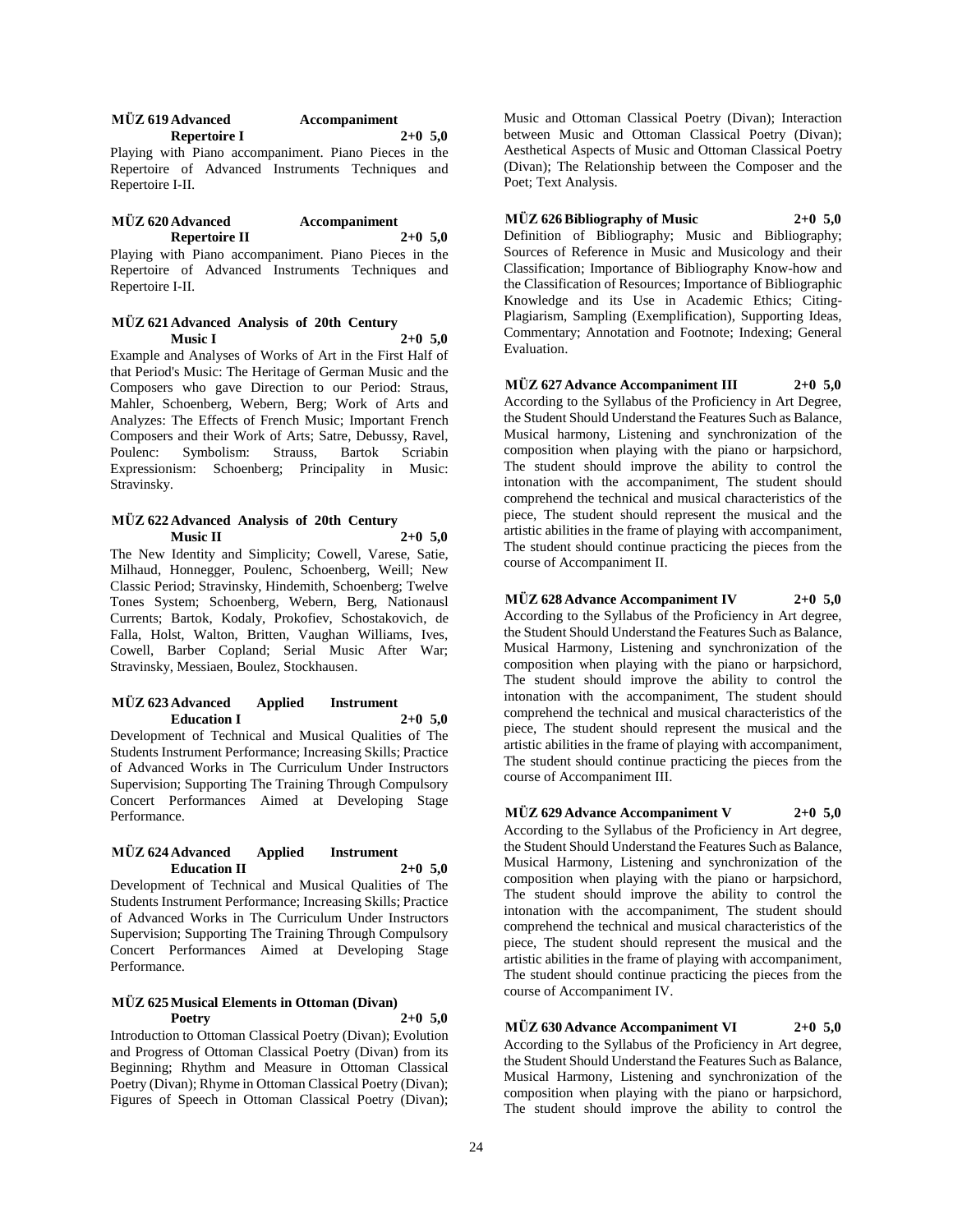**MÜZ 619 Advanced Accompaniment Repertoire I 2+0 5,0**

Playing with Piano accompaniment. Piano Pieces in the Repertoire of Advanced Instruments Techniques and Repertoire I-II.

**MÜZ 620 Advanced Accompaniment Repertoire II 2+0 5,0**

Playing with Piano accompaniment. Piano Pieces in the Repertoire of Advanced Instruments Techniques and Repertoire I-II.

**MÜZ 621 Advanced Analysis of 20th Century Music I 2+0 5,0**

Example and Analyses of Works of Art in the First Half of that Period's Music: The Heritage of German Music and the Composers who gave Direction to our Period: Straus, Mahler, Schoenberg, Webern, Berg; Work of Arts and Analyzes: The Effects of French Music; Important French Composers and their Work of Arts; Satre, Debussy, Ravel, Poulenc: Symbolism: Strauss, Bartok Scriabin Expressionism: Schoenberg; Principality in Music: Stravinsky.

**MÜZ 622 Advanced Analysis of 20th Century Music II 2+0 5,0**

The New Identity and Simplicity; Cowell, Varese, Satie, Milhaud, Honnegger, Poulenc, Schoenberg, Weill; New Classic Period; Stravinsky, Hindemith, Schoenberg; Twelve Tones System; Schoenberg, Webern, Berg, Nationausl Currents; Bartok, Kodaly, Prokofiev, Schostakovich, de Falla, Holst, Walton, Britten, Vaughan Williams, Ives, Cowell, Barber Copland; Serial Music After War; Stravinsky, Messiaen, Boulez, Stockhausen.

**MÜZ 623 Advanced Applied Instrument Education I 2+0 5,0**

Development of Technical and Musical Qualities of The Students Instrument Performance; Increasing Skills; Practice of Advanced Works in The Curriculum Under Instructors Supervision; Supporting The Training Through Compulsory Concert Performances Aimed at Developing Stage Performance.

**MÜZ 624 Advanced Applied Instrument Education II 2+0 5,0**

Development of Technical and Musical Qualities of The Students Instrument Performance; Increasing Skills; Practice of Advanced Works in The Curriculum Under Instructors Supervision; Supporting The Training Through Compulsory Concert Performances Aimed at Developing Stage Performance.

**MÜZ 625 Musical Elements in Ottoman (Divan) Poetry 2+0 5,0**

Introduction to Ottoman Classical Poetry (Divan); Evolution and Progress of Ottoman Classical Poetry (Divan) from its Beginning; Rhythm and Measure in Ottoman Classical Poetry (Divan); Rhyme in Ottoman Classical Poetry (Divan); Figures of Speech in Ottoman Classical Poetry (Divan); Music and Ottoman Classical Poetry (Divan); Interaction between Music and Ottoman Classical Poetry (Divan); Aesthetical Aspects of Music and Ottoman Classical Poetry (Divan); The Relationship between the Composer and the Poet; Text Analysis.

**MÜZ 626 Bibliography of Music 2+0 5,0**

Definition of Bibliography; Music and Bibliography; Sources of Reference in Music and Musicology and their Classification; Importance of Bibliography Know-how and the Classification of Resources; Importance of Bibliographic Knowledge and its Use in Academic Ethics; Citing-Plagiarism, Sampling (Exemplification), Supporting Ideas, Commentary; Annotation and Footnote; Indexing; General Evaluation.

**MÜZ 627 Advance Accompaniment III 2+0 5,0**

According to the Syllabus of the Proficiency in Art Degree, the Student Should Understand the Features Such as Balance, Musical harmony, Listening and synchronization of the composition when playing with the piano or harpsichord, The student should improve the ability to control the intonation with the accompaniment, The student should comprehend the technical and musical characteristics of the piece, The student should represent the musical and the artistic abilities in the frame of playing with accompaniment, The student should continue practicing the pieces from the course of Accompaniment II.

**MÜZ 628 Advance Accompaniment IV 2+0 5,0**

According to the Syllabus of the Proficiency in Art degree, the Student Should Understand the Features Such as Balance, Musical Harmony, Listening and synchronization of the composition when playing with the piano or harpsichord, The student should improve the ability to control the intonation with the accompaniment, The student should comprehend the technical and musical characteristics of the piece, The student should represent the musical and the artistic abilities in the frame of playing with accompaniment, The student should continue practicing the pieces from the course of Accompaniment III.

**MÜZ 629 Advance Accompaniment V 2+0 5,0**

According to the Syllabus of the Proficiency in Art degree, the Student Should Understand the Features Such as Balance, Musical Harmony, Listening and synchronization of the composition when playing with the piano or harpsichord, The student should improve the ability to control the intonation with the accompaniment, The student should comprehend the technical and musical characteristics of the piece, The student should represent the musical and the artistic abilities in the frame of playing with accompaniment, The student should continue practicing the pieces from the course of Accompaniment IV.

**MÜZ 630 Advance Accompaniment VI 2+0 5,0**

According to the Syllabus of the Proficiency in Art degree, the Student Should Understand the Features Such as Balance, Musical Harmony, Listening and synchronization of the composition when playing with the piano or harpsichord, The student should improve the ability to control the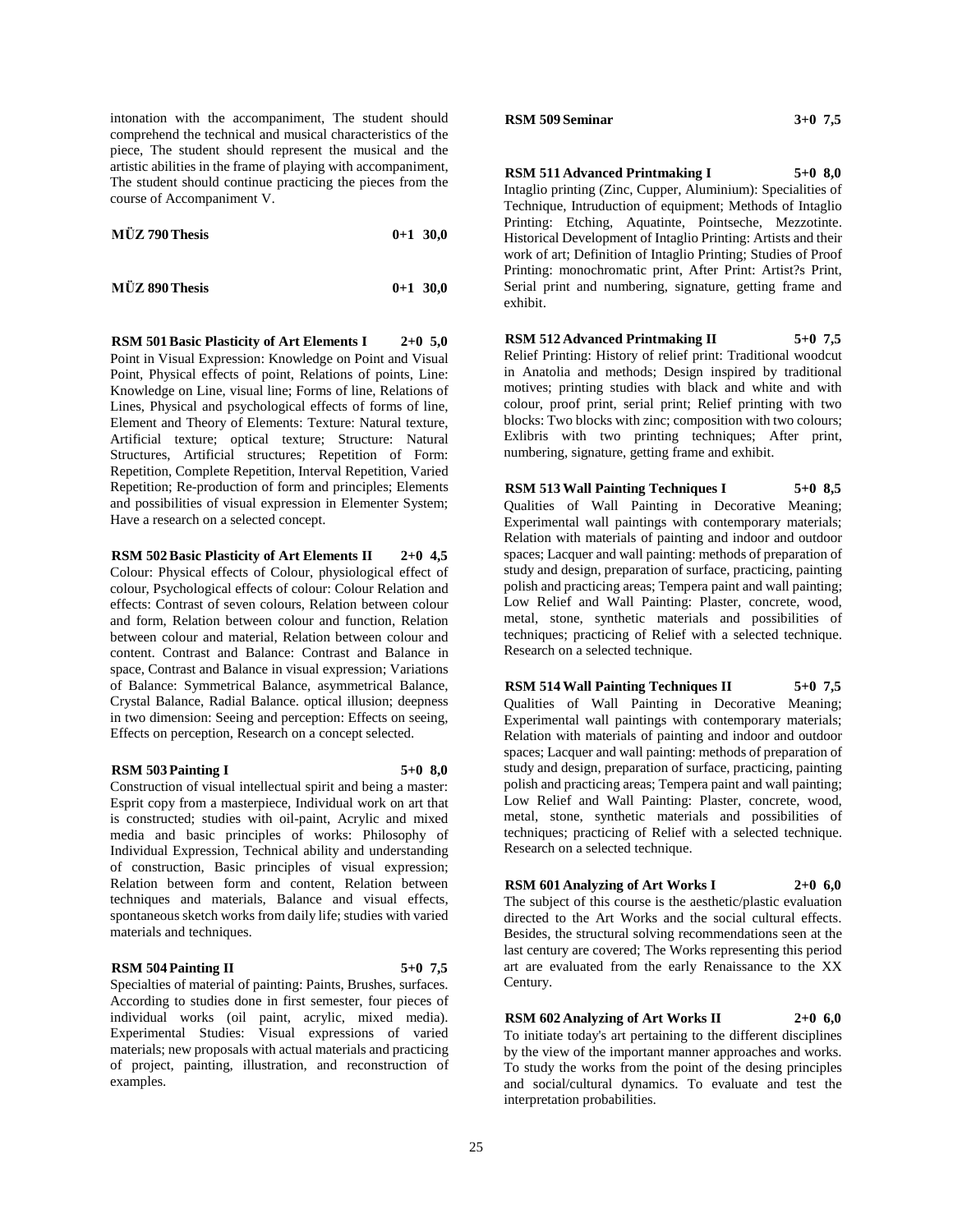intonation with the accompaniment, The student should comprehend the technical and musical characteristics of the piece, The student should represent the musical and the artistic abilities in the frame of playing with accompaniment, The student should continue practicing the pieces from the course of Accompaniment V.

**MÜZ 790 Thesis 0+1 30,0**

**MÜZ 890 Thesis 0+1 30,0**

**RSM 501 Basic Plasticity of Art Elements I 2+0 5,0**
Point in Visual Expression: Knowledge on Point and Visual Point, Physical effects of point, Relations of points, Line: Knowledge on Line, visual line; Forms of line, Relations of Lines, Physical and psychological effects of forms of line, Element and Theory of Elements: Texture: Natural texture, Artificial texture; optical texture; Structure: Natural Structures, Artificial structures; Repetition of Form: Repetition, Complete Repetition, Interval Repetition, Varied Repetition; Re-production of form and principles; Elements and possibilities of visual expression in Elementer System; Have a research on a selected concept.

**RSM 502 Basic Plasticity of Art Elements II 2+0 4,5**
Colour: Physical effects of Colour, physiological effect of colour, Psychological effects of colour: Colour Relation and effects: Contrast of seven colours, Relation between colour and form, Relation between colour and function, Relation between colour and material, Relation between colour and content. Contrast and Balance: Contrast and Balance in space, Contrast and Balance in visual expression; Variations of Balance: Symmetrical Balance, asymmetrical Balance, Crystal Balance, Radial Balance. optical illusion; deepness in two dimension: Seeing and perception: Effects on seeing, Effects on perception, Research on a concept selected.

**RSM 503 Painting I 5+0 8,0**
Construction of visual intellectual spirit and being a master: Esprit copy from a masterpiece, Individual work on art that is constructed; studies with oil-paint, Acrylic and mixed media and basic principles of works: Philosophy of Individual Expression, Technical ability and understanding of construction, Basic principles of visual expression; Relation between form and content, Relation between techniques and materials, Balance and visual effects, spontaneous sketch works from daily life; studies with varied materials and techniques.

**RSM 504 Painting II 5+0 7,5**
Specialties of material of painting: Paints, Brushes, surfaces. According to studies done in first semester, four pieces of individual works (oil paint, acrylic, mixed media). Experimental Studies: Visual expressions of varied materials; new proposals with actual materials and practicing of project, painting, illustration, and reconstruction of examples.

**RSM 509 Seminar 3+0 7,5**

**RSM 511 Advanced Printmaking I 5+0 8,0**
Intaglio printing (Zinc, Cupper, Aluminium): Specialities of Technique, Intruduction of equipment; Methods of Intaglio Printing: Etching, Aquatinte, Pointseche, Mezzotinte. Historical Development of Intaglio Printing: Artists and their work of art; Definition of Intaglio Printing; Studies of Proof Printing: monochromatic print, After Print: Artist?s Print, Serial print and numbering, signature, getting frame and exhibit.

**RSM 512 Advanced Printmaking II 5+0 7,5**
Relief Printing: History of relief print: Traditional woodcut in Anatolia and methods; Design inspired by traditional motives; printing studies with black and white and with colour, proof print, serial print; Relief printing with two blocks: Two blocks with zinc; composition with two colours; Exlibris with two printing techniques; After print, numbering, signature, getting frame and exhibit.

**RSM 513 Wall Painting Techniques I 5+0 8,5**
Qualities of Wall Painting in Decorative Meaning; Experimental wall paintings with contemporary materials; Relation with materials of painting and indoor and outdoor spaces; Lacquer and wall painting: methods of preparation of study and design, preparation of surface, practicing, painting polish and practicing areas; Tempera paint and wall painting; Low Relief and Wall Painting: Plaster, concrete, wood, metal, stone, synthetic materials and possibilities of techniques; practicing of Relief with a selected technique. Research on a selected technique.

**RSM 514 Wall Painting Techniques II 5+0 7,5**
Qualities of Wall Painting in Decorative Meaning; Experimental wall paintings with contemporary materials; Relation with materials of painting and indoor and outdoor spaces; Lacquer and wall painting: methods of preparation of study and design, preparation of surface, practicing, painting polish and practicing areas; Tempera paint and wall painting; Low Relief and Wall Painting: Plaster, concrete, wood, metal, stone, synthetic materials and possibilities of techniques; practicing of Relief with a selected technique. Research on a selected technique.

**RSM 601 Analyzing of Art Works I 2+0 6,0**
The subject of this course is the aesthetic/plastic evaluation directed to the Art Works and the social cultural effects. Besides, the structural solving recommendations seen at the last century are covered; The Works representing this period art are evaluated from the early Renaissance to the XX Century.

**RSM 602 Analyzing of Art Works II 2+0 6,0**
To initiate today's art pertaining to the different disciplines by the view of the important manner approaches and works. To study the works from the point of the desing principles and social/cultural dynamics. To evaluate and test the interpretation probabilities.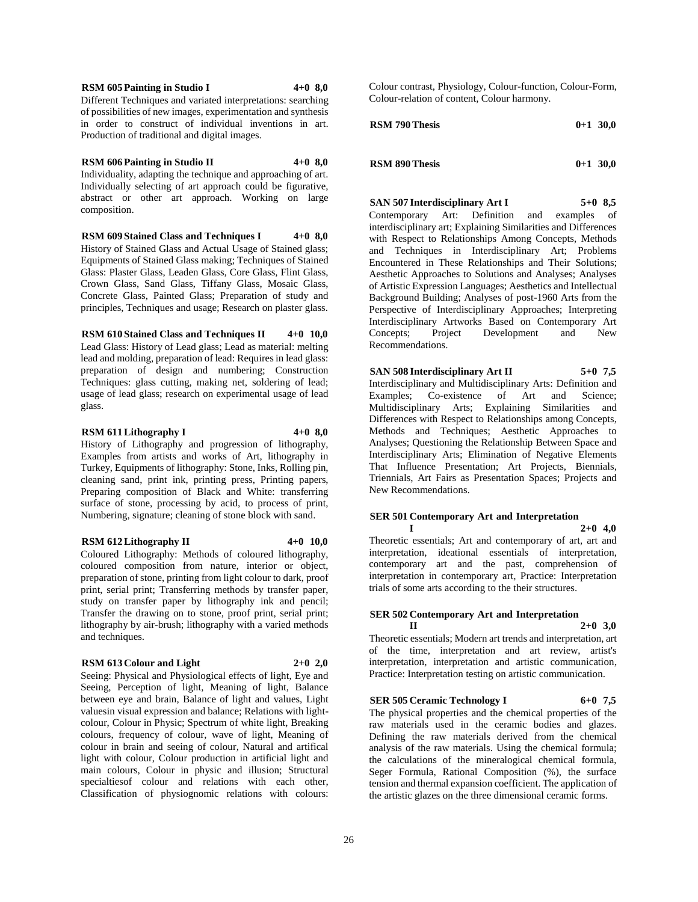**RSM 605 Painting in Studio I** **4+0 8,0**

Different Techniques and variated interpretations: searching of possibilities of new images, experimentation and synthesis in order to construct of individual inventions in art. Production of traditional and digital images.

**RSM 606 Painting in Studio II** **4+0 8,0**

Individuality, adapting the technique and approaching of art. Individually selecting of art approach could be figurative, abstract or other art approach. Working on large composition.

**RSM 609 Stained Class and Techniques I** **4+0 8,0**

History of Stained Glass and Actual Usage of Stained glass; Equipments of Stained Glass making; Techniques of Stained Glass: Plaster Glass, Leaden Glass, Core Glass, Flint Glass, Crown Glass, Sand Glass, Tiffany Glass, Mosaic Glass, Concrete Glass, Painted Glass; Preparation of study and principles, Techniques and usage; Research on plaster glass.

**RSM 610 Stained Class and Techniques II** **4+0 10,0**

Lead Glass: History of Lead glass; Lead as material: melting lead and molding, preparation of lead: Requires in lead glass: preparation of design and numbering; Construction Techniques: glass cutting, making net, soldering of lead; usage of lead glass; research on experimental usage of lead glass.

**RSM 611 Lithography I** **4+0 8,0**

History of Lithography and progression of lithography, Examples from artists and works of Art, lithography in Turkey, Equipments of lithography: Stone, Inks, Rolling pin, cleaning sand, print ink, printing press, Printing papers, Preparing composition of Black and White: transferring surface of stone, processing by acid, to process of print, Numbering, signature; cleaning of stone block with sand.

**RSM 612 Lithography II** **4+0 10,0**

Coloured Lithography: Methods of coloured lithography, coloured composition from nature, interior or object, preparation of stone, printing from light colour to dark, proof print, serial print; Transferring methods by transfer paper, study on transfer paper by lithography ink and pencil; Transfer the drawing on to stone, proof print, serial print; lithography by air-brush; lithography with a varied methods and techniques.

**RSM 613 Colour and Light** **2+0 2,0**

Seeing: Physical and Physiological effects of light, Eye and Seeing, Perception of light, Meaning of light, Balance between eye and brain, Balance of light and values, Light valuesin visual expression and balance; Relations with light-colour, Colour in Physic; Spectrum of white light, Breaking colours, frequency of colour, wave of light, Meaning of colour in brain and seeing of colour, Natural and artifical light with colour, Colour production in artificial light and main colours, Colour in physic and illusion; Structural specialtiesof colour and relations with each other, Classification of physiognomic relations with colours: Colour contrast, Physiology, Colour-function, Colour-Form, Colour-relation of content, Colour harmony.

**RSM 790 Thesis** **0+1 30,0**

**RSM 890 Thesis** **0+1 30,0**

**SAN 507 Interdisciplinary Art I** **5+0 8,5**

Contemporary Art: Definition and examples of interdisciplinary art; Explaining Similarities and Differences with Respect to Relationships Among Concepts, Methods and Techniques in Interdisciplinary Art; Problems Encountered in These Relationships and Their Solutions; Aesthetic Approaches to Solutions and Analyses; Analyses of Artistic Expression Languages; Aesthetics and Intellectual Background Building; Analyses of post-1960 Arts from the Perspective of Interdisciplinary Approaches; Interpreting Interdisciplinary Artworks Based on Contemporary Art Concepts; Project Development and New Recommendations.

**SAN 508 Interdisciplinary Art II** **5+0 7,5**

Interdisciplinary and Multidisciplinary Arts: Definition and Examples; Co-existence of Art and Science; Multidisciplinary Arts; Explaining Similarities and Differences with Respect to Relationships among Concepts, Methods and Techniques; Aesthetic Approaches to Analyses; Questioning the Relationship Between Space and Interdisciplinary Arts; Elimination of Negative Elements That Influence Presentation; Art Projects, Biennials, Triennials, Art Fairs as Presentation Spaces; Projects and New Recommendations.

**SER 501 Contemporary Art and Interpretation I** **2+0 4,0**

Theoretic essentials; Art and contemporary of art, art and interpretation, ideational essentials of interpretation, contemporary art and the past, comprehension of interpretation in contemporary art, Practice: Interpretation trials of some arts according to the their structures.

**SER 502 Contemporary Art and Interpretation II** **2+0 3,0**

Theoretic essentials; Modern art trends and interpretation, art of the time, interpretation and art review, artist's interpretation, interpretation and artistic communication, Practice: Interpretation testing on artistic communication.

**SER 505 Ceramic Technology I** **6+0 7,5**

The physical properties and the chemical properties of the raw materials used in the ceramic bodies and glazes. Defining the raw materials derived from the chemical analysis of the raw materials. Using the chemical formula; the calculations of the mineralogical chemical formula, Seger Formula, Rational Composition (%), the surface tension and thermal expansion coefficient. The application of the artistic glazes on the three dimensional ceramic forms.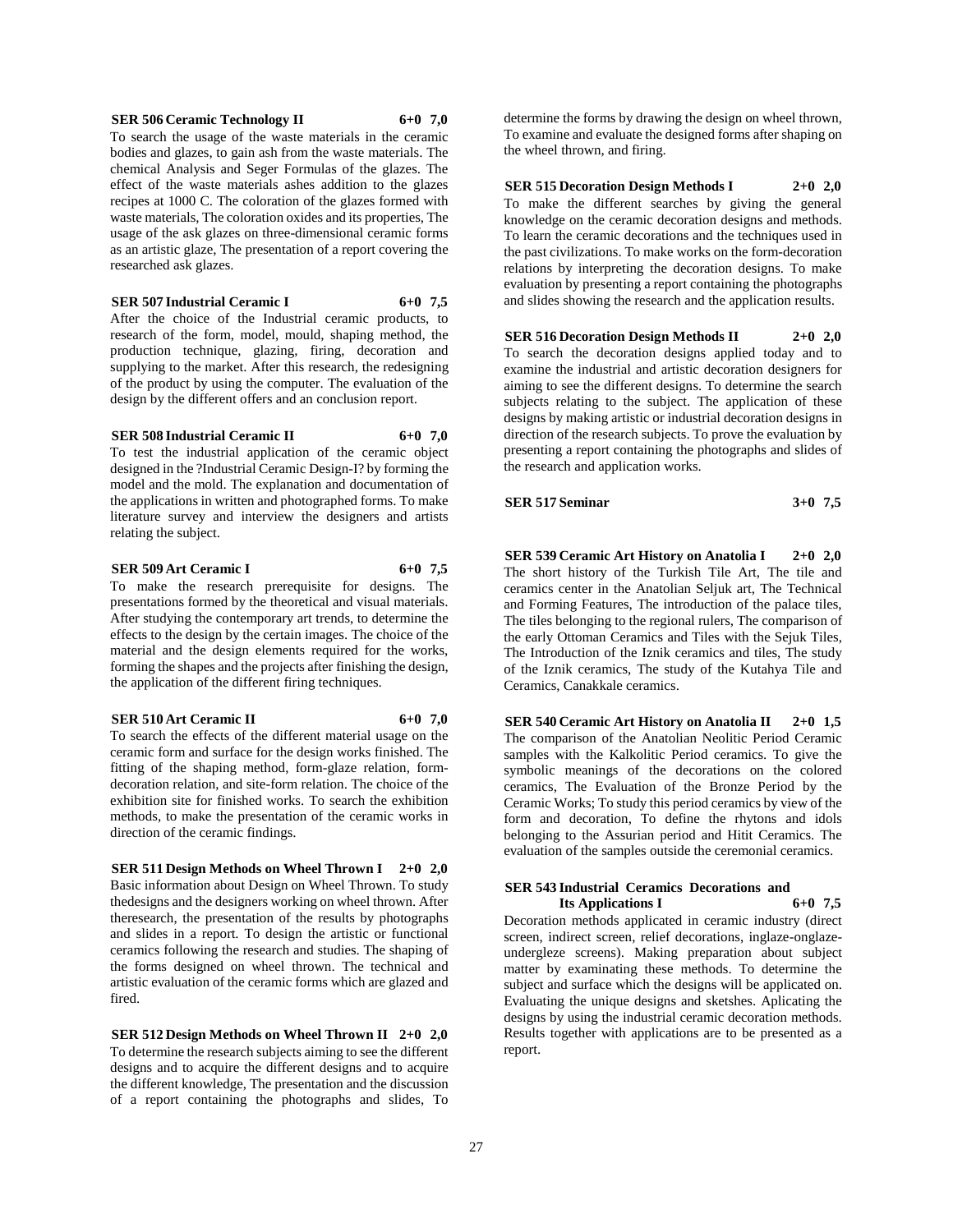**SER 506 Ceramic Technology II 6+0 7,0**

To search the usage of the waste materials in the ceramic bodies and glazes, to gain ash from the waste materials. The chemical Analysis and Seger Formulas of the glazes. The effect of the waste materials ashes addition to the glazes recipes at 1000 C. The coloration of the glazes formed with waste materials, The coloration oxides and its properties, The usage of the ask glazes on three-dimensional ceramic forms as an artistic glaze, The presentation of a report covering the researched ask glazes.

**SER 507 Industrial Ceramic I 6+0 7,5**

After the choice of the Industrial ceramic products, to research of the form, model, mould, shaping method, the production technique, glazing, firing, decoration and supplying to the market. After this research, the redesigning of the product by using the computer. The evaluation of the design by the different offers and an conclusion report.

**SER 508 Industrial Ceramic II 6+0 7,0**

To test the industrial application of the ceramic object designed in the ?Industrial Ceramic Design-I? by forming the model and the mold. The explanation and documentation of the applications in written and photographed forms. To make literature survey and interview the designers and artists relating the subject.

**SER 509 Art Ceramic I 6+0 7,5**

To make the research prerequisite for designs. The presentations formed by the theoretical and visual materials. After studying the contemporary art trends, to determine the effects to the design by the certain images. The choice of the material and the design elements required for the works, forming the shapes and the projects after finishing the design, the application of the different firing techniques.

**SER 510 Art Ceramic II 6+0 7,0**

To search the effects of the different material usage on the ceramic form and surface for the design works finished. The fitting of the shaping method, form-glaze relation, form-decoration relation, and site-form relation. The choice of the exhibition site for finished works. To search the exhibition methods, to make the presentation of the ceramic works in direction of the ceramic findings.

**SER 511 Design Methods on Wheel Thrown I 2+0 2,0**

Basic information about Design on Wheel Thrown. To study thedesigns and the designers working on wheel thrown. After theresearch, the presentation of the results by photographs and slides in a report. To design the artistic or functional ceramics following the research and studies. The shaping of the forms designed on wheel thrown. The technical and artistic evaluation of the ceramic forms which are glazed and fired.

**SER 512 Design Methods on Wheel Thrown II 2+0 2,0**

To determine the research subjects aiming to see the different designs and to acquire the different designs and to acquire the different knowledge, The presentation and the discussion of a report containing the photographs and slides, To determine the forms by drawing the design on wheel thrown, To examine and evaluate the designed forms after shaping on the wheel thrown, and firing.

**SER 515 Decoration Design Methods I 2+0 2,0**

To make the different searches by giving the general knowledge on the ceramic decoration designs and methods. To learn the ceramic decorations and the techniques used in the past civilizations. To make works on the form-decoration relations by interpreting the decoration designs. To make evaluation by presenting a report containing the photographs and slides showing the research and the application results.

**SER 516 Decoration Design Methods II 2+0 2,0**

To search the decoration designs applied today and to examine the industrial and artistic decoration designers for aiming to see the different designs. To determine the search subjects relating to the subject. The application of these designs by making artistic or industrial decoration designs in direction of the research subjects. To prove the evaluation by presenting a report containing the photographs and slides of the research and application works.

**SER 517 Seminar 3+0 7,5**

**SER 539 Ceramic Art History on Anatolia I 2+0 2,0**

The short history of the Turkish Tile Art, The tile and ceramics center in the Anatolian Seljuk art, The Technical and Forming Features, The introduction of the palace tiles, The tiles belonging to the regional rulers, The comparison of the early Ottoman Ceramics and Tiles with the Sejuk Tiles, The Introduction of the Iznik ceramics and tiles, The study of the Iznik ceramics, The study of the Kutahya Tile and Ceramics, Canakkale ceramics.

**SER 540 Ceramic Art History on Anatolia II 2+0 1,5**

The comparison of the Anatolian Neolitic Period Ceramic samples with the Kalkolitic Period ceramics. To give the symbolic meanings of the decorations on the colored ceramics, The Evaluation of the Bronze Period by the Ceramic Works; To study this period ceramics by view of the form and decoration, To define the rhytons and idols belonging to the Assurian period and Hitit Ceramics. The evaluation of the samples outside the ceremonial ceramics.

**SER 543 Industrial Ceramics Decorations and Its Applications I 6+0 7,5**

Decoration methods applicated in ceramic industry (direct screen, indirect screen, relief decorations, inglaze-onglaze-undergleze screens). Making preparation about subject matter by examinating these methods. To determine the subject and surface which the designs will be applicated on. Evaluating the unique designs and sketshes. Aplicating the designs by using the industrial ceramic decoration methods. Results together with applications are to be presented as a report.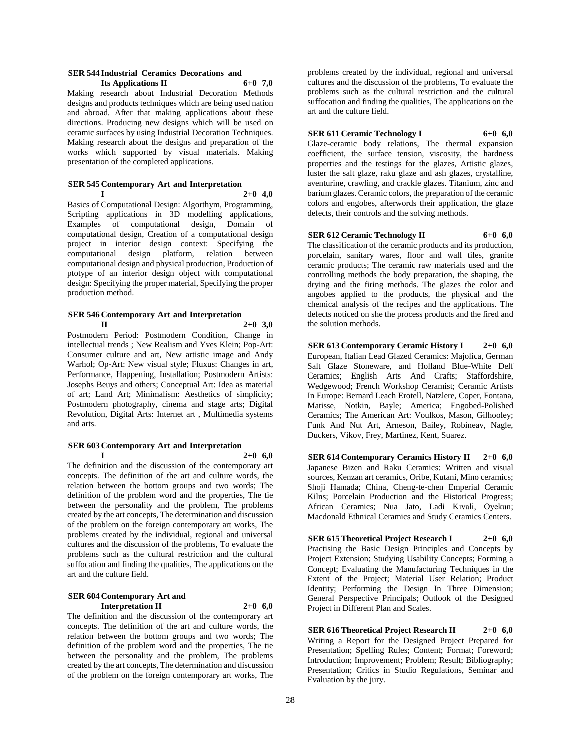### SER 544 Industrial Ceramics Decorations and Its Applications II 6+0 7,0

Making research about Industrial Decoration Methods designs and products techniques which are being used nation and abroad. After that making applications about these directions. Producing new designs which will be used on ceramic surfaces by using Industrial Decoration Techniques. Making research about the designs and preparation of the works which supported by visual materials. Making presentation of the completed applications.

### SER 545 Contemporary Art and Interpretation I 2+0 4,0

Basics of Computational Design: Algorthym, Programming, Scripting applications in 3D modelling applications, Examples of computational design, Domain of computational design, Creation of a computational design project in interior design context: Specifying the computational design platform, relation between computational design and physical production, Production of ptotype of an interior design object with computational design: Specifying the proper material, Specifying the proper production method.

### SER 546 Contemporary Art and Interpretation II 2+0 3,0

Postmodern Period: Postmodern Condition, Change in intellectual trends ; New Realism and Yves Klein; Pop-Art: Consumer culture and art, New artistic image and Andy Warhol; Op-Art: New visual style; Fluxus: Changes in art, Performance, Happening, Installation; Postmodern Artists: Josephs Beuys and others; Conceptual Art: Idea as material of art; Land Art; Minimalism: Aesthetics of simplicity; Postmodern photography, cinema and stage arts; Digital Revolution, Digital Arts: Internet art , Multimedia systems and arts.

### SER 603 Contemporary Art and Interpretation I 2+0 6,0

The definition and the discussion of the contemporary art concepts. The definition of the art and culture words, the relation between the bottom groups and two words; The definition of the problem word and the properties, The tie between the personality and the problem, The problems created by the art concepts, The determination and discussion of the problem on the foreign contemporary art works, The problems created by the individual, regional and universal cultures and the discussion of the problems, To evaluate the problems such as the cultural restriction and the cultural suffocation and finding the qualities, The applications on the art and the culture field.

### SER 604 Contemporary Art and Interpretation II 2+0 6,0

The definition and the discussion of the contemporary art concepts. The definition of the art and culture words, the relation between the bottom groups and two words; The definition of the problem word and the properties, The tie between the personality and the problem, The problems created by the art concepts, The determination and discussion of the problem on the foreign contemporary art works, The problems created by the individual, regional and universal cultures and the discussion of the problems, To evaluate the problems such as the cultural restriction and the cultural suffocation and finding the qualities, The applications on the art and the culture field.

### SER 611 Ceramic Technology I 6+0 6,0

Glaze-ceramic body relations, The thermal expansion coefficient, the surface tension, viscosity, the hardness properties and the testings for the glazes, Artistic glazes, luster the salt glaze, raku glaze and ash glazes, crystalline, aventurine, crawling, and crackle glazes. Titanium, zinc and barium glazes. Ceramic colors, the preparation of the ceramic colors and engobes, afterwords their application, the glaze defects, their controls and the solving methods.

### SER 612 Ceramic Technology II 6+0 6,0

The classification of the ceramic products and its production, porcelain, sanitary wares, floor and wall tiles, granite ceramic products; The ceramic raw materials used and the controlling methods the body preparation, the shaping, the drying and the firing methods. The glazes the color and angobes applied to the products, the physical and the chemical analysis of the recipes and the applications. The defects noticed on she the process products and the fired and the solution methods.

### SER 613 Contemporary Ceramic History I 2+0 6,0

European, Italian Lead Glazed Ceramics: Majolica, German Salt Glaze Stoneware, and Holland Blue-White Delf Ceramics; English Arts And Crafts; Staffordshire, Wedgewood; French Workshop Ceramist; Ceramic Artists In Europe: Bernard Leach Erotell, Natzlere, Coper, Fontana, Matisse, Notkin, Bayle; America; Engobed-Polished Ceramics; The American Art: Voulkos, Mason, Gilhooley; Funk And Nut Art, Arneson, Bailey, Robineav, Nagle, Duckers, Vikov, Frey, Martinez, Kent, Suarez.

### SER 614 Contemporary Ceramics History II 2+0 6,0

Japanese Bizen and Raku Ceramics: Written and visual sources, Kenzan art ceramics, Oribe, Kutani, Mino ceramics; Shoji Hamada; China, Cheng-te-chen Emperial Ceramic Kilns; Porcelain Production and the Historical Progress; African Ceramics; Nua Jato, Ladi Kıvali, Oyekun; Macdonald Ethnical Ceramics and Study Ceramics Centers.

### SER 615 Theoretical Project Research I 2+0 6,0

Practising the Basic Design Principles and Concepts by Project Extension; Studying Usability Concepts; Forming a Concept; Evaluating the Manufacturing Techniques in the Extent of the Project; Material User Relation; Product Identity; Performing the Design In Three Dimension; General Perspective Principals; Outlook of the Designed Project in Different Plan and Scales.

### SER 616 Theoretical Project Research II 2+0 6,0

Writing a Report for the Designed Project Prepared for Presentation; Spelling Rules; Content; Format; Foreword; Introduction; Improvement; Problem; Result; Bibliography; Presentation; Critics in Studio Regulations, Seminar and Evaluation by the jury.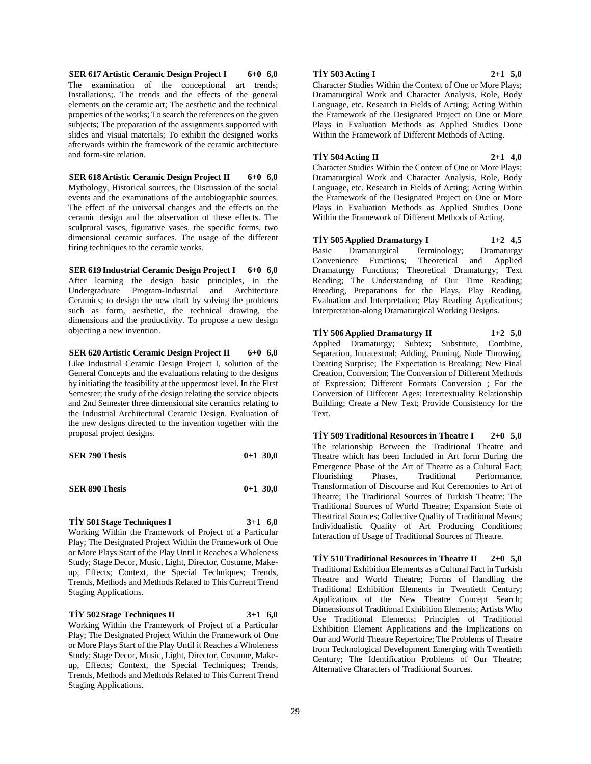**SER 617 Artistic Ceramic Design Project I 6+0 6,0**
The examination of the conceptional art trends; Installations;. The trends and the effects of the general elements on the ceramic art; The aesthetic and the technical properties of the works; To search the references on the given subjects; The preparation of the assignments supported with slides and visual materials; To exhibit the designed works afterwards within the framework of the ceramic architecture and form-site relation.

**SER 618 Artistic Ceramic Design Project II 6+0 6,0**
Mythology, Historical sources, the Discussion of the social events and the examinations of the autobiographic sources. The effect of the universal changes and the effects on the ceramic design and the observation of these effects. The sculptural vases, figurative vases, the specific forms, two dimensional ceramic surfaces. The usage of the different firing techniques to the ceramic works.

**SER 619 Industrial Ceramic Design Project I 6+0 6,0**
After learning the design basic principles, in the Undergraduate Program-Industrial and Architecture Ceramics; to design the new draft by solving the problems such as form, aesthetic, the technical drawing, the dimensions and the productivity. To propose a new design objecting a new invention.

**SER 620 Artistic Ceramic Design Project II 6+0 6,0**
Like Industrial Ceramic Design Project I, solution of the General Concepts and the evaluations relating to the designs by initiating the feasibility at the uppermost level. In the First Semester; the study of the design relating the service objects and 2nd Semester three dimensional site ceramics relating to the Industrial Architectural Ceramic Design. Evaluation of the new designs directed to the invention together with the proposal project designs.

**SER 790 Thesis 0+1 30,0**

**SER 890 Thesis 0+1 30,0**

**TİY 501 Stage Techniques I 3+1 6,0**
Working Within the Framework of Project of a Particular Play; The Designated Project Within the Framework of One or More Plays Start of the Play Until it Reaches a Wholeness Study; Stage Decor, Music, Light, Director, Costume, Make-up, Effects; Context, the Special Techniques; Trends, Trends, Methods and Methods Related to This Current Trend Staging Applications.

**TİY 502 Stage Techniques II 3+1 6,0**
Working Within the Framework of Project of a Particular Play; The Designated Project Within the Framework of One or More Plays Start of the Play Until it Reaches a Wholeness Study; Stage Decor, Music, Light, Director, Costume, Make-up, Effects; Context, the Special Techniques; Trends, Trends, Methods and Methods Related to This Current Trend Staging Applications.

**TİY 503 Acting I 2+1 5,0**
Character Studies Within the Context of One or More Plays; Dramaturgical Work and Character Analysis, Role, Body Language, etc. Research in Fields of Acting; Acting Within the Framework of the Designated Project on One or More Plays in Evaluation Methods as Applied Studies Done Within the Framework of Different Methods of Acting.

**TİY 504 Acting II 2+1 4,0**
Character Studies Within the Context of One or More Plays; Dramaturgical Work and Character Analysis, Role, Body Language, etc. Research in Fields of Acting; Acting Within the Framework of the Designated Project on One or More Plays in Evaluation Methods as Applied Studies Done Within the Framework of Different Methods of Acting.

**TİY 505 Applied Dramaturgy I 1+2 4,5**
Basic Dramaturgical Terminology; Dramaturgy Convenience Functions; Theoretical and Applied Dramaturgy Functions; Theoretical Dramaturgy; Text Reading; The Understanding of Our Time Reading; Rreading, Preparations for the Plays, Play Reading, Evaluation and Interpretation; Play Reading Applications; Interpretation-along Dramaturgical Working Designs.

**TİY 506 Applied Dramaturgy II 1+2 5,0**
Applied Dramaturgy; Subtex; Substitute, Combine, Separation, Intratextual; Adding, Pruning, Node Throwing, Creating Surprise; The Expectation is Breaking; New Final Creation, Conversion; The Conversion of Different Methods of Expression; Different Formats Conversion ; For the Conversion of Different Ages; Intertextuality Relationship Building; Create a New Text; Provide Consistency for the Text.

**TİY 509 Traditional Resources in Theatre I 2+0 5,0**
The relationship Between the Traditional Theatre and Theatre which has been Included in Art form During the Emergence Phase of the Art of Theatre as a Cultural Fact; Flourishing Phases, Traditional Performance, Transformation of Discourse and Kut Ceremonies to Art of Theatre; The Traditional Sources of Turkish Theatre; The Traditional Sources of World Theatre; Expansion State of Theatrical Sources; Collective Quality of Traditional Means; Individualistic Quality of Art Producing Conditions; Interaction of Usage of Traditional Sources of Theatre.

**TİY 510 Traditional Resources in Theatre II 2+0 5,0**
Traditional Exhibition Elements as a Cultural Fact in Turkish Theatre and World Theatre; Forms of Handling the Traditional Exhibition Elements in Twentieth Century; Applications of the New Theatre Concept Search; Dimensions of Traditional Exhibition Elements; Artists Who Use Traditional Elements; Principles of Traditional Exhibition Element Applications and the Implications on Our and World Theatre Repertoire; The Problems of Theatre from Technological Development Emerging with Twentieth Century; The Identification Problems of Our Theatre; Alternative Characters of Traditional Sources.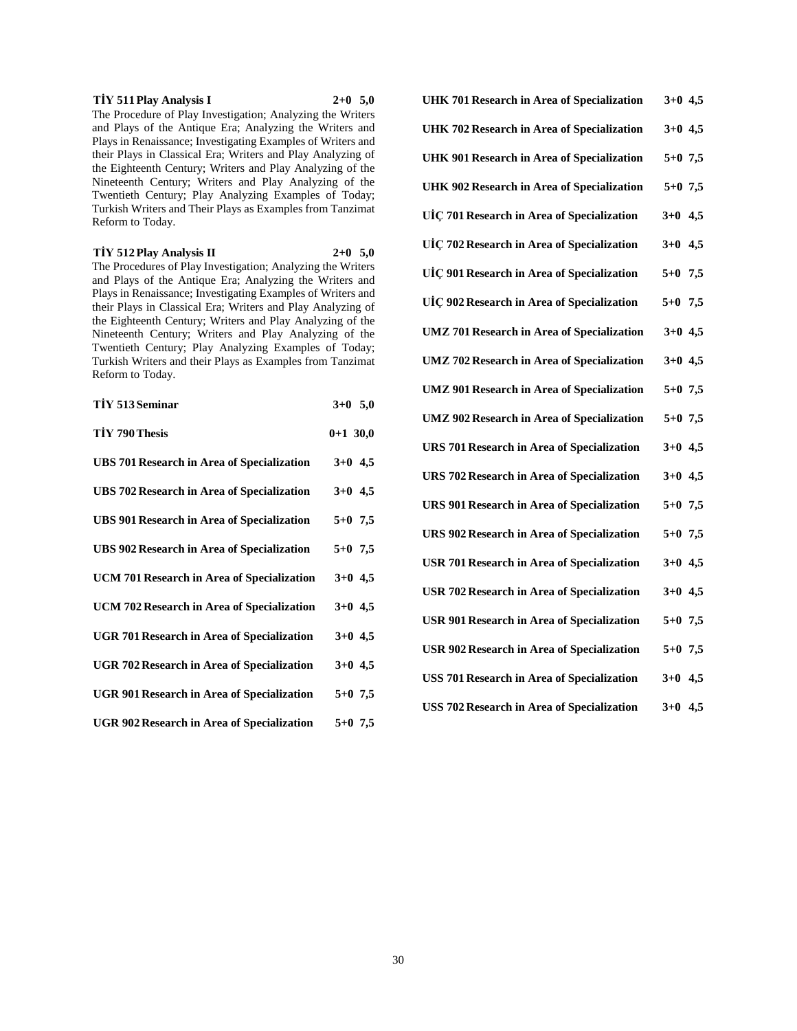**TİY 511 Play Analysis I** **2+0 5,0**

The Procedure of Play Investigation; Analyzing the Writers and Plays of the Antique Era; Analyzing the Writers and Plays in Renaissance; Investigating Examples of Writers and their Plays in Classical Era; Writers and Play Analyzing of the Eighteenth Century; Writers and Play Analyzing of the Nineteenth Century; Writers and Play Analyzing of the Twentieth Century; Play Analyzing Examples of Today; Turkish Writers and Their Plays as Examples from Tanzimat Reform to Today.

**TİY 512 Play Analysis II** **2+0 5,0**

The Procedures of Play Investigation; Analyzing the Writers and Plays of the Antique Era; Analyzing the Writers and Plays in Renaissance; Investigating Examples of Writers and their Plays in Classical Era; Writers and Play Analyzing of the Eighteenth Century; Writers and Play Analyzing of the Nineteenth Century; Writers and Play Analyzing of the Twentieth Century; Play Analyzing Examples of Today; Turkish Writers and their Plays as Examples from Tanzimat Reform to Today.

**TİY 513 Seminar** **3+0 5,0**

**TİY 790 Thesis** **0+1 30,0**

**UBS 701 Research in Area of Specialization** **3+0 4,5**

**UBS 702 Research in Area of Specialization** **3+0 4,5**

**UBS 901 Research in Area of Specialization** **5+0 7,5**

**UBS 902 Research in Area of Specialization** **5+0 7,5**

**UCM 701 Research in Area of Specialization** **3+0 4,5**

**UCM 702 Research in Area of Specialization** **3+0 4,5**

**UGR 701 Research in Area of Specialization** **3+0 4,5**

**UGR 702 Research in Area of Specialization** **3+0 4,5**

**UGR 901 Research in Area of Specialization** **5+0 7,5**

**UGR 902 Research in Area of Specialization** **5+0 7,5**

**UHK 701 Research in Area of Specialization** **3+0 4,5**

**UHK 702 Research in Area of Specialization** **3+0 4,5**

**UHK 901 Research in Area of Specialization** **5+0 7,5**

**UHK 902 Research in Area of Specialization** **5+0 7,5**

**UİÇ 701 Research in Area of Specialization** **3+0 4,5**

**UİÇ 702 Research in Area of Specialization** **3+0 4,5**

**UİÇ 901 Research in Area of Specialization** **5+0 7,5**

**UİÇ 902 Research in Area of Specialization** **5+0 7,5**

**UMZ 701 Research in Area of Specialization** **3+0 4,5**

**UMZ 702 Research in Area of Specialization** **3+0 4,5**

**UMZ 901 Research in Area of Specialization** **5+0 7,5**

**UMZ 902 Research in Area of Specialization** **5+0 7,5**

**URS 701 Research in Area of Specialization** **3+0 4,5**

**URS 702 Research in Area of Specialization** **3+0 4,5**

**URS 901 Research in Area of Specialization** **5+0 7,5**

**URS 902 Research in Area of Specialization** **5+0 7,5**

**USR 701 Research in Area of Specialization** **3+0 4,5**

**USR 702 Research in Area of Specialization** **3+0 4,5**

**USR 901 Research in Area of Specialization** **5+0 7,5**

**USR 902 Research in Area of Specialization** **5+0 7,5**

**USS 701 Research in Area of Specialization** **3+0 4,5**

**USS 702 Research in Area of Specialization** **3+0 4,5**